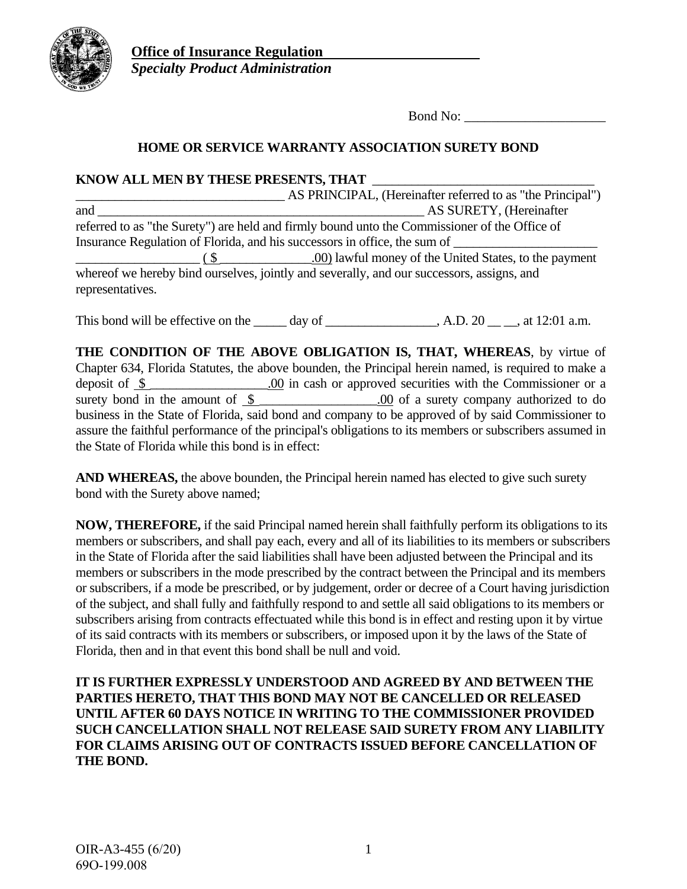**Office of Insurance Regulation**
***Specialty Product Administration***

Bond No: ____________________

## HOME OR SERVICE WARRANTY ASSOCIATION SURETY BOND

**KNOW ALL MEN BY THESE PRESENTS, THAT** ________________________________ ______________________________ AS PRINCIPAL, (Hereinafter referred to as "the Principal") and __________________________________________________ AS SURETY, (Hereinafter referred to as "the Surety") are held and firmly bound unto the Commissioner of the Office of Insurance Regulation of Florida, and his successors in office, the sum of _____________________ __________________ ( $ _____________.00) lawful money of the United States, to the payment whereof we hereby bind ourselves, jointly and severally, and our successors, assigns, and representatives.

This bond will be effective on the _____ day of _________________, A.D. 20 __ __, at 12:01 a.m.

**THE CONDITION OF THE ABOVE OBLIGATION IS, THAT, WHEREAS**, by virtue of Chapter 634, Florida Statutes, the above bounden, the Principal herein named, is required to make a deposit of $ _________________.00 in cash or approved securities with the Commissioner or a surety bond in the amount of $ _________________.00 of a surety company authorized to do business in the State of Florida, said bond and company to be approved of by said Commissioner to assure the faithful performance of the principal's obligations to its members or subscribers assumed in the State of Florida while this bond is in effect:

**AND WHEREAS,** the above bounden, the Principal herein named has elected to give such surety bond with the Surety above named;

**NOW, THEREFORE,** if the said Principal named herein shall faithfully perform its obligations to its members or subscribers, and shall pay each, every and all of its liabilities to its members or subscribers in the State of Florida after the said liabilities shall have been adjusted between the Principal and its members or subscribers in the mode prescribed by the contract between the Principal and its members or subscribers, if a mode be prescribed, or by judgement, order or decree of a Court having jurisdiction of the subject, and shall fully and faithfully respond to and settle all said obligations to its members or subscribers arising from contracts effectuated while this bond is in effect and resting upon it by virtue of its said contracts with its members or subscribers, or imposed upon it by the laws of the State of Florida, then and in that event this bond shall be null and void.

**IT IS FURTHER EXPRESSLY UNDERSTOOD AND AGREED BY AND BETWEEN THE PARTIES HERETO, THAT THIS BOND MAY NOT BE CANCELLED OR RELEASED UNTIL AFTER 60 DAYS NOTICE IN WRITING TO THE COMMISSIONER PROVIDED SUCH CANCELLATION SHALL NOT RELEASE SAID SURETY FROM ANY LIABILITY FOR CLAIMS ARISING OUT OF CONTRACTS ISSUED BEFORE CANCELLATION OF THE BOND.**

OIR-A3-455 (6/20)
69O-199.008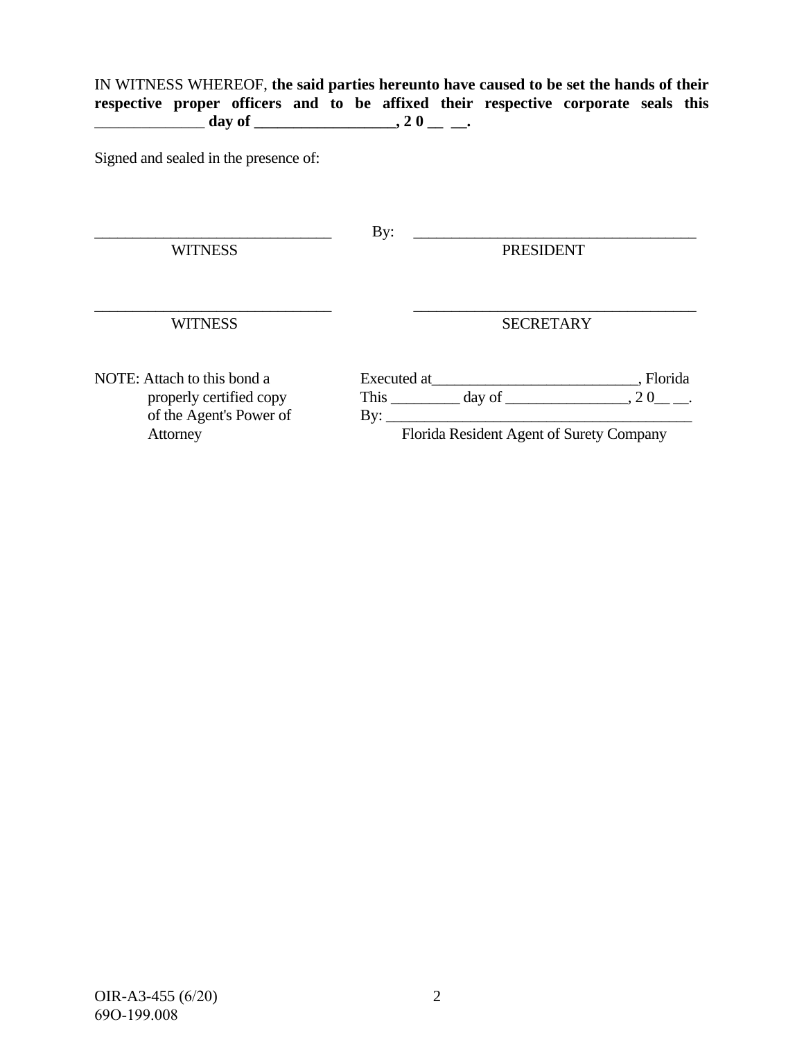IN WITNESS WHEREOF, **the said parties hereunto have caused to be set the hands of their respective proper officers and to be affixed their respective corporate seals this ______________ day of __________________, 2 0 __ __.**

Signed and sealed in the presence of:

| | |
|---|---|
| _______________________________ | By: _____________________________________ |
| WITNESS | PRESIDENT |
| _______________________________ | _____________________________________ |
| WITNESS | SECRETARY |

| | |
|---|---|
| NOTE: Attach to this bond a properly certified copy of the Agent's Power of Attorney | Executed at__________________________, Florida<br>This _________ day of ________________, 2 0__ __.<br>By: ________________________________________<br>Florida Resident Agent of Surety Company |

OIR-A3-455 (6/20)
69O-199.008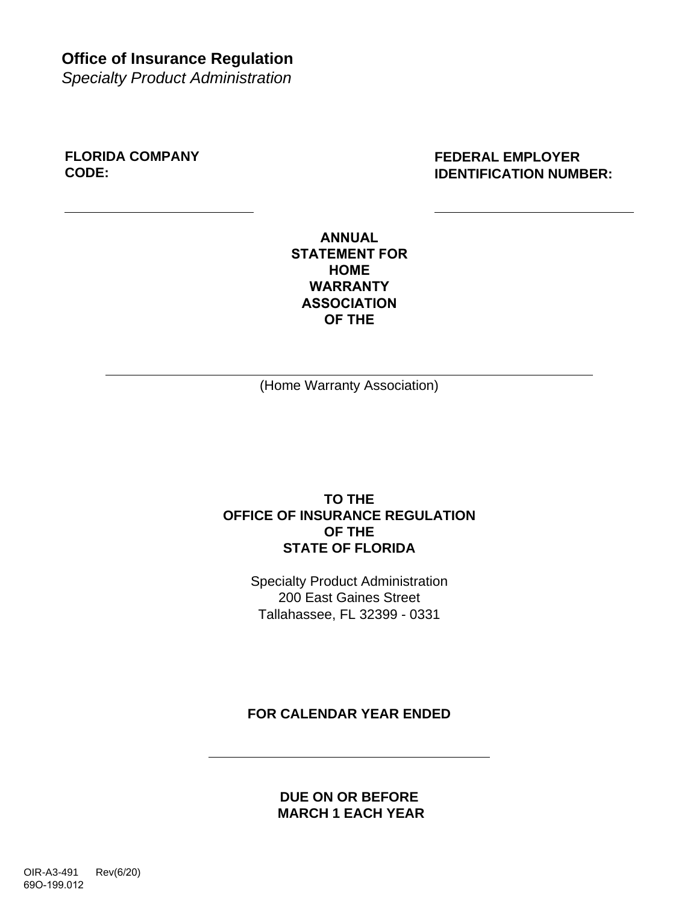**Office of Insurance Regulation**
*Specialty Product Administration*

**FLORIDA COMPANY CODE:** ______________________

**FEDERAL EMPLOYER IDENTIFICATION NUMBER:** ______________________

**ANNUAL STATEMENT FOR HOME WARRANTY ASSOCIATION OF THE**

______________________________________________
(Home Warranty Association)

**TO THE**
**OFFICE OF INSURANCE REGULATION**
**OF THE**
**STATE OF FLORIDA**

Specialty Product Administration
200 East Gaines Street
Tallahassee, FL 32399 - 0331

**FOR CALENDAR YEAR ENDED**

______________________________

**DUE ON OR BEFORE**
**MARCH 1 EACH YEAR**

OIR-A3-491 Rev(6/20)
69O-199.012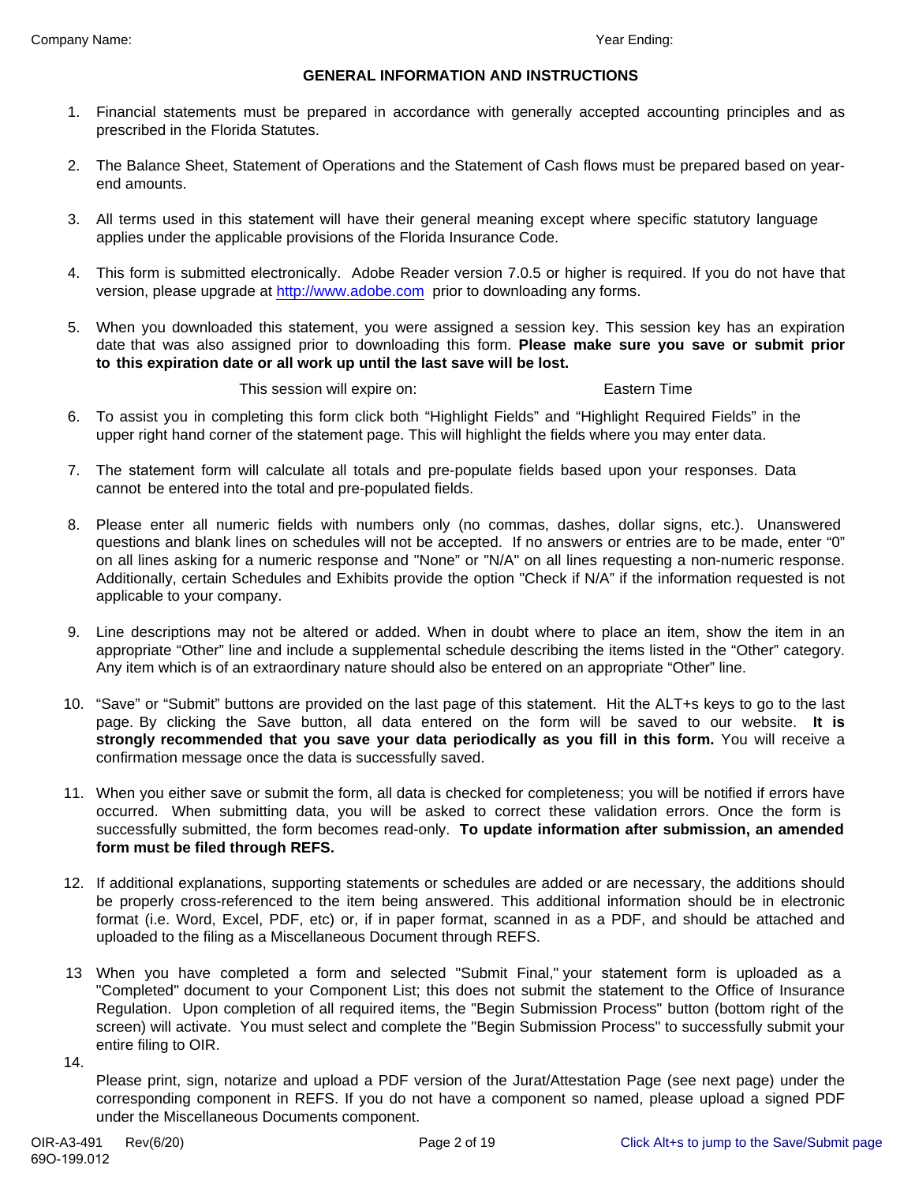Company Name: Year Ending:

## GENERAL INFORMATION AND INSTRUCTIONS

1. Financial statements must be prepared in accordance with generally accepted accounting principles and as prescribed in the Florida Statutes.

2. The Balance Sheet, Statement of Operations and the Statement of Cash flows must be prepared based on year-end amounts.

3. All terms used in this statement will have their general meaning except where specific statutory language applies under the applicable provisions of the Florida Insurance Code.

4. This form is submitted electronically. Adobe Reader version 7.0.5 or higher is required. If you do not have that version, please upgrade at http://www.adobe.com prior to downloading any forms.

5. When you downloaded this statement, you were assigned a session key. This session key has an expiration date that was also assigned prior to downloading this form. **Please make sure you save or submit prior to this expiration date or all work up until the last save will be lost.**

   This session will expire on: Eastern Time

6. To assist you in completing this form click both "Highlight Fields" and "Highlight Required Fields" in the upper right hand corner of the statement page. This will highlight the fields where you may enter data.

7. The statement form will calculate all totals and pre-populate fields based upon your responses. Data cannot be entered into the total and pre-populated fields.

8. Please enter all numeric fields with numbers only (no commas, dashes, dollar signs, etc.). Unanswered questions and blank lines on schedules will not be accepted. If no answers or entries are to be made, enter "0" on all lines asking for a numeric response and "None" or "N/A" on all lines requesting a non-numeric response. Additionally, certain Schedules and Exhibits provide the option "Check if N/A" if the information requested is not applicable to your company.

9. Line descriptions may not be altered or added. When in doubt where to place an item, show the item in an appropriate "Other" line and include a supplemental schedule describing the items listed in the "Other" category. Any item which is of an extraordinary nature should also be entered on an appropriate "Other" line.

10. "Save" or "Submit" buttons are provided on the last page of this statement. Hit the ALT+s keys to go to the last page. By clicking the Save button, all data entered on the form will be saved to our website. **It is strongly recommended that you save your data periodically as you fill in this form.** You will receive a confirmation message once the data is successfully saved.

11. When you either save or submit the form, all data is checked for completeness; you will be notified if errors have occurred. When submitting data, you will be asked to correct these validation errors. Once the form is successfully submitted, the form becomes read-only. **To update information after submission, an amended form must be filed through REFS.**

12. If additional explanations, supporting statements or schedules are added or are necessary, the additions should be properly cross-referenced to the item being answered. This additional information should be in electronic format (i.e. Word, Excel, PDF, etc) or, if in paper format, scanned in as a PDF, and should be attached and uploaded to the filing as a Miscellaneous Document through REFS.

13. When you have completed a form and selected "Submit Final," your statement form is uploaded as a "Completed" document to your Component List; this does not submit the statement to the Office of Insurance Regulation. Upon completion of all required items, the "Begin Submission Process" button (bottom right of the screen) will activate. You must select and complete the "Begin Submission Process" to successfully submit your entire filing to OIR.

14. Please print, sign, notarize and upload a PDF version of the Jurat/Attestation Page (see next page) under the corresponding component in REFS. If you do not have a component so named, please upload a signed PDF under the Miscellaneous Documents component.

OIR-A3-491 Rev(6/20)
69O-199.012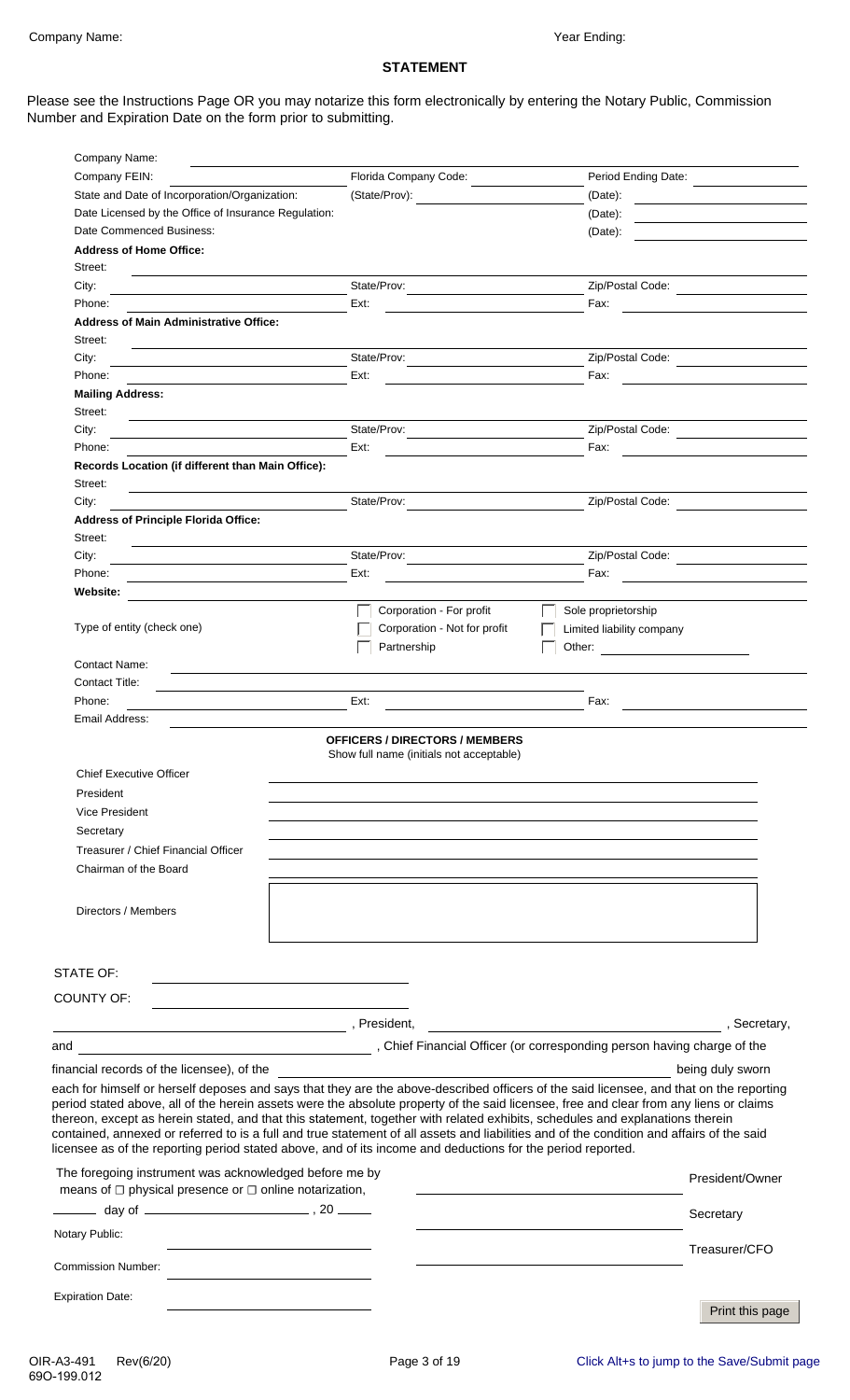Company Name: Year Ending:

## STATEMENT

Please see the Instructions Page OR you may notarize this form electronically by entering the Notary Public, Commission Number and Expiration Date on the form prior to submitting.

| | | |
|---|---|---|
| Company Name: | | |
| Company FEIN: | Florida Company Code: | Period Ending Date: |
| State and Date of Incorporation/Organization: | (State/Prov): | (Date): |
| Date Licensed by the Office of Insurance Regulation: | | (Date): |
| Date Commenced Business: | | (Date): |

**Address of Home Office:**

| | | |
|---|---|---|
| Street: | | |
| City: | State/Prov: | Zip/Postal Code: |
| Phone: | Ext: | Fax: |

**Address of Main Administrative Office:**

| | | |
|---|---|---|
| Street: | | |
| City: | State/Prov: | Zip/Postal Code: |
| Phone: | Ext: | Fax: |

**Mailing Address:**

| | | |
|---|---|---|
| Street: | | |
| City: | State/Prov: | Zip/Postal Code: |
| Phone: | Ext: | Fax: |

**Records Location (if different than Main Office):**

| | | |
|---|---|---|
| Street: | | |
| City: | State/Prov: | Zip/Postal Code: |

**Address of Principle Florida Office:**

| | | |
|---|---|---|
| Street: | | |
| City: | State/Prov: | Zip/Postal Code: |
| Phone: | Ext: | Fax: |

**Website:**

Type of entity (check one)

- ☐ Corporation - For profit
- ☐ Corporation - Not for profit
- ☐ Partnership
- ☐ Sole proprietorship
- ☐ Limited liability company
- ☐ Other:

| | | |
|---|---|---|
| Contact Name: | | |
| Contact Title: | | |
| Phone: | Ext: | Fax: |
| Email Address: | | |

**OFFICERS / DIRECTORS / MEMBERS**

Show full name (initials not acceptable)

| | |
|---|---|
| Chief Executive Officer | |
| President | |
| Vice President | |
| Secretary | |
| Treasurer / Chief Financial Officer | |
| Chairman of the Board | |
| Directors / Members | |

STATE OF:

COUNTY OF:

_______________, President, _______________, Secretary,

and _______________, Chief Financial Officer (or corresponding person having charge of the financial records of the licensee), of the _______________ being duly sworn each for himself or herself deposes and says that they are the above-described officers of the said licensee, and that on the reporting period stated above, all of the herein assets were the absolute property of the said licensee, free and clear from any liens or claims thereon, except as herein stated, and that this statement, together with related exhibits, schedules and explanations therein contained, annexed or referred to is a full and true statement of all assets and liabilities and of the condition and affairs of the said licensee as of the reporting period stated above, and of its income and deductions for the period reported.

The foregoing instrument was acknowledged before me by means of ☐ physical presence or ☐ online notarization,

_____ day of _______________, 20 _____

Notary Public:

Commission Number:

Expiration Date:

President/Owner

Secretary

Treasurer/CFO

Print this page

OIR-A3-491 Rev(6/20)
69O-199.012

Click Alt+s to jump to the Save/Submit page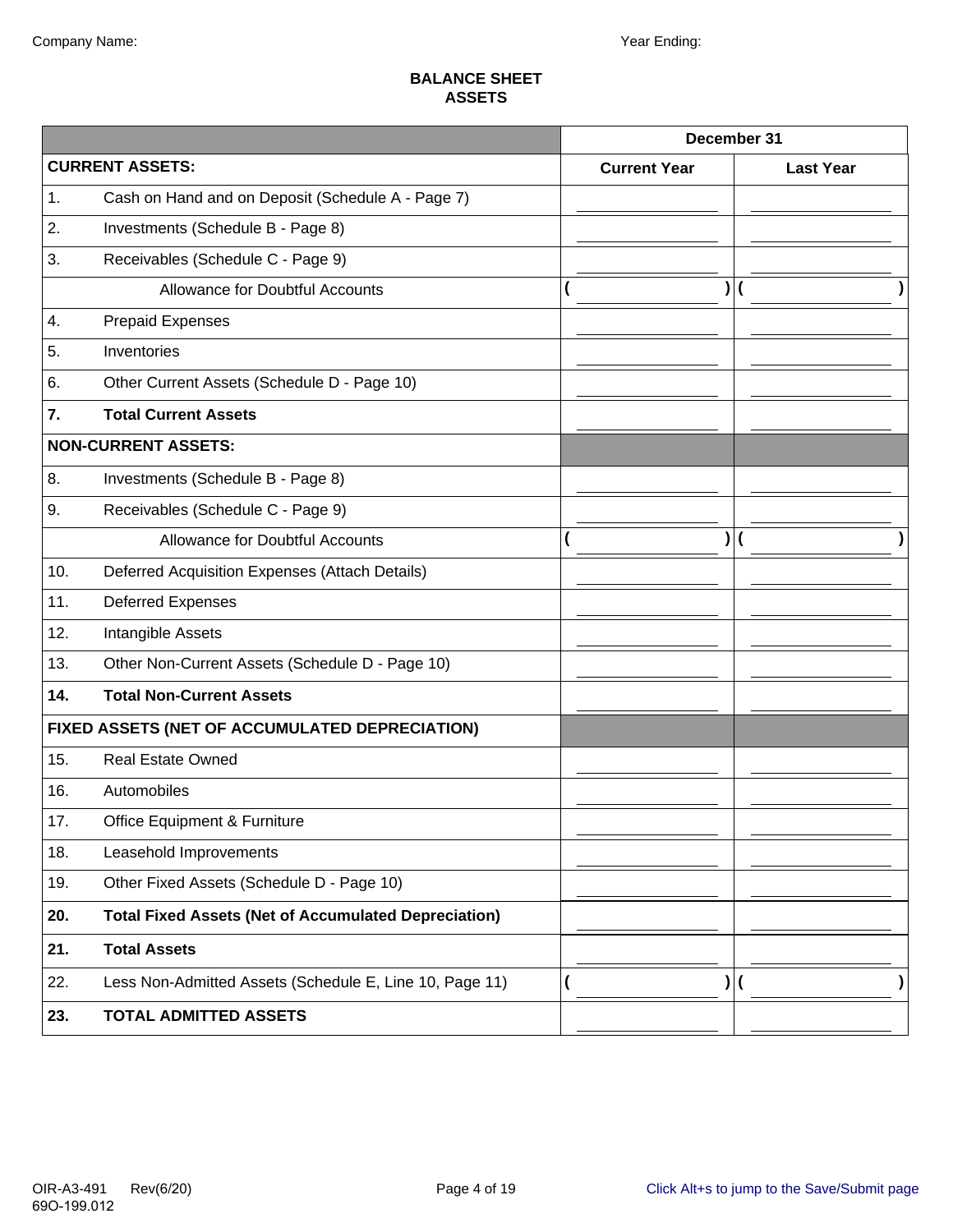Company Name: Year Ending:

# BALANCE SHEET
## ASSETS

| | December 31 | |
|---|---|---|
| **CURRENT ASSETS:** | **Current Year** | **Last Year** |
| 1. Cash on Hand and on Deposit (Schedule A - Page 7) | | |
| 2. Investments (Schedule B - Page 8) | | |
| 3. Receivables (Schedule C - Page 9) | | |
| Allowance for Doubtful Accounts | ( ) | ( ) |
| 4. Prepaid Expenses | | |
| 5. Inventories | | |
| 6. Other Current Assets (Schedule D - Page 10) | | |
| **7. Total Current Assets** | | |
| **NON-CURRENT ASSETS:** | | |
| 8. Investments (Schedule B - Page 8) | | |
| 9. Receivables (Schedule C - Page 9) | | |
| Allowance for Doubtful Accounts | ( ) | ( ) |
| 10. Deferred Acquisition Expenses (Attach Details) | | |
| 11. Deferred Expenses | | |
| 12. Intangible Assets | | |
| 13. Other Non-Current Assets (Schedule D - Page 10) | | |
| **14. Total Non-Current Assets** | | |
| **FIXED ASSETS (NET OF ACCUMULATED DEPRECIATION)** | | |
| 15. Real Estate Owned | | |
| 16. Automobiles | | |
| 17. Office Equipment & Furniture | | |
| 18. Leasehold Improvements | | |
| 19. Other Fixed Assets (Schedule D - Page 10) | | |
| **20. Total Fixed Assets (Net of Accumulated Depreciation)** | | |
| **21. Total Assets** | | |
| 22. Less Non-Admitted Assets (Schedule E, Line 10, Page 11) | ( ) | ( ) |
| **23. TOTAL ADMITTED ASSETS** | | |

OIR-A3-491 Rev(6/20)
69O-199.012

Click Alt+s to jump to the Save/Submit page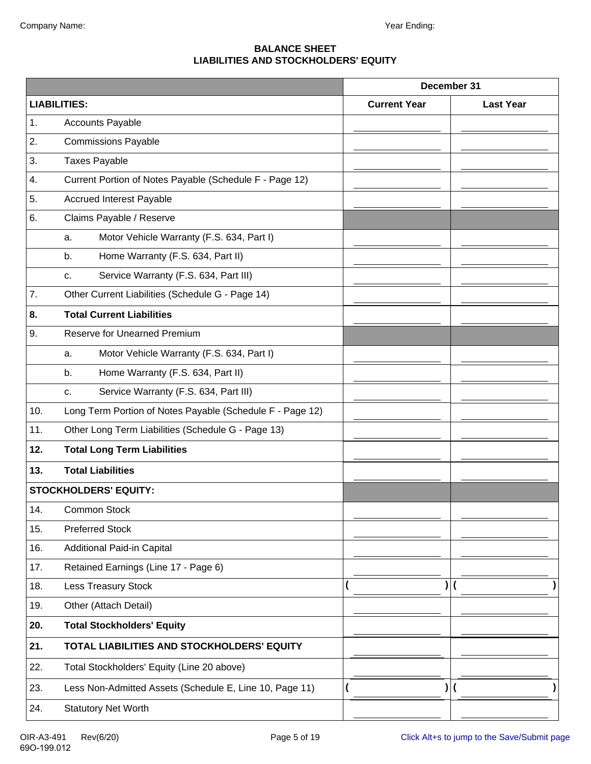Company Name: Year Ending:

## BALANCE SHEET
## LIABILITIES AND STOCKHOLDERS' EQUITY

| | | December 31 | |
|---|---|---|---|
| **LIABILITIES:** | | **Current Year** | **Last Year** |
| 1. | Accounts Payable | | |
| 2. | Commissions Payable | | |
| 3. | Taxes Payable | | |
| 4. | Current Portion of Notes Payable (Schedule F - Page 12) | | |
| 5. | Accrued Interest Payable | | |
| 6. | Claims Payable / Reserve | | |
| | a. Motor Vehicle Warranty (F.S. 634, Part I) | | |
| | b. Home Warranty (F.S. 634, Part II) | | |
| | c. Service Warranty (F.S. 634, Part III) | | |
| 7. | Other Current Liabilities (Schedule G - Page 14) | | |
| **8.** | **Total Current Liabilities** | | |
| 9. | Reserve for Unearned Premium | | |
| | a. Motor Vehicle Warranty (F.S. 634, Part I) | | |
| | b. Home Warranty (F.S. 634, Part II) | | |
| | c. Service Warranty (F.S. 634, Part III) | | |
| 10. | Long Term Portion of Notes Payable (Schedule F - Page 12) | | |
| 11. | Other Long Term Liabilities (Schedule G - Page 13) | | |
| **12.** | **Total Long Term Liabilities** | | |
| **13.** | **Total Liabilities** | | |
| **STOCKHOLDERS' EQUITY:** | | | |
| 14. | Common Stock | | |
| 15. | Preferred Stock | | |
| 16. | Additional Paid-in Capital | | |
| 17. | Retained Earnings (Line 17 - Page 6) | | |
| 18. | Less Treasury Stock | ( ) | ( ) |
| 19. | Other (Attach Detail) | | |
| **20.** | **Total Stockholders' Equity** | | |
| **21.** | **TOTAL LIABILITIES AND STOCKHOLDERS' EQUITY** | | |
| 22. | Total Stockholders' Equity (Line 20 above) | | |
| 23. | Less Non-Admitted Assets (Schedule E, Line 10, Page 11) | ( ) | ( ) |
| 24. | Statutory Net Worth | | |

OIR-A3-491 Rev(6/20)
69O-199.012

Click Alt+s to jump to the Save/Submit page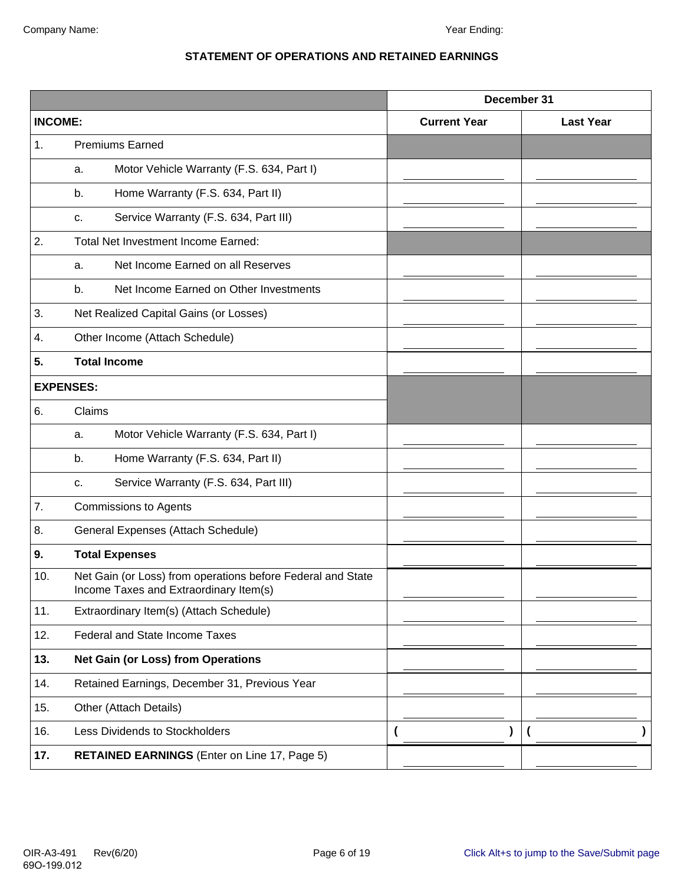Company Name: Year Ending:

## STATEMENT OF OPERATIONS AND RETAINED EARNINGS

| | | | December 31 | |
|---|---|---|---|---|
| **INCOME:** | | | **Current Year** | **Last Year** |
| 1. | Premiums Earned | | | |
| | a. | Motor Vehicle Warranty (F.S. 634, Part I) | | |
| | b. | Home Warranty (F.S. 634, Part II) | | |
| | c. | Service Warranty (F.S. 634, Part III) | | |
| 2. | Total Net Investment Income Earned: | | | |
| | a. | Net Income Earned on all Reserves | | |
| | b. | Net Income Earned on Other Investments | | |
| 3. | Net Realized Capital Gains (or Losses) | | | |
| 4. | Other Income (Attach Schedule) | | | |
| **5.** | **Total Income** | | | |
| **EXPENSES:** | | | | |
| 6. | Claims | | | |
| | a. | Motor Vehicle Warranty (F.S. 634, Part I) | | |
| | b. | Home Warranty (F.S. 634, Part II) | | |
| | c. | Service Warranty (F.S. 634, Part III) | | |
| 7. | Commissions to Agents | | | |
| 8. | General Expenses (Attach Schedule) | | | |
| **9.** | **Total Expenses** | | | |
| 10. | Net Gain (or Loss) from operations before Federal and State Income Taxes and Extraordinary Item(s) | | | |
| 11. | Extraordinary Item(s) (Attach Schedule) | | | |
| 12. | Federal and State Income Taxes | | | |
| **13.** | **Net Gain (or Loss) from Operations** | | | |
| 14. | Retained Earnings, December 31, Previous Year | | | |
| 15. | Other (Attach Details) | | | |
| 16. | Less Dividends to Stockholders | | ( ) | ( ) |
| **17.** | **RETAINED EARNINGS** (Enter on Line 17, Page 5) | | | |

OIR-A3-491 Rev(6/20)
69O-199.012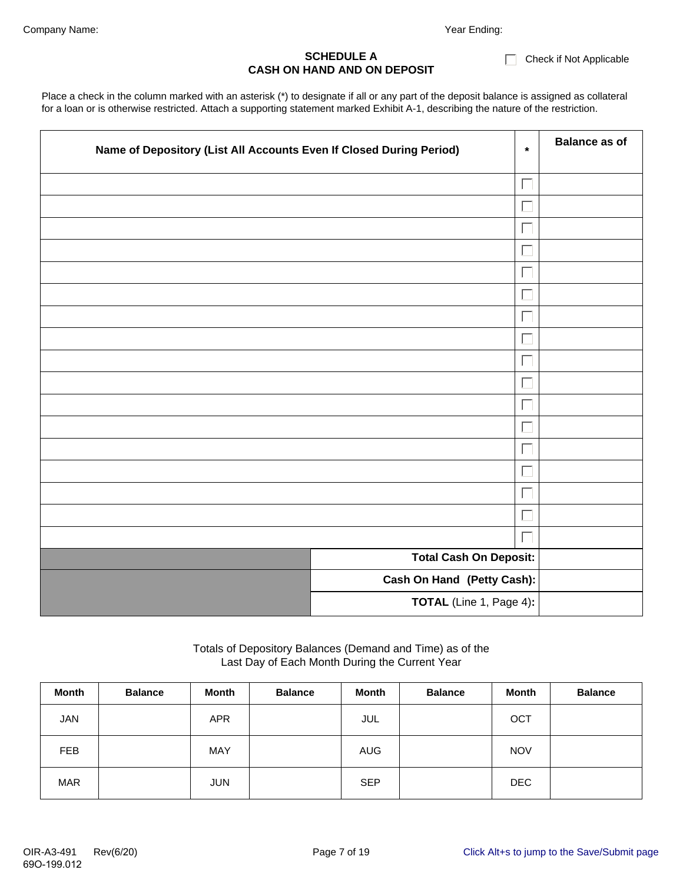Company Name: Year Ending:

## SCHEDULE A
## CASH ON HAND AND ON DEPOSIT

☐ Check if Not Applicable

Place a check in the column marked with an asterisk (*) to designate if all or any part of the deposit balance is assigned as collateral for a loan or is otherwise restricted. Attach a supporting statement marked Exhibit A-1, describing the nature of the restriction.

| Name of Depository (List All Accounts Even If Closed During Period) | * | Balance as of |
|---|---|---|
| | ☐ | |
| | ☐ | |
| | ☐ | |
| | ☐ | |
| | ☐ | |
| | ☐ | |
| | ☐ | |
| | ☐ | |
| | ☐ | |
| | ☐ | |
| | ☐ | |
| | ☐ | |
| | ☐ | |
| | ☐ | |
| | ☐ | |
| | ☐ | |
| | ☐ | |
| **Total Cash On Deposit:** | | |
| **Cash On Hand (Petty Cash):** | | |
| **TOTAL** (Line 1, Page 4)**:** | | |

Totals of Depository Balances (Demand and Time) as of the Last Day of Each Month During the Current Year

| Month | Balance | Month | Balance | Month | Balance | Month | Balance |
|---|---|---|---|---|---|---|---|
| JAN | | APR | | JUL | | OCT | |
| FEB | | MAY | | AUG | | NOV | |
| MAR | | JUN | | SEP | | DEC | |

OIR-A3-491 Rev(6/20)
69O-199.012

Click Alt+s to jump to the Save/Submit page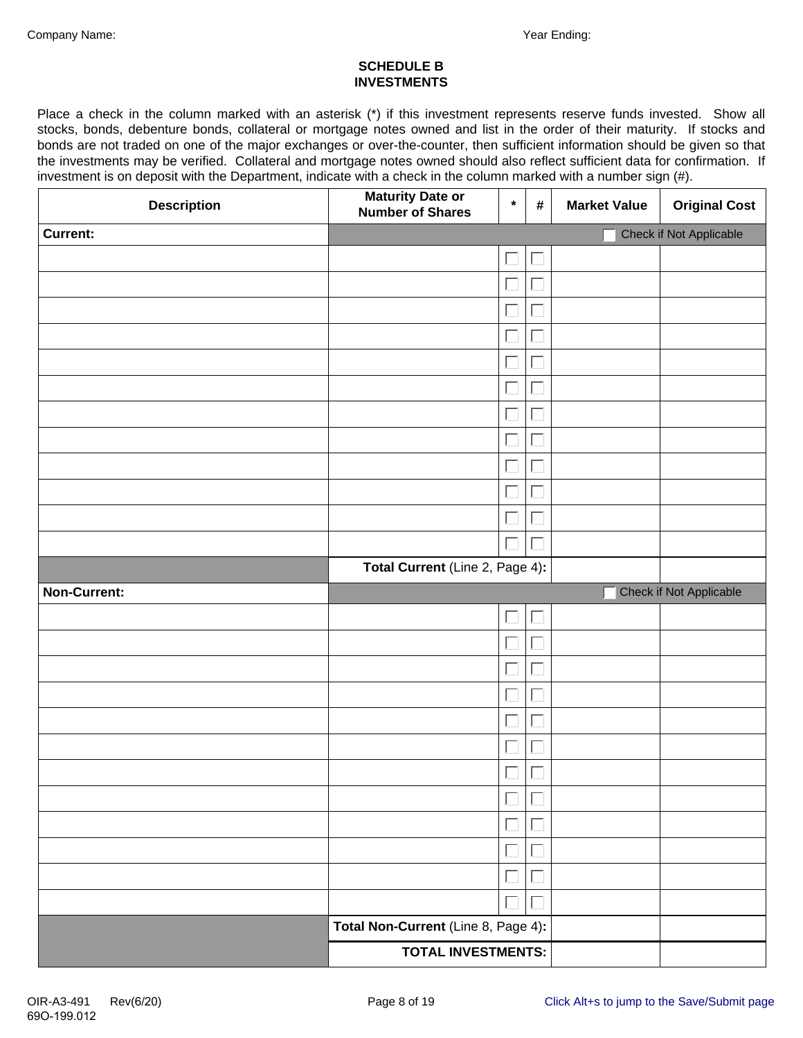Company Name: Year Ending:

## SCHEDULE B
## INVESTMENTS

Place a check in the column marked with an asterisk (*) if this investment represents reserve funds invested. Show all stocks, bonds, debenture bonds, collateral or mortgage notes owned and list in the order of their maturity. If stocks and bonds are not traded on one of the major exchanges or over-the-counter, then sufficient information should be given so that the investments may be verified. Collateral and mortgage notes owned should also reflect sufficient data for confirmation. If investment is on deposit with the Department, indicate with a check in the column marked with a number sign (#).

| Description | Maturity Date or Number of Shares | * | # | Market Value | Original Cost |
|---|---|---|---|---|---|
| **Current:** | | | | ☐ Check if Not Applicable | |
| | | ☐ | ☐ | | |
| | | ☐ | ☐ | | |
| | | ☐ | ☐ | | |
| | | ☐ | ☐ | | |
| | | ☐ | ☐ | | |
| | | ☐ | ☐ | | |
| | | ☐ | ☐ | | |
| | | ☐ | ☐ | | |
| | | ☐ | ☐ | | |
| | | ☐ | ☐ | | |
| | | ☐ | ☐ | | |
| | | ☐ | ☐ | | |
| | **Total Current** (Line 2, Page 4): | | | | |
| **Non-Current:** | | | | ☐ Check if Not Applicable | |
| | | ☐ | ☐ | | |
| | | ☐ | ☐ | | |
| | | ☐ | ☐ | | |
| | | ☐ | ☐ | | |
| | | ☐ | ☐ | | |
| | | ☐ | ☐ | | |
| | | ☐ | ☐ | | |
| | | ☐ | ☐ | | |
| | | ☐ | ☐ | | |
| | | ☐ | ☐ | | |
| | | ☐ | ☐ | | |
| | | ☐ | ☐ | | |
| | **Total Non-Current** (Line 8, Page 4): | | | | |
| | **TOTAL INVESTMENTS:** | | | | |

OIR-A3-491 Rev(6/20)
69O-199.012

Click Alt+s to jump to the Save/Submit page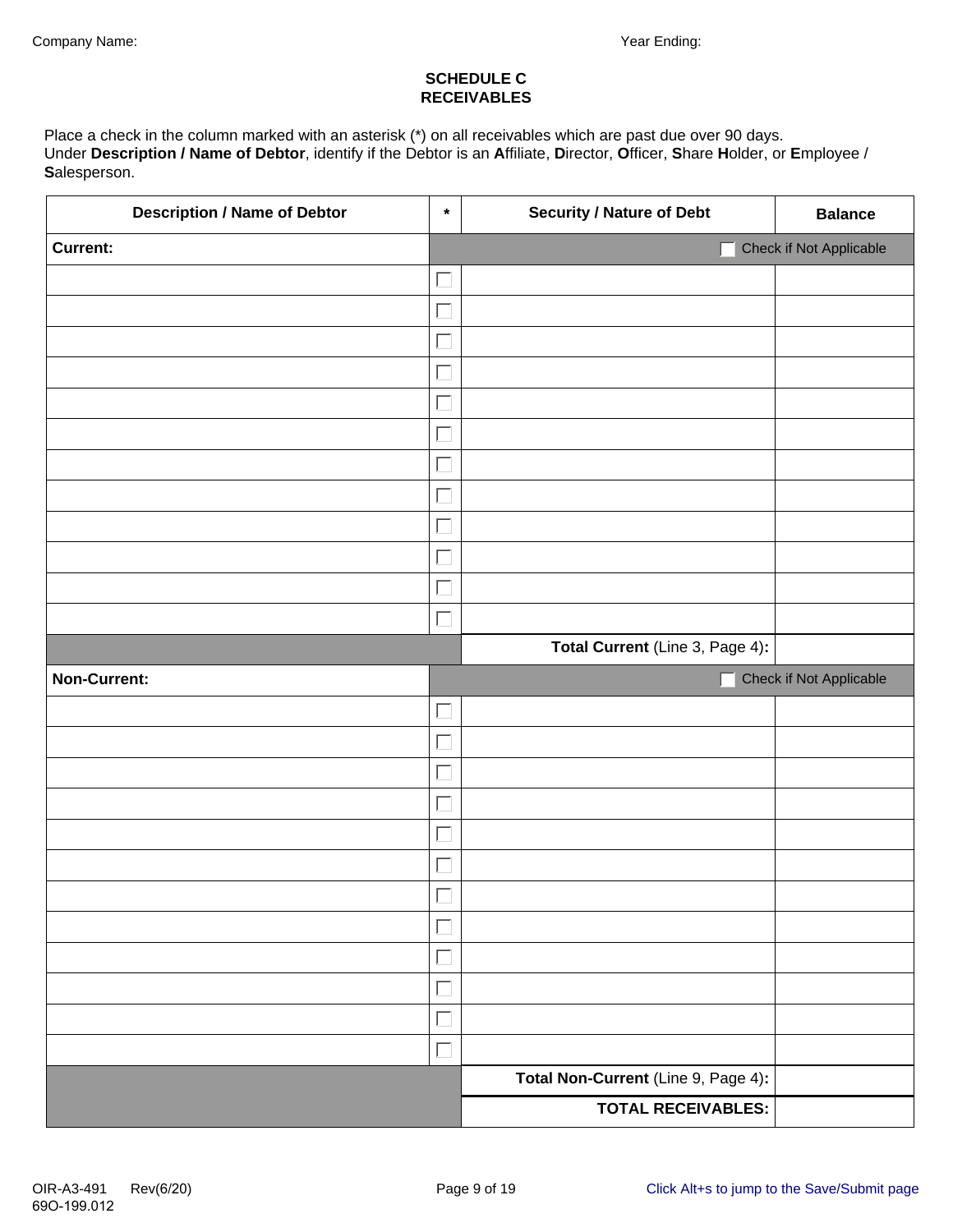Company Name: Year Ending:

## SCHEDULE C
## RECEIVABLES

Place a check in the column marked with an asterisk (*) on all receivables which are past due over 90 days.
Under **Description / Name of Debtor**, identify if the Debtor is an **A**ffiliate, **D**irector, **O**fficer, **S**hare **H**older, or **E**mployee / **S**alesperson.

| Description / Name of Debtor | * | Security / Nature of Debt | Balance |
|---|---|---|---|
| **Current:** | | ☐ Check if Not Applicable | |
| | ☐ | | |
| | ☐ | | |
| | ☐ | | |
| | ☐ | | |
| | ☐ | | |
| | ☐ | | |
| | ☐ | | |
| | ☐ | | |
| | ☐ | | |
| | ☐ | | |
| | ☐ | | |
| | ☐ | | |
| | | **Total Current** (Line 3, Page 4)**:** | |
| **Non-Current:** | | ☐ Check if Not Applicable | |
| | ☐ | | |
| | ☐ | | |
| | ☐ | | |
| | ☐ | | |
| | ☐ | | |
| | ☐ | | |
| | ☐ | | |
| | ☐ | | |
| | ☐ | | |
| | ☐ | | |
| | ☐ | | |
| | ☐ | | |
| | | **Total Non-Current** (Line 9, Page 4)**:** | |
| | | **TOTAL RECEIVABLES:** | |

OIR-A3-491 Rev(6/20)
69O-199.012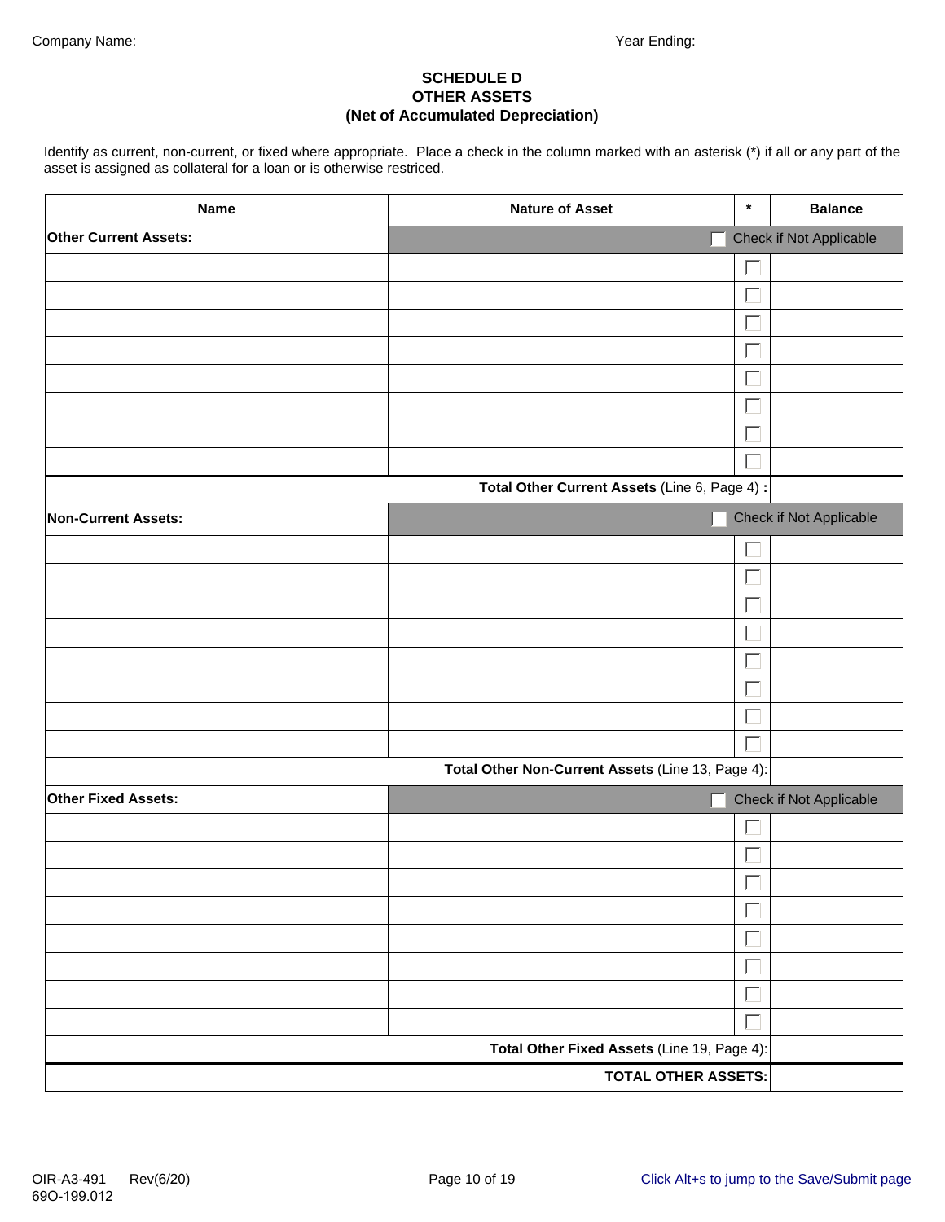Company Name: Year Ending:

## SCHEDULE D
## OTHER ASSETS
## (Net of Accumulated Depreciation)

Identify as current, non-current, or fixed where appropriate. Place a check in the column marked with an asterisk (*) if all or any part of the asset is assigned as collateral for a loan or is otherwise restriced.

| Name | Nature of Asset | * | Balance |
|---|---|---|---|
| **Other Current Assets:** | ☐ Check if Not Applicable | | |
| | | ☐ | |
| | | ☐ | |
| | | ☐ | |
| | | ☐ | |
| | | ☐ | |
| | | ☐ | |
| | | ☐ | |
| | | ☐ | |
| | **Total Other Current Assets** (Line 6, Page 4) **:** | | |
| **Non-Current Assets:** | ☐ Check if Not Applicable | | |
| | | ☐ | |
| | | ☐ | |
| | | ☐ | |
| | | ☐ | |
| | | ☐ | |
| | | ☐ | |
| | | ☐ | |
| | | ☐ | |
| | **Total Other Non-Current Assets** (Line 13, Page 4): | | |
| **Other Fixed Assets:** | ☐ Check if Not Applicable | | |
| | | ☐ | |
| | | ☐ | |
| | | ☐ | |
| | | ☐ | |
| | | ☐ | |
| | | ☐ | |
| | | ☐ | |
| | | ☐ | |
| | **Total Other Fixed Assets** (Line 19, Page 4): | | |
| | **TOTAL OTHER ASSETS:** | | |

OIR-A3-491 Rev(6/20)
69O-199.012

Click Alt+s to jump to the Save/Submit page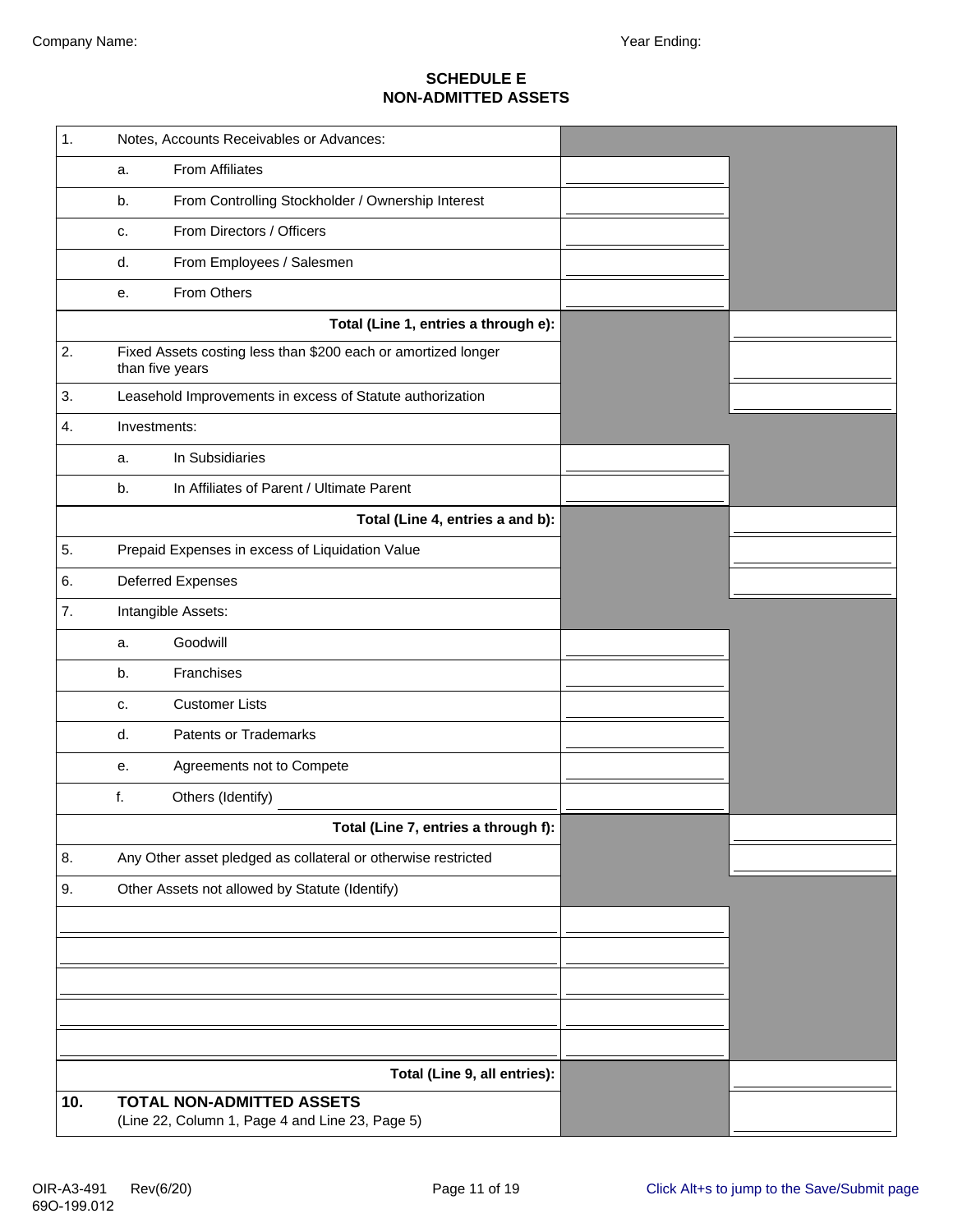Company Name: Year Ending:

## SCHEDULE E
## NON-ADMITTED ASSETS

| | | | | |
|---|---|---|---|---|
| 1. | Notes, Accounts Receivables or Advances: | | | |
| | a. | From Affiliates | | |
| | b. | From Controlling Stockholder / Ownership Interest | | |
| | c. | From Directors / Officers | | |
| | d. | From Employees / Salesmen | | |
| | e. | From Others | | |
| | | **Total (Line 1, entries a through e):** | | |
| 2. | Fixed Assets costing less than $200 each or amortized longer than five years | | | |
| 3. | Leasehold Improvements in excess of Statute authorization | | | |
| 4. | Investments: | | | |
| | a. | In Subsidiaries | | |
| | b. | In Affiliates of Parent / Ultimate Parent | | |
| | | **Total (Line 4, entries a and b):** | | |
| 5. | Prepaid Expenses in excess of Liquidation Value | | | |
| 6. | Deferred Expenses | | | |
| 7. | Intangible Assets: | | | |
| | a. | Goodwill | | |
| | b. | Franchises | | |
| | c. | Customer Lists | | |
| | d. | Patents or Trademarks | | |
| | e. | Agreements not to Compete | | |
| | f. | Others (Identify) ____________ | | |
| | | **Total (Line 7, entries a through f):** | | |
| 8. | Any Other asset pledged as collateral or otherwise restricted | | | |
| 9. | Other Assets not allowed by Statute (Identify) | | | |
| | | | | |
| | | | | |
| | | | | |
| | | | | |
| | | | | |
| | | **Total (Line 9, all entries):** | | |
| **10.** | **TOTAL NON-ADMITTED ASSETS** (Line 22, Column 1, Page 4 and Line 23, Page 5) | | | |

OIR-A3-491 Rev(6/20)
69O-199.012

Click Alt+s to jump to the Save/Submit page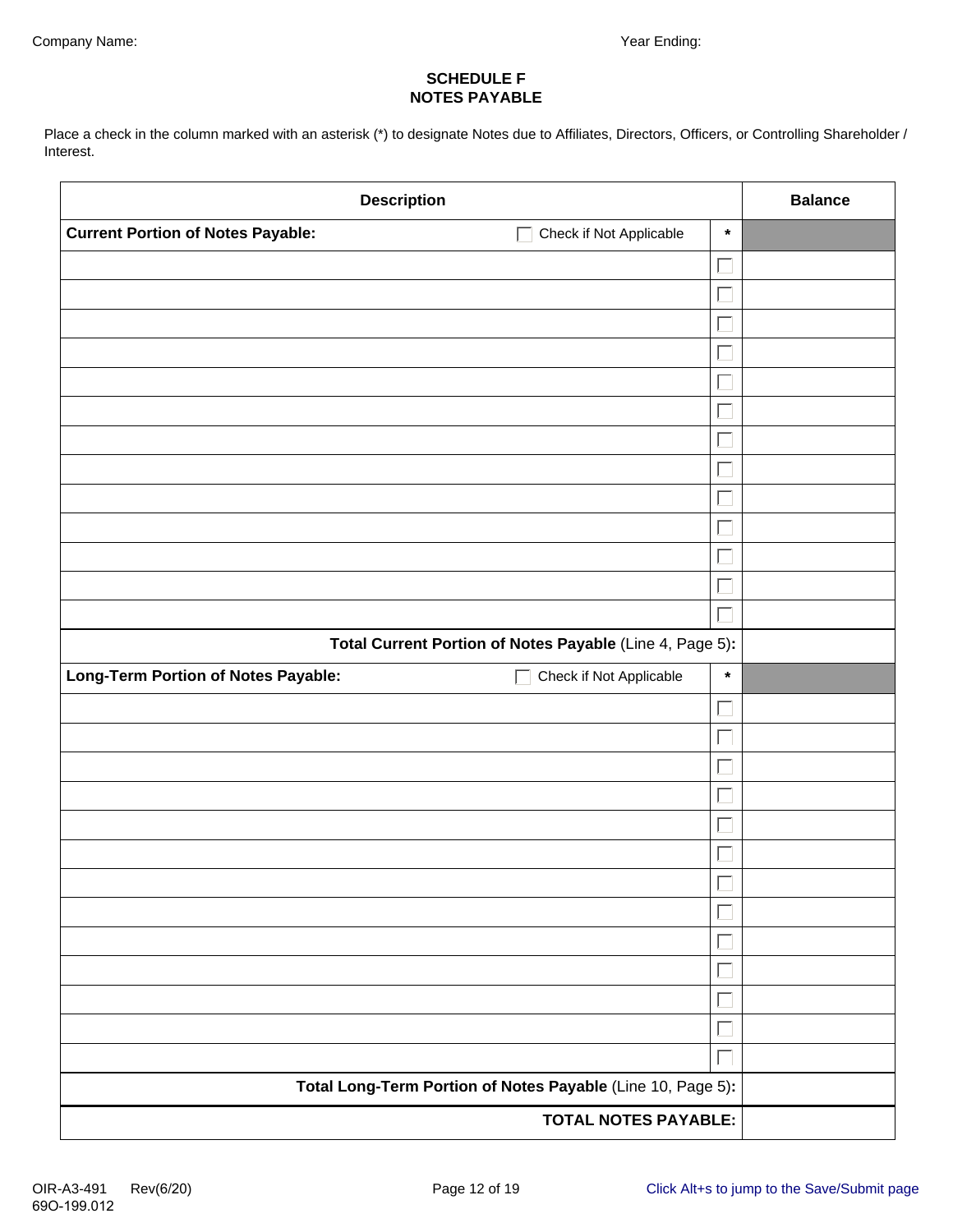Company Name: Year Ending:

## SCHEDULE F
## NOTES PAYABLE

Place a check in the column marked with an asterisk (*) to designate Notes due to Affiliates, Directors, Officers, or Controlling Shareholder / Interest.

| Description | * | Balance |
|---|---|---|
| **Current Portion of Notes Payable:** ☐ Check if Not Applicable | * | |
| | ☐ | |
| | ☐ | |
| | ☐ | |
| | ☐ | |
| | ☐ | |
| | ☐ | |
| | ☐ | |
| | ☐ | |
| | ☐ | |
| | ☐ | |
| | ☐ | |
| | ☐ | |
| | ☐ | |
| **Total Current Portion of Notes Payable** (Line 4, Page 5)**:** | | |
| **Long-Term Portion of Notes Payable:** ☐ Check if Not Applicable | * | |
| | ☐ | |
| | ☐ | |
| | ☐ | |
| | ☐ | |
| | ☐ | |
| | ☐ | |
| | ☐ | |
| | ☐ | |
| | ☐ | |
| | ☐ | |
| | ☐ | |
| | ☐ | |
| | ☐ | |
| **Total Long-Term Portion of Notes Payable** (Line 10, Page 5)**:** | | |
| **TOTAL NOTES PAYABLE:** | | |

OIR-A3-491 Rev(6/20)
69O-199.012

Click Alt+s to jump to the Save/Submit page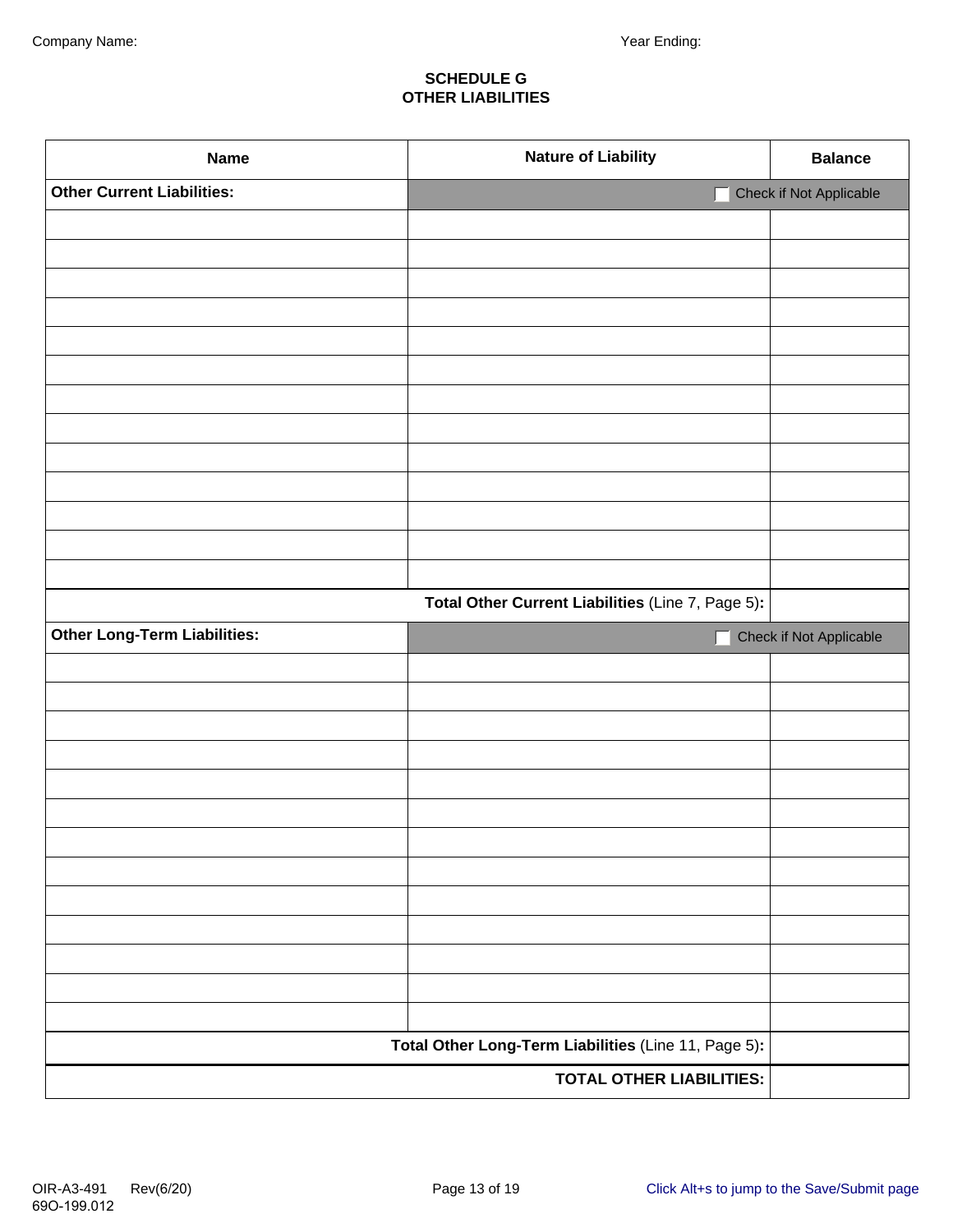Company Name: Year Ending:

## SCHEDULE G
## OTHER LIABILITIES

| Name | Nature of Liability | Balance |
|---|---|---|
| **Other Current Liabilities:** | ☐ Check if Not Applicable | |
| | | |
| | | |
| | | |
| | | |
| | | |
| | | |
| | | |
| | | |
| | | |
| | | |
| | | |
| | | |
| | | |
| | **Total Other Current Liabilities** (Line 7, Page 5)**:** | |
| **Other Long-Term Liabilities:** | ☐ Check if Not Applicable | |
| | | |
| | | |
| | | |
| | | |
| | | |
| | | |
| | | |
| | | |
| | | |
| | | |
| | | |
| | | |
| | | |
| | **Total Other Long-Term Liabilities** (Line 11, Page 5)**:** | |
| | **TOTAL OTHER LIABILITIES:** | |

OIR-A3-491 Rev(6/20)
69O-199.012

Click Alt+s to jump to the Save/Submit page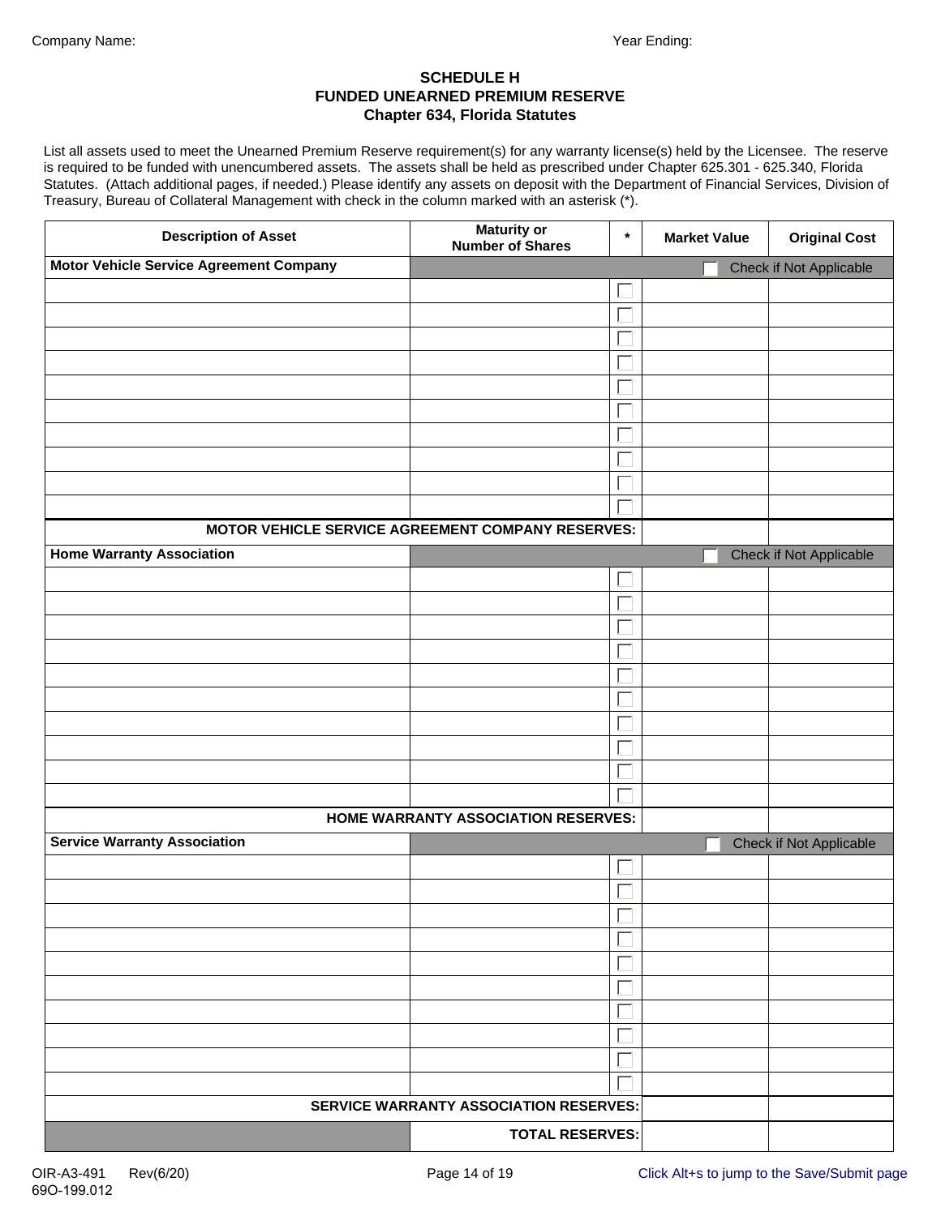Company Name: Year Ending:

## SCHEDULE H
## FUNDED UNEARNED PREMIUM RESERVE
## Chapter 634, Florida Statutes

List all assets used to meet the Unearned Premium Reserve requirement(s) for any warranty license(s) held by the Licensee. The reserve is required to be funded with unencumbered assets. The assets shall be held as prescribed under Chapter 625.301 - 625.340, Florida Statutes. (Attach additional pages, if needed.) Please identify any assets on deposit with the Department of Financial Services, Division of Treasury, Bureau of Collateral Management with check in the column marked with an asterisk (*).

| Description of Asset | Maturity or Number of Shares | * | Market Value | Original Cost |
|---|---|---|---|---|
| **Motor Vehicle Service Agreement Company** | | | ☐ Check if Not Applicable | |
| | | ☐ | | |
| | | ☐ | | |
| | | ☐ | | |
| | | ☐ | | |
| | | ☐ | | |
| | | ☐ | | |
| | | ☐ | | |
| | | ☐ | | |
| | | ☐ | | |
| | | ☐ | | |
| **MOTOR VEHICLE SERVICE AGREEMENT COMPANY RESERVES:** | | | | |
| **Home Warranty Association** | | | ☐ Check if Not Applicable | |
| | | ☐ | | |
| | | ☐ | | |
| | | ☐ | | |
| | | ☐ | | |
| | | ☐ | | |
| | | ☐ | | |
| | | ☐ | | |
| | | ☐ | | |
| | | ☐ | | |
| | | ☐ | | |
| **HOME WARRANTY ASSOCIATION RESERVES:** | | | | |
| **Service Warranty Association** | | | ☐ Check if Not Applicable | |
| | | ☐ | | |
| | | ☐ | | |
| | | ☐ | | |
| | | ☐ | | |
| | | ☐ | | |
| | | ☐ | | |
| | | ☐ | | |
| | | ☐ | | |
| | | ☐ | | |
| | | ☐ | | |
| **SERVICE WARRANTY ASSOCIATION RESERVES:** | | | | |
| | **TOTAL RESERVES:** | | | |

OIR-A3-491 Rev(6/20)
69O-199.012

Click Alt+s to jump to the Save/Submit page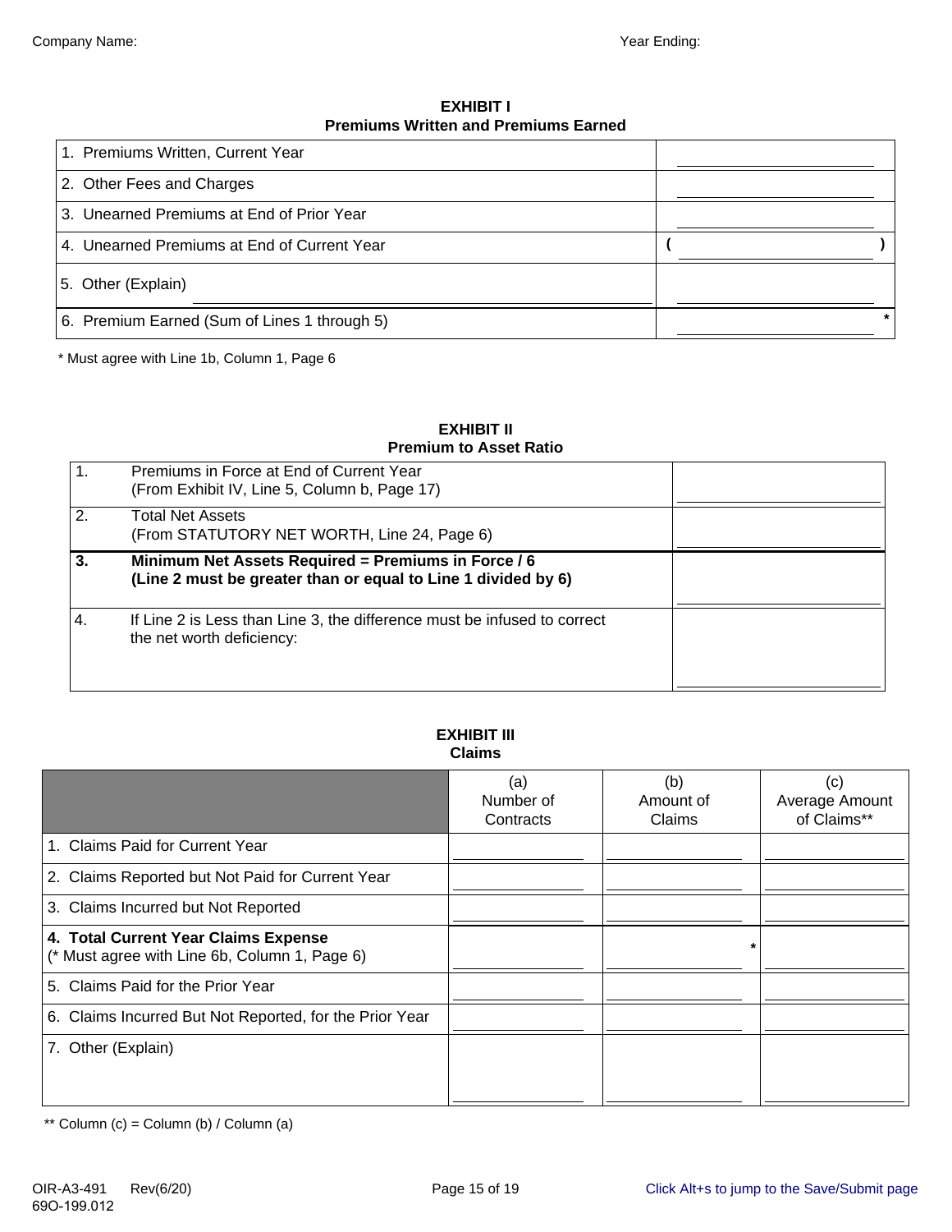Company Name: Year Ending:

## EXHIBIT I
### Premiums Written and Premiums Earned

| | |
|---|---|
| 1. Premiums Written, Current Year | |
| 2. Other Fees and Charges | |
| 3. Unearned Premiums at End of Prior Year | |
| 4. Unearned Premiums at End of Current Year | ( ) |
| 5. Other (Explain) | |
| 6. Premium Earned (Sum of Lines 1 through 5) | * |

* Must agree with Line 1b, Column 1, Page 6

## EXHIBIT II
### Premium to Asset Ratio

| | | |
|---|---|---|
| 1. | Premiums in Force at End of Current Year (From Exhibit IV, Line 5, Column b, Page 17) | |
| 2. | Total Net Assets (From STATUTORY NET WORTH, Line 24, Page 6) | |
| **3.** | **Minimum Net Assets Required = Premiums in Force / 6 (Line 2 must be greater than or equal to Line 1 divided by 6)** | |
| 4. | If Line 2 is Less than Line 3, the difference must be infused to correct the net worth deficiency: | |

## EXHIBIT III
### Claims

| | (a) Number of Contracts | (b) Amount of Claims | (c) Average Amount of Claims** |
|---|---|---|---|
| 1. Claims Paid for Current Year | | | |
| 2. Claims Reported but Not Paid for Current Year | | | |
| 3. Claims Incurred but Not Reported | | | |
| **4. Total Current Year Claims Expense** (* Must agree with Line 6b, Column 1, Page 6) | | * | |
| 5. Claims Paid for the Prior Year | | | |
| 6. Claims Incurred But Not Reported, for the Prior Year | | | |
| 7. Other (Explain) | | | |

** Column (c) = Column (b) / Column (a)

OIR-A3-491 Rev(6/20)
69O-199.012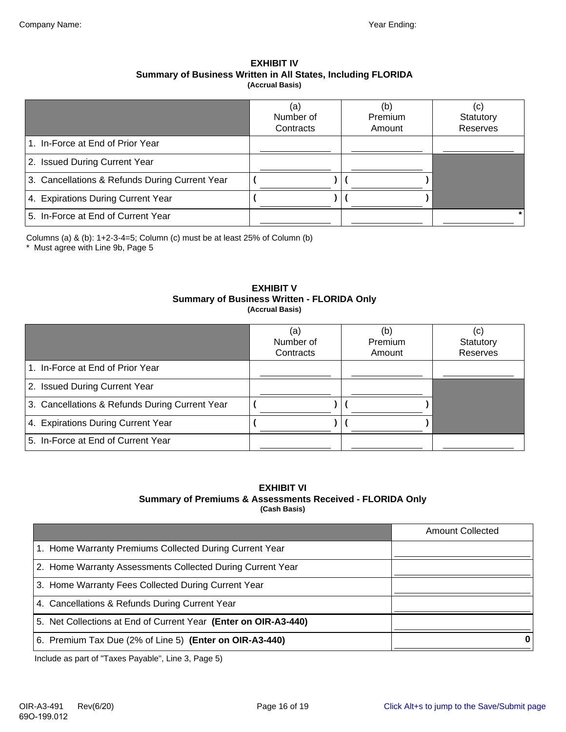Company Name: Year Ending:

## EXHIBIT IV
### Summary of Business Written in All States, Including FLORIDA
**(Accrual Basis)**

| | (a) Number of Contracts | (b) Premium Amount | (c) Statutory Reserves |
|---|---|---|---|
| 1. In-Force at End of Prior Year | | | |
| 2. Issued During Current Year | | | |
| 3. Cancellations & Refunds During Current Year | ( ) | ( ) | |
| 4. Expirations During Current Year | ( ) | ( ) | |
| 5. In-Force at End of Current Year | | | * |

Columns (a) & (b): 1+2-3-4=5; Column (c) must be at least 25% of Column (b)

\* Must agree with Line 9b, Page 5

## EXHIBIT V
### Summary of Business Written - FLORIDA Only
**(Accrual Basis)**

| | (a) Number of Contracts | (b) Premium Amount | (c) Statutory Reserves |
|---|---|---|---|
| 1. In-Force at End of Prior Year | | | |
| 2. Issued During Current Year | | | |
| 3. Cancellations & Refunds During Current Year | ( ) | ( ) | |
| 4. Expirations During Current Year | ( ) | ( ) | |
| 5. In-Force at End of Current Year | | | |

## EXHIBIT VI
### Summary of Premiums & Assessments Received - FLORIDA Only
**(Cash Basis)**

| | Amount Collected |
|---|---|
| 1. Home Warranty Premiums Collected During Current Year | |
| 2. Home Warranty Assessments Collected During Current Year | |
| 3. Home Warranty Fees Collected During Current Year | |
| 4. Cancellations & Refunds During Current Year | |
| 5. Net Collections at End of Current Year **(Enter on OIR-A3-440)** | |
| 6. Premium Tax Due (2% of Line 5) **(Enter on OIR-A3-440)** | 0 |

Include as part of "Taxes Payable", Line 3, Page 5)

OIR-A3-491 Rev(6/20)
69O-199.012

Click Alt+s to jump to the Save/Submit page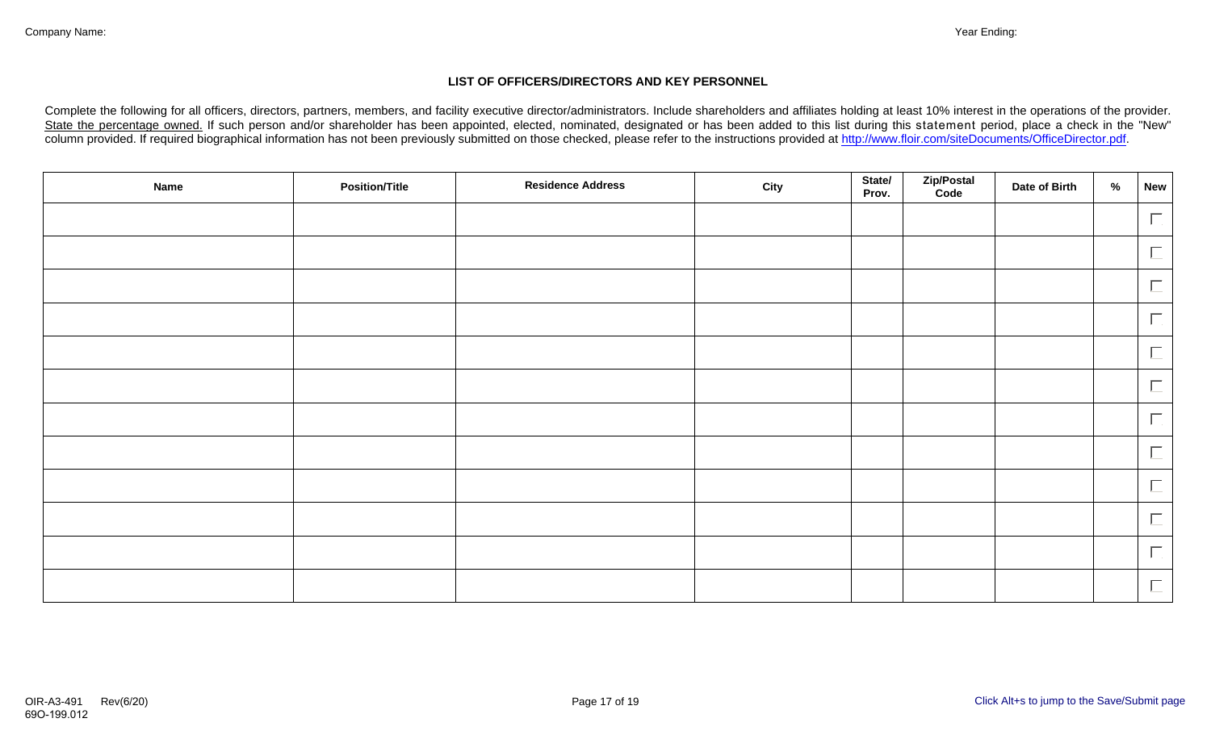Company Name: Year Ending:

## LIST OF OFFICERS/DIRECTORS AND KEY PERSONNEL

Complete the following for all officers, directors, partners, members, and facility executive director/administrators. Include shareholders and affiliates holding at least 10% interest in the operations of the provider. State the percentage owned. If such person and/or shareholder has been appointed, elected, nominated, designated or has been added to this list during this statement period, place a check in the "New" column provided. If required biographical information has not been previously submitted on those checked, please refer to the instructions provided at [http://www.floir.com/siteDocuments/OfficeDirector.pdf](http://www.floir.com/siteDocuments/OfficeDirector.pdf).

| Name | Position/Title | Residence Address | City | State/ Prov. | Zip/Postal Code | Date of Birth | % | New |
|---|---|---|---|---|---|---|---|---|
| | | | | | | | | ☐ |
| | | | | | | | | ☐ |
| | | | | | | | | ☐ |
| | | | | | | | | ☐ |
| | | | | | | | | ☐ |
| | | | | | | | | ☐ |
| | | | | | | | | ☐ |
| | | | | | | | | ☐ |
| | | | | | | | | ☐ |
| | | | | | | | | ☐ |
| | | | | | | | | ☐ |
| | | | | | | | | ☐ |

OIR-A3-491 Rev(6/20)
69O-199.012

Click Alt+s to jump to the Save/Submit page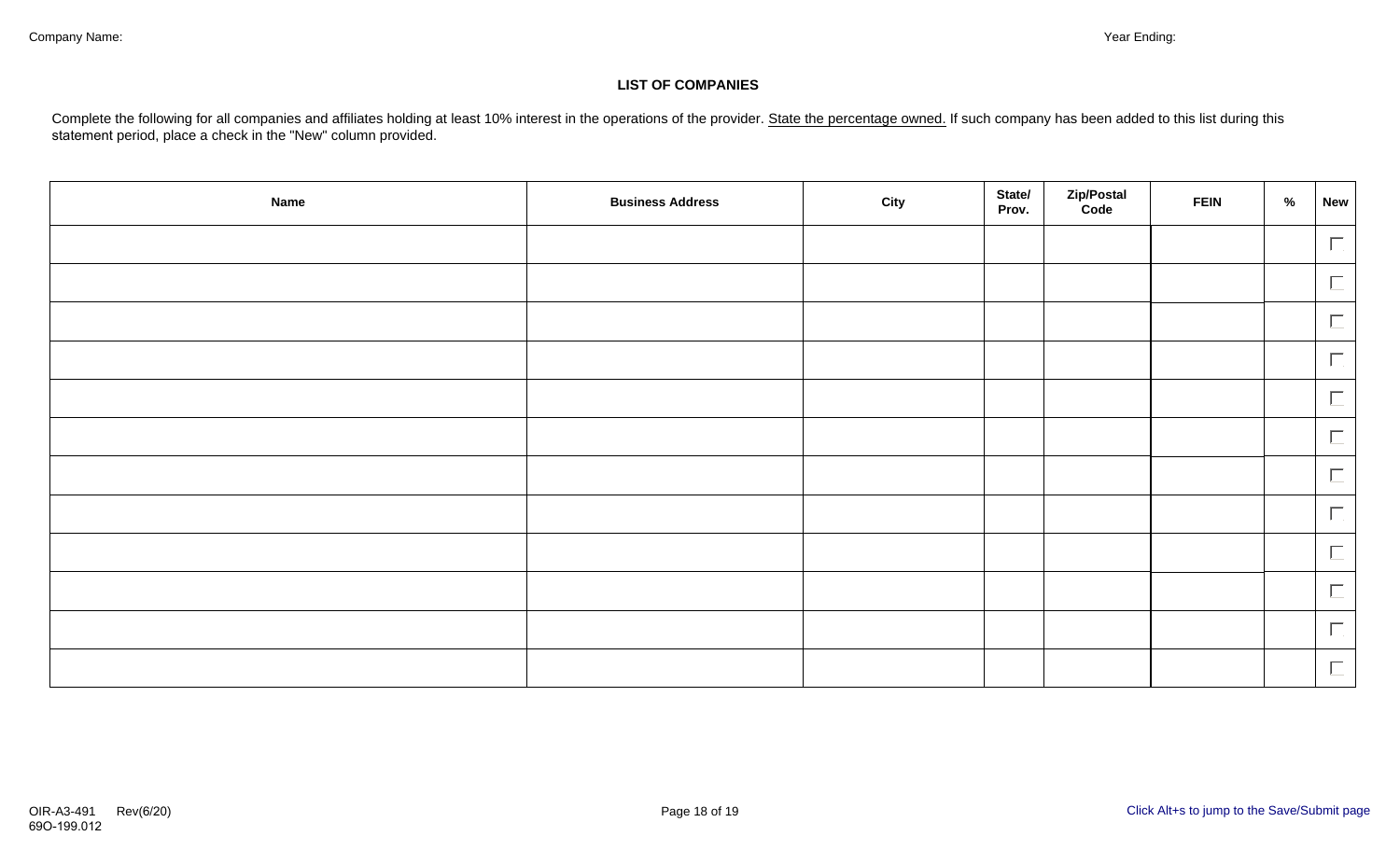Company Name: Year Ending:

## LIST OF COMPANIES

Complete the following for all companies and affiliates holding at least 10% interest in the operations of the provider. State the percentage owned. If such company has been added to this list during this statement period, place a check in the "New" column provided.

| Name | Business Address | City | State/ Prov. | Zip/Postal Code | FEIN | % | New |
|---|---|---|---|---|---|---|---|
| | | | | | | | ☐ |
| | | | | | | | ☐ |
| | | | | | | | ☐ |
| | | | | | | | ☐ |
| | | | | | | | ☐ |
| | | | | | | | ☐ |
| | | | | | | | ☐ |
| | | | | | | | ☐ |
| | | | | | | | ☐ |
| | | | | | | | ☐ |
| | | | | | | | ☐ |
| | | | | | | | ☐ |

OIR-A3-491 Rev(6/20)
69O-199.012

Click Alt+s to jump to the Save/Submit page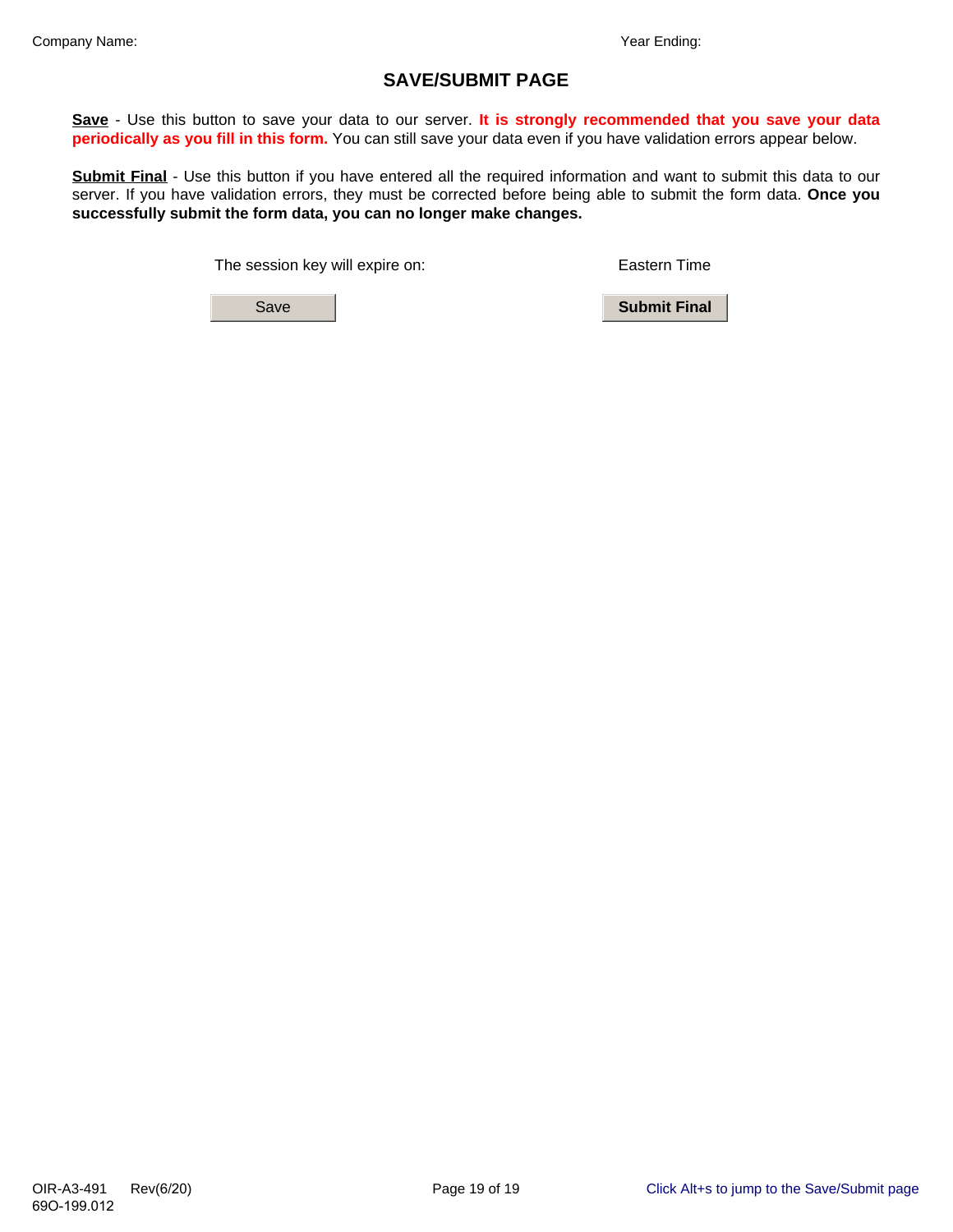Company Name: Year Ending:

# SAVE/SUBMIT PAGE

**Save** - Use this button to save your data to our server. **It is strongly recommended that you save your data periodically as you fill in this form.** You can still save your data even if you have validation errors appear below.

**Submit Final** - Use this button if you have entered all the required information and want to submit this data to our server. If you have validation errors, they must be corrected before being able to submit the form data. **Once you successfully submit the form data, you can no longer make changes.**

The session key will expire on: Eastern Time

Save

**Submit Final**

OIR-A3-491 Rev(6/20)
69O-199.012

Click Alt+s to jump to the Save/Submit page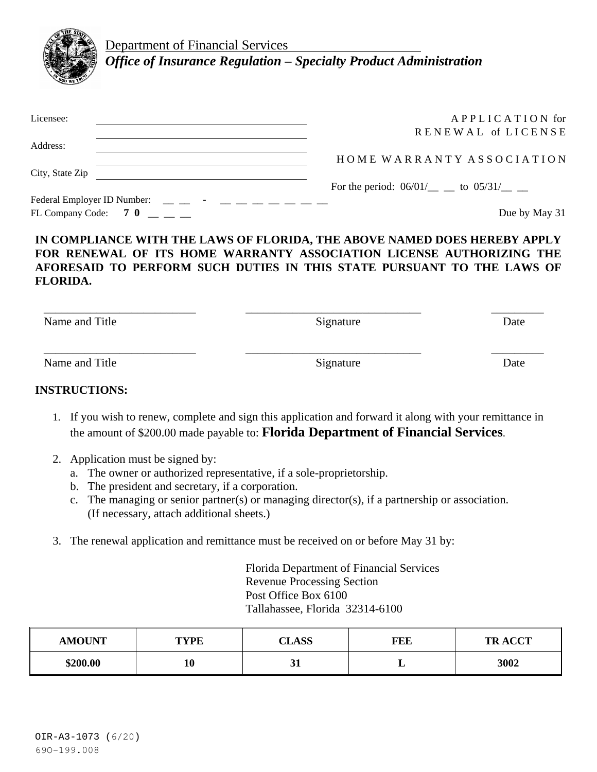Department of Financial Services

***Office of Insurance Regulation – Specialty Product Administration***

Licensee: ______________________________________

______________________________________

Address: ______________________________________

______________________________________

City, State Zip ______________________________________

Federal Employer ID Number: __ __ - __ __ __ __ __ __ __

FL Company Code: **7 0** __ __ __

A P P L I C A T I O N for
R E N E W A L of L I C E N S E

H O M E W A R R A N T Y A S S O C I A T I O N

For the period: 06/01/__ __ to 05/31/__ __

Due by May 31

**IN COMPLIANCE WITH THE LAWS OF FLORIDA, THE ABOVE NAMED DOES HEREBY APPLY FOR RENEWAL OF ITS HOME WARRANTY ASSOCIATION LICENSE AUTHORIZING THE AFORESAID TO PERFORM SUCH DUTIES IN THIS STATE PURSUANT TO THE LAWS OF FLORIDA.**

___________________________ ______________________________ _________
Name and Title Signature Date

___________________________ ______________________________ _________
Name and Title Signature Date

**INSTRUCTIONS:**

1. If you wish to renew, complete and sign this application and forward it along with your remittance in the amount of $200.00 made payable to: **Florida Department of Financial Services**.

2. Application must be signed by:
   a. The owner or authorized representative, if a sole-proprietorship.
   b. The president and secretary, if a corporation.
   c. The managing or senior partner(s) or managing director(s), if a partnership or association. (If necessary, attach additional sheets.)

3. The renewal application and remittance must be received on or before May 31 by:

   Florida Department of Financial Services
   Revenue Processing Section
   Post Office Box 6100
   Tallahassee, Florida 32314-6100

| AMOUNT | TYPE | CLASS | FEE | TR ACCT |
|---|---|---|---|---|
| **$200.00** | **10** | **31** | **L** | **3002** |

OIR-A3-1073 (6/20)
69O-199.008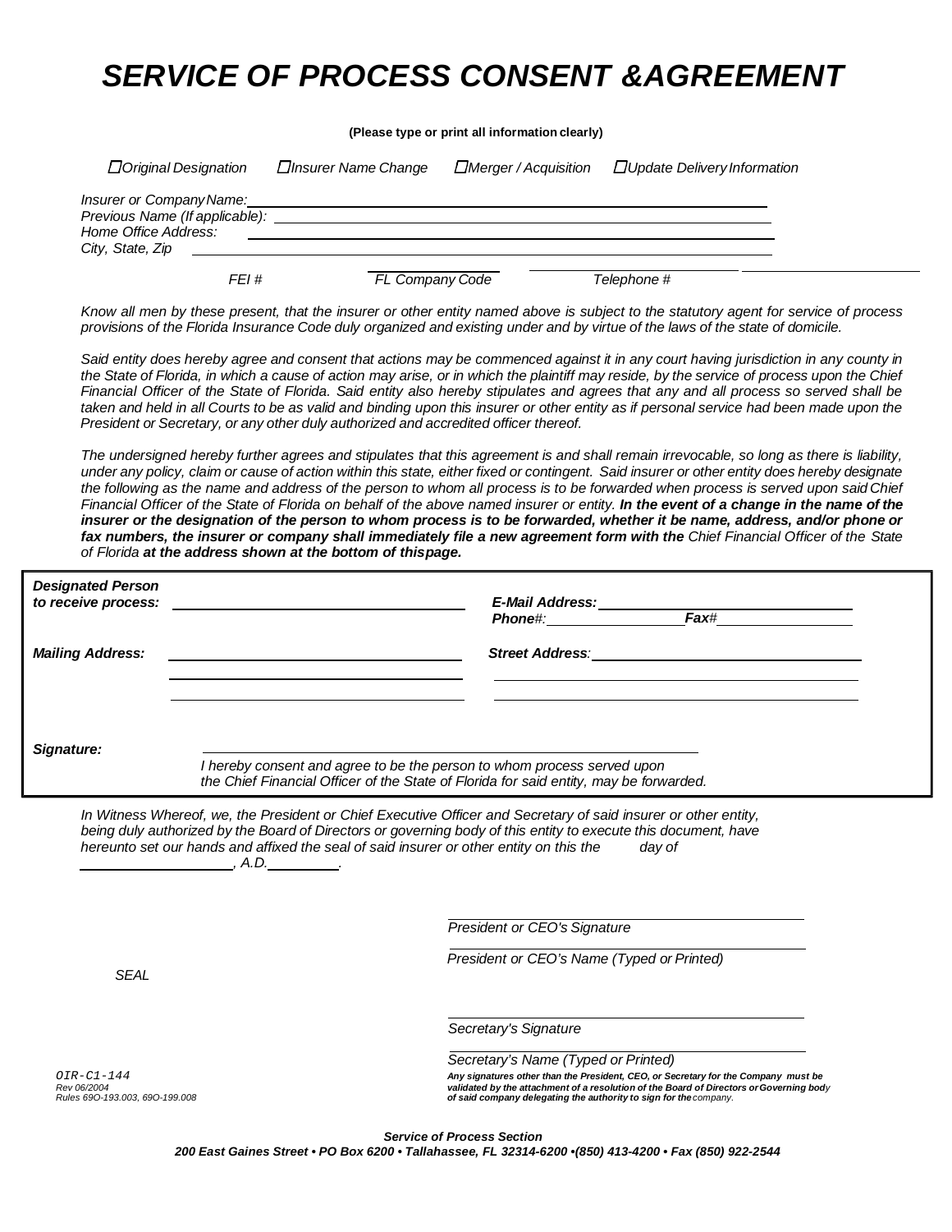# *SERVICE OF PROCESS CONSENT &AGREEMENT*

**(Please type or print all information clearly)**

☐ *Original Designation* ☐ *Insurer Name Change* ☐ *Merger / Acquisition* ☐ *Update Delivery Information*

*Insurer or Company Name:* ______________________________

*Previous Name (If applicable):* ______________________________

*Home Office Address:* ______________________________

*City, State, Zip* ______________________________

*FEI #* ____________ *FL Company Code* ____________ *Telephone #* ____________

*Know all men by these present, that the insurer or other entity named above is subject to the statutory agent for service of process provisions of the Florida Insurance Code duly organized and existing under and by virtue of the laws of the state of domicile.*

*Said entity does hereby agree and consent that actions may be commenced against it in any court having jurisdiction in any county in the State of Florida, in which a cause of action may arise, or in which the plaintiff may reside, by the service of process upon the Chief Financial Officer of the State of Florida. Said entity also hereby stipulates and agrees that any and all process so served shall be taken and held in all Courts to be as valid and binding upon this insurer or other entity as if personal service had been made upon the President or Secretary, or any other duly authorized and accredited officer thereof.*

*The undersigned hereby further agrees and stipulates that this agreement is and shall remain irrevocable, so long as there is liability, under any policy, claim or cause of action within this state, either fixed or contingent. Said insurer or other entity does hereby designate the following as the name and address of the person to whom all process is to be forwarded when process is served upon said Chief Financial Officer of the State of Florida on behalf of the above named insurer or entity.* ***In the event of a change in the name of the insurer or the designation of the person to whom process is to be forwarded, whether it be name, address, and/or phone or fax numbers, the insurer or company shall immediately file a new agreement form with the*** *Chief Financial Officer of the State of Florida* ***at the address shown at the bottom of this page.***

***Designated Person to receive process:*** ______________________________

***E-Mail Address:*** ______________________________

***Phone****#:* ____________ ***Fax****#* ____________

***Mailing Address:*** ______________________________

***Street Address****:* ______________________________

***Signature:*** ______________________________

*I hereby consent and agree to be the person to whom process served upon the Chief Financial Officer of the State of Florida for said entity, may be forwarded.*

*In Witness Whereof, we, the President or Chief Executive Officer and Secretary of said insurer or other entity, being duly authorized by the Board of Directors or governing body of this entity to execute this document, have hereunto set our hands and affixed the seal of said insurer or other entity on this the ______ day of ____________, A.D.________.*

______________________________
*President or CEO's Signature*

______________________________
*President or CEO's Name (Typed or Printed)*

*SEAL*

______________________________
*Secretary's Signature*

______________________________
*Secretary's Name (Typed or Printed)*

***Any signatures other than the President, CEO, or Secretary for the Company must be validated by the attachment of a resolution of the Board of Directors or Governing body of said company delegating the authority to sign for the company.***

*OIR-C1-144*
*Rev 06/2004*
*Rules 69O-193.003, 69O-199.008*

***Service of Process Section***
***200 East Gaines Street • PO Box 6200 • Tallahassee, FL 32314-6200 •(850) 413-4200 • Fax (850) 922-2544***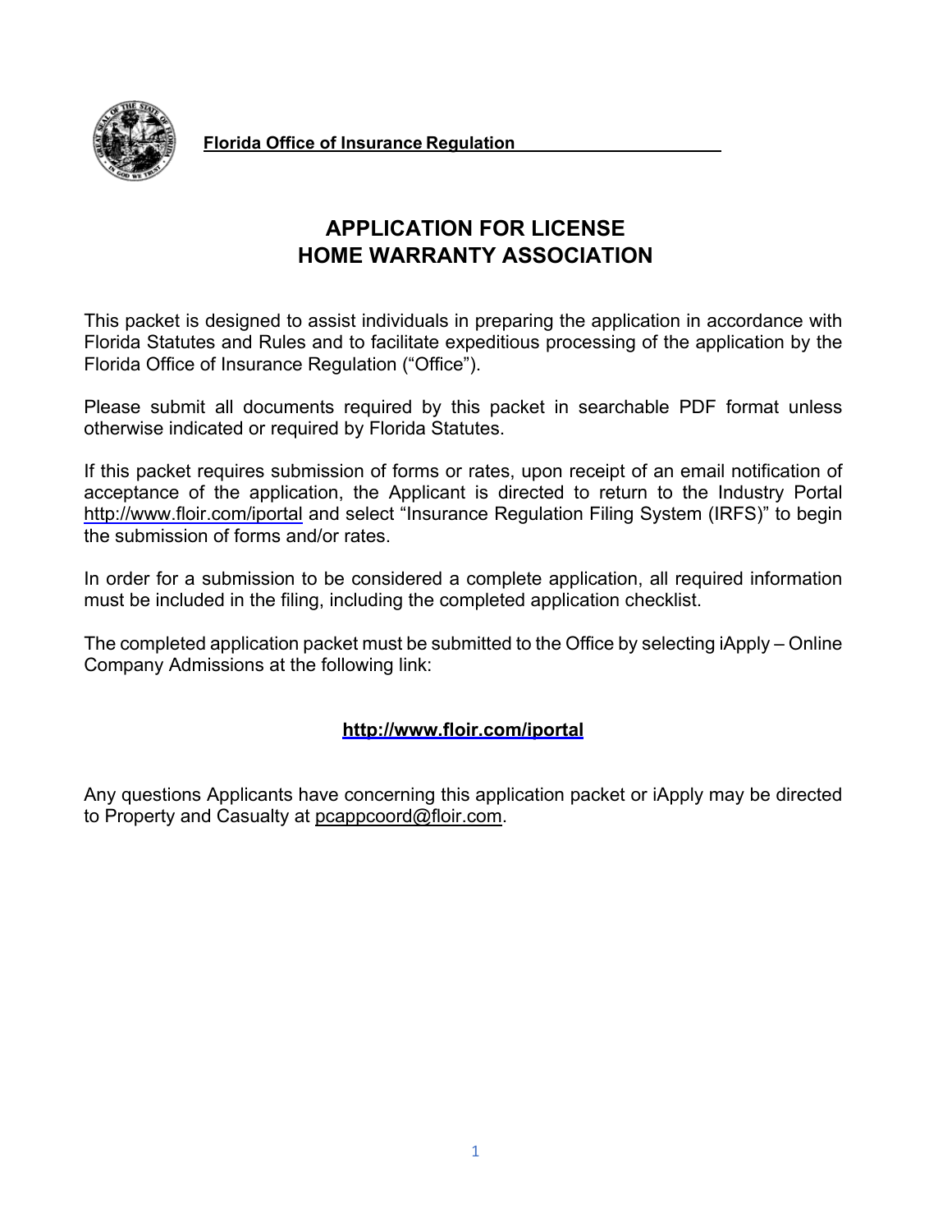**Florida Office of Insurance Regulation**

# APPLICATION FOR LICENSE
# HOME WARRANTY ASSOCIATION

This packet is designed to assist individuals in preparing the application in accordance with Florida Statutes and Rules and to facilitate expeditious processing of the application by the Florida Office of Insurance Regulation ("Office").

Please submit all documents required by this packet in searchable PDF format unless otherwise indicated or required by Florida Statutes.

If this packet requires submission of forms or rates, upon receipt of an email notification of acceptance of the application, the Applicant is directed to return to the Industry Portal http://www.floir.com/iportal and select "Insurance Regulation Filing System (IRFS)" to begin the submission of forms and/or rates.

In order for a submission to be considered a complete application, all required information must be included in the filing, including the completed application checklist.

The completed application packet must be submitted to the Office by selecting iApply – Online Company Admissions at the following link:

**http://www.floir.com/iportal**

Any questions Applicants have concerning this application packet or iApply may be directed to Property and Casualty at pcappcoord@floir.com.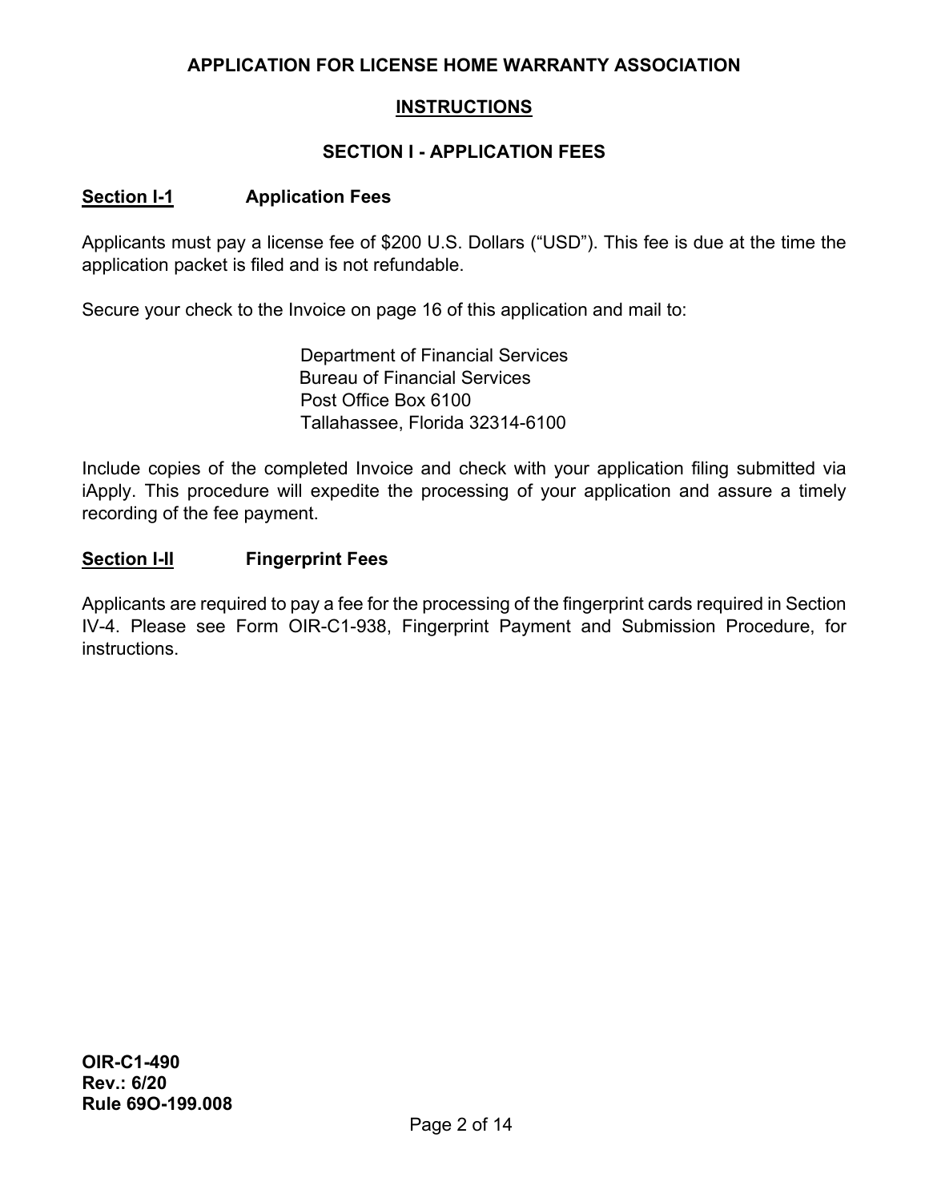## APPLICATION FOR LICENSE HOME WARRANTY ASSOCIATION

### INSTRUCTIONS

### SECTION I - APPLICATION FEES

**Section I-1** **Application Fees**

Applicants must pay a license fee of $200 U.S. Dollars ("USD"). This fee is due at the time the application packet is filed and is not refundable.

Secure your check to the Invoice on page 16 of this application and mail to:

Department of Financial Services
Bureau of Financial Services
Post Office Box 6100
Tallahassee, Florida 32314-6100

Include copies of the completed Invoice and check with your application filing submitted via iApply. This procedure will expedite the processing of your application and assure a timely recording of the fee payment.

**Section I-II** **Fingerprint Fees**

Applicants are required to pay a fee for the processing of the fingerprint cards required in Section IV-4. Please see Form OIR-C1-938, Fingerprint Payment and Submission Procedure, for instructions.

**OIR-C1-490**
**Rev.: 6/20**
**Rule 69O-199.008**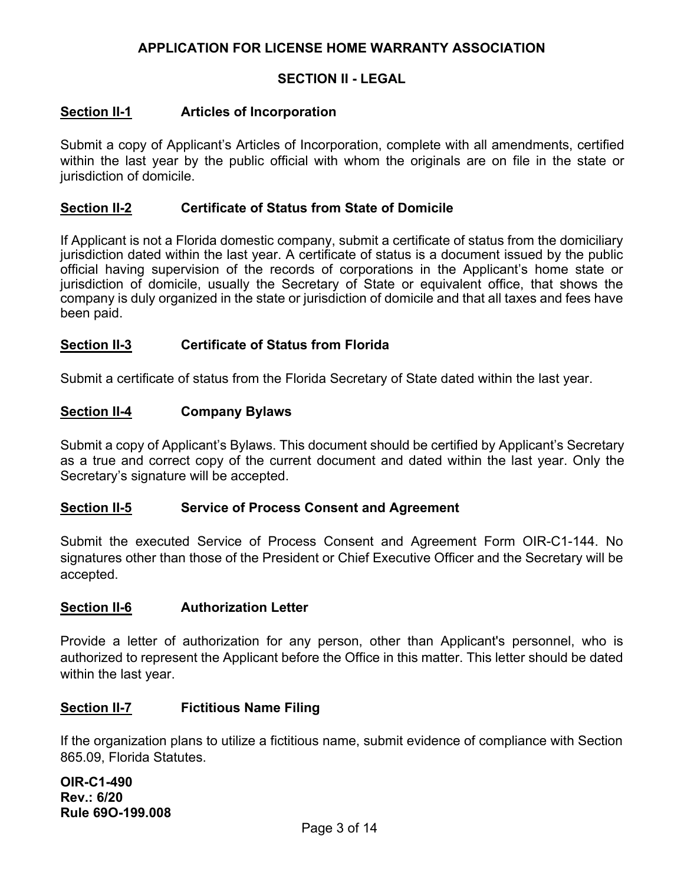# APPLICATION FOR LICENSE HOME WARRANTY ASSOCIATION

## SECTION II - LEGAL

### Section II-1 Articles of Incorporation

Submit a copy of Applicant's Articles of Incorporation, complete with all amendments, certified within the last year by the public official with whom the originals are on file in the state or jurisdiction of domicile.

### Section II-2 Certificate of Status from State of Domicile

If Applicant is not a Florida domestic company, submit a certificate of status from the domiciliary jurisdiction dated within the last year. A certificate of status is a document issued by the public official having supervision of the records of corporations in the Applicant's home state or jurisdiction of domicile, usually the Secretary of State or equivalent office, that shows the company is duly organized in the state or jurisdiction of domicile and that all taxes and fees have been paid.

### Section II-3 Certificate of Status from Florida

Submit a certificate of status from the Florida Secretary of State dated within the last year.

### Section II-4 Company Bylaws

Submit a copy of Applicant's Bylaws. This document should be certified by Applicant's Secretary as a true and correct copy of the current document and dated within the last year. Only the Secretary's signature will be accepted.

### Section II-5 Service of Process Consent and Agreement

Submit the executed Service of Process Consent and Agreement Form OIR-C1-144. No signatures other than those of the President or Chief Executive Officer and the Secretary will be accepted.

### Section II-6 Authorization Letter

Provide a letter of authorization for any person, other than Applicant's personnel, who is authorized to represent the Applicant before the Office in this matter. This letter should be dated within the last year.

### Section II-7 Fictitious Name Filing

If the organization plans to utilize a fictitious name, submit evidence of compliance with Section 865.09, Florida Statutes.

**OIR-C1-490**
**Rev.: 6/20**
**Rule 69O-199.008**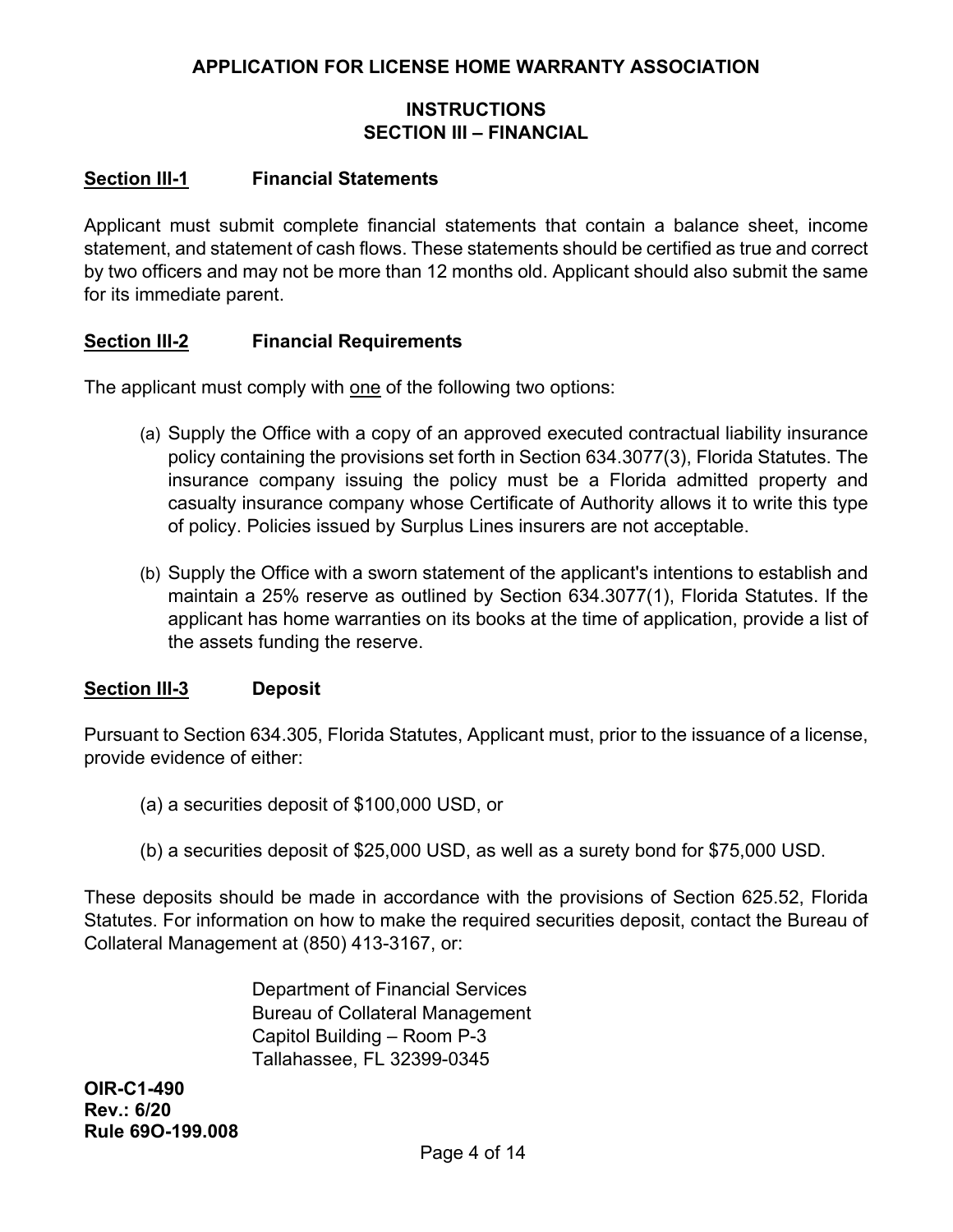**APPLICATION FOR LICENSE HOME WARRANTY ASSOCIATION**

**INSTRUCTIONS**
**SECTION III – FINANCIAL**

**<u>Section III-1</u>** **Financial Statements**

Applicant must submit complete financial statements that contain a balance sheet, income statement, and statement of cash flows. These statements should be certified as true and correct by two officers and may not be more than 12 months old. Applicant should also submit the same for its immediate parent.

**<u>Section III-2</u>** **Financial Requirements**

The applicant must comply with <u>one</u> of the following two options:

(a) Supply the Office with a copy of an approved executed contractual liability insurance policy containing the provisions set forth in Section 634.3077(3), Florida Statutes. The insurance company issuing the policy must be a Florida admitted property and casualty insurance company whose Certificate of Authority allows it to write this type of policy. Policies issued by Surplus Lines insurers are not acceptable.

(b) Supply the Office with a sworn statement of the applicant's intentions to establish and maintain a 25% reserve as outlined by Section 634.3077(1), Florida Statutes. If the applicant has home warranties on its books at the time of application, provide a list of the assets funding the reserve.

**<u>Section III-3</u>** **Deposit**

Pursuant to Section 634.305, Florida Statutes, Applicant must, prior to the issuance of a license, provide evidence of either:

(a) a securities deposit of $100,000 USD, or

(b) a securities deposit of $25,000 USD, as well as a surety bond for $75,000 USD.

These deposits should be made in accordance with the provisions of Section 625.52, Florida Statutes. For information on how to make the required securities deposit, contact the Bureau of Collateral Management at (850) 413-3167, or:

Department of Financial Services
Bureau of Collateral Management
Capitol Building – Room P-3
Tallahassee, FL 32399-0345

**OIR-C1-490**
**Rev.: 6/20**
**Rule 69O-199.008**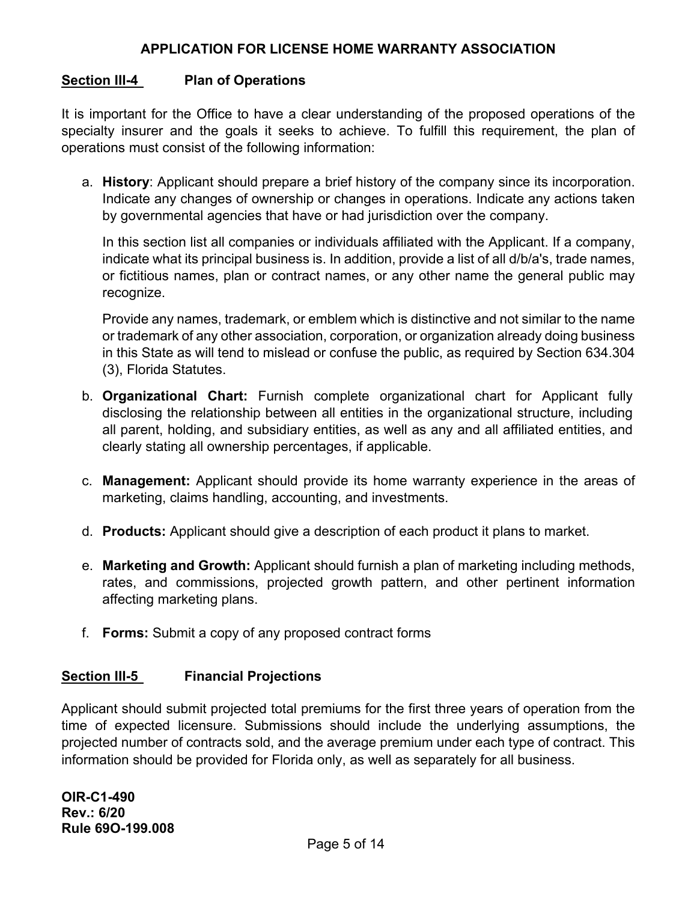## APPLICATION FOR LICENSE HOME WARRANTY ASSOCIATION

### Section III-4 Plan of Operations

It is important for the Office to have a clear understanding of the proposed operations of the specialty insurer and the goals it seeks to achieve. To fulfill this requirement, the plan of operations must consist of the following information:

a. **History**: Applicant should prepare a brief history of the company since its incorporation. Indicate any changes of ownership or changes in operations. Indicate any actions taken by governmental agencies that have or had jurisdiction over the company.

   In this section list all companies or individuals affiliated with the Applicant. If a company, indicate what its principal business is. In addition, provide a list of all d/b/a's, trade names, or fictitious names, plan or contract names, or any other name the general public may recognize.

   Provide any names, trademark, or emblem which is distinctive and not similar to the name or trademark of any other association, corporation, or organization already doing business in this State as will tend to mislead or confuse the public, as required by Section 634.304 (3), Florida Statutes.

b. **Organizational Chart:** Furnish complete organizational chart for Applicant fully disclosing the relationship between all entities in the organizational structure, including all parent, holding, and subsidiary entities, as well as any and all affiliated entities, and clearly stating all ownership percentages, if applicable.

c. **Management:** Applicant should provide its home warranty experience in the areas of marketing, claims handling, accounting, and investments.

d. **Products:** Applicant should give a description of each product it plans to market.

e. **Marketing and Growth:** Applicant should furnish a plan of marketing including methods, rates, and commissions, projected growth pattern, and other pertinent information affecting marketing plans.

f. **Forms:** Submit a copy of any proposed contract forms

### Section III-5 Financial Projections

Applicant should submit projected total premiums for the first three years of operation from the time of expected licensure. Submissions should include the underlying assumptions, the projected number of contracts sold, and the average premium under each type of contract. This information should be provided for Florida only, as well as separately for all business.

**OIR-C1-490**
**Rev.: 6/20**
**Rule 69O-199.008**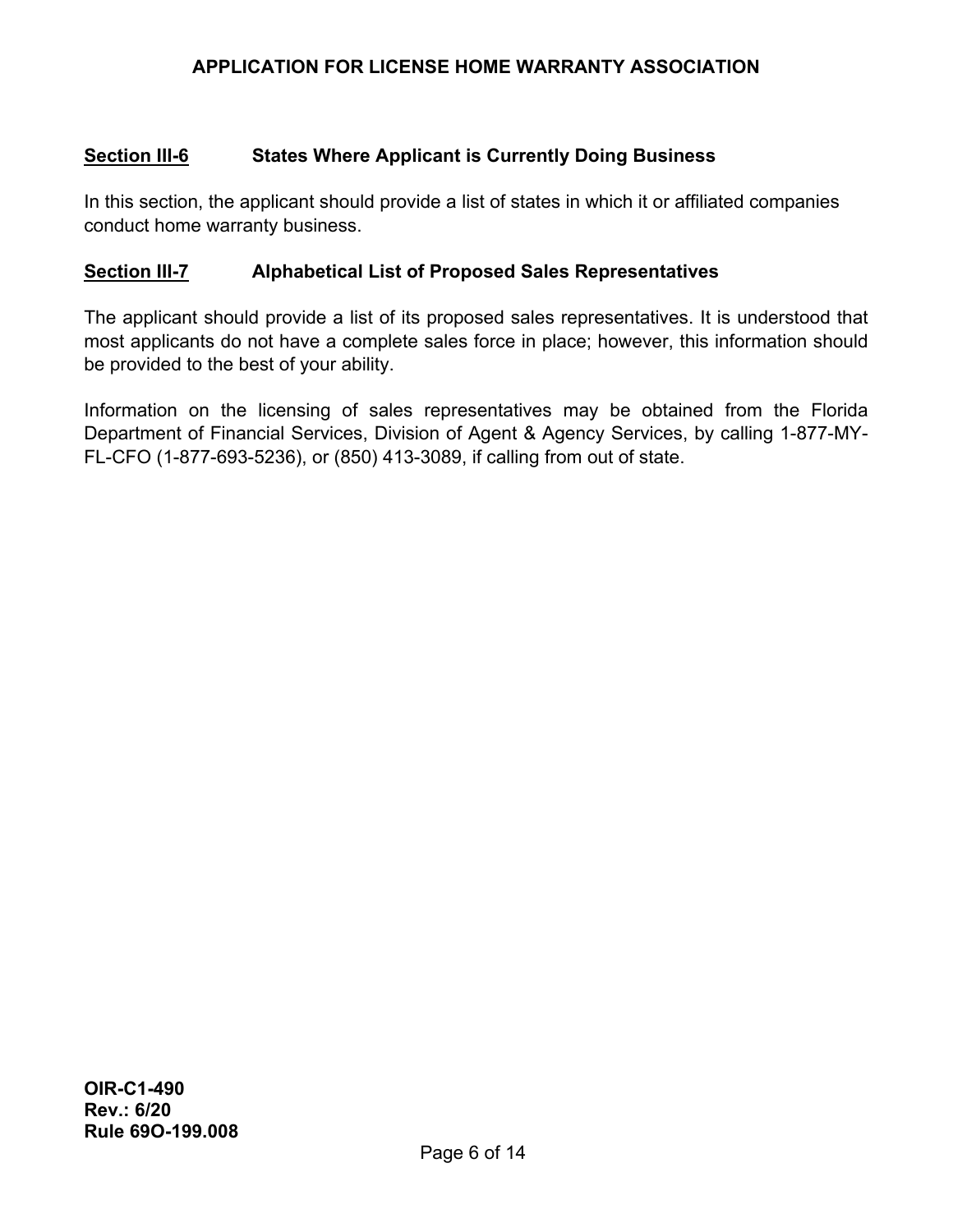## Section III-6 States Where Applicant is Currently Doing Business

In this section, the applicant should provide a list of states in which it or affiliated companies conduct home warranty business.

## Section III-7 Alphabetical List of Proposed Sales Representatives

The applicant should provide a list of its proposed sales representatives. It is understood that most applicants do not have a complete sales force in place; however, this information should be provided to the best of your ability.

Information on the licensing of sales representatives may be obtained from the Florida Department of Financial Services, Division of Agent & Agency Services, by calling 1-877-MY-FL-CFO (1-877-693-5236), or (850) 413-3089, if calling from out of state.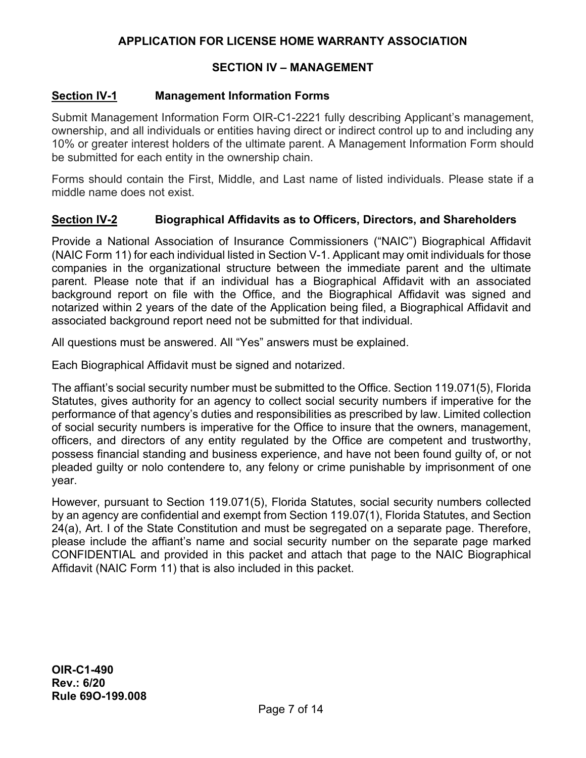# APPLICATION FOR LICENSE HOME WARRANTY ASSOCIATION

## SECTION IV – MANAGEMENT

### Section IV-1 Management Information Forms

Submit Management Information Form OIR-C1-2221 fully describing Applicant's management, ownership, and all individuals or entities having direct or indirect control up to and including any 10% or greater interest holders of the ultimate parent. A Management Information Form should be submitted for each entity in the ownership chain.

Forms should contain the First, Middle, and Last name of listed individuals. Please state if a middle name does not exist.

### Section IV-2 Biographical Affidavits as to Officers, Directors, and Shareholders

Provide a National Association of Insurance Commissioners ("NAIC") Biographical Affidavit (NAIC Form 11) for each individual listed in Section V-1. Applicant may omit individuals for those companies in the organizational structure between the immediate parent and the ultimate parent. Please note that if an individual has a Biographical Affidavit with an associated background report on file with the Office, and the Biographical Affidavit was signed and notarized within 2 years of the date of the Application being filed, a Biographical Affidavit and associated background report need not be submitted for that individual.

All questions must be answered. All "Yes" answers must be explained.

Each Biographical Affidavit must be signed and notarized.

The affiant's social security number must be submitted to the Office. Section 119.071(5), Florida Statutes, gives authority for an agency to collect social security numbers if imperative for the performance of that agency's duties and responsibilities as prescribed by law. Limited collection of social security numbers is imperative for the Office to insure that the owners, management, officers, and directors of any entity regulated by the Office are competent and trustworthy, possess financial standing and business experience, and have not been found guilty of, or not pleaded guilty or nolo contendere to, any felony or crime punishable by imprisonment of one year.

However, pursuant to Section 119.071(5), Florida Statutes, social security numbers collected by an agency are confidential and exempt from Section 119.07(1), Florida Statutes, and Section 24(a), Art. I of the State Constitution and must be segregated on a separate page. Therefore, please include the affiant's name and social security number on the separate page marked CONFIDENTIAL and provided in this packet and attach that page to the NAIC Biographical Affidavit (NAIC Form 11) that is also included in this packet.

**OIR-C1-490**
**Rev.: 6/20**
**Rule 69O-199.008**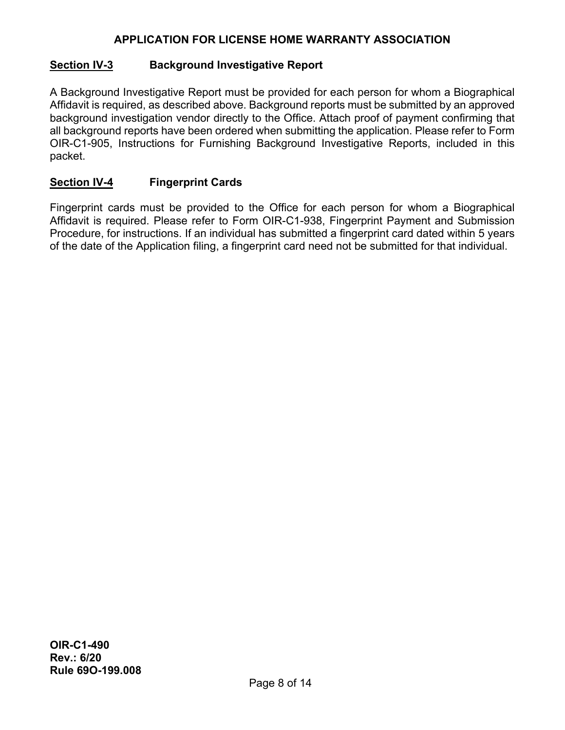## Section IV-3 Background Investigative Report

A Background Investigative Report must be provided for each person for whom a Biographical Affidavit is required, as described above. Background reports must be submitted by an approved background investigation vendor directly to the Office. Attach proof of payment confirming that all background reports have been ordered when submitting the application. Please refer to Form OIR-C1-905, Instructions for Furnishing Background Investigative Reports, included in this packet.

## Section IV-4 Fingerprint Cards

Fingerprint cards must be provided to the Office for each person for whom a Biographical Affidavit is required. Please refer to Form OIR-C1-938, Fingerprint Payment and Submission Procedure, for instructions. If an individual has submitted a fingerprint card dated within 5 years of the date of the Application filing, a fingerprint card need not be submitted for that individual.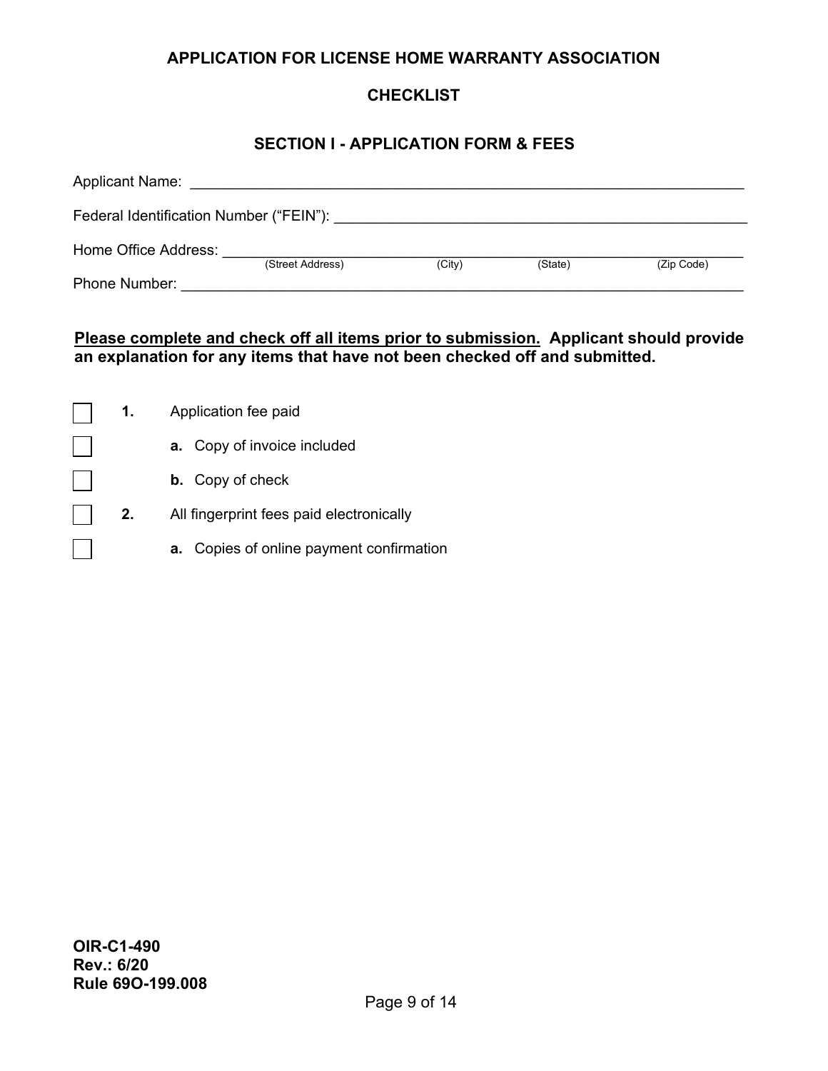# APPLICATION FOR LICENSE HOME WARRANTY ASSOCIATION

## CHECKLIST

### SECTION I - APPLICATION FORM & FEES

Applicant Name: ___________________________________________________________________

Federal Identification Number ("FEIN"): ______________________________________________

Home Office Address: ______________________________________________________________
(Street Address) (City) (State) (Zip Code)

Phone Number: ____________________________________________________________________

**Please complete and check off all items prior to submission. Applicant should provide an explanation for any items that have not been checked off and submitted.**

- [ ] **1.** Application fee paid
  - [ ] **a.** Copy of invoice included
  - [ ] **b.** Copy of check
- [ ] **2.** All fingerprint fees paid electronically
  - [ ] **a.** Copies of online payment confirmation

**OIR-C1-490**
**Rev.: 6/20**
**Rule 69O-199.008**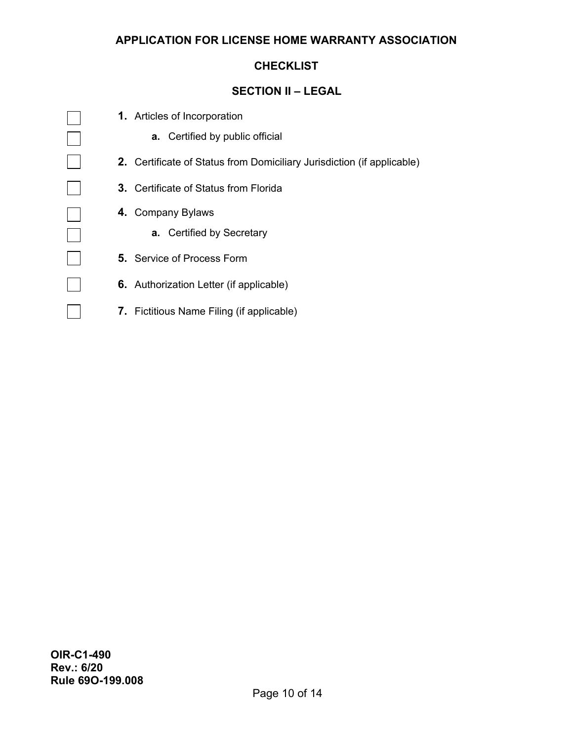# APPLICATION FOR LICENSE HOME WARRANTY ASSOCIATION

## CHECKLIST

## SECTION II – LEGAL

- [ ] **1.** Articles of Incorporation
  - [ ] **a.** Certified by public official
- [ ] **2.** Certificate of Status from Domiciliary Jurisdiction (if applicable)
- [ ] **3.** Certificate of Status from Florida
- [ ] **4.** Company Bylaws
  - [ ] **a.** Certified by Secretary
- [ ] **5.** Service of Process Form
- [ ] **6.** Authorization Letter (if applicable)
- [ ] **7.** Fictitious Name Filing (if applicable)

**OIR-C1-490**
**Rev.: 6/20**
**Rule 69O-199.008**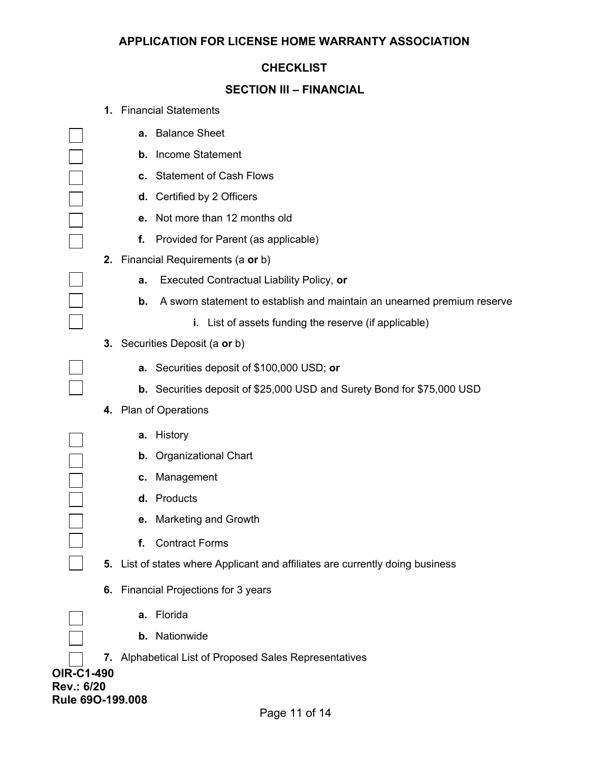# APPLICATION FOR LICENSE HOME WARRANTY ASSOCIATION

## CHECKLIST

## SECTION III – FINANCIAL

**1.** Financial Statements

- ☐ **a.** Balance Sheet
- ☐ **b.** Income Statement
- ☐ **c.** Statement of Cash Flows
- ☐ **d.** Certified by 2 Officers
- ☐ **e.** Not more than 12 months old
- ☐ **f.** Provided for Parent (as applicable)

**2.** Financial Requirements (a **or** b)

- ☐ **a.** Executed Contractual Liability Policy, **or**
- ☐ **b.** A sworn statement to establish and maintain an unearned premium reserve
  - ☐ **i.** List of assets funding the reserve (if applicable)

**3.** Securities Deposit (a **or** b)

- ☐ **a.** Securities deposit of $100,000 USD; **or**
- ☐ **b.** Securities deposit of $25,000 USD and Surety Bond for $75,000 USD

**4.** Plan of Operations

- ☐ **a.** History
- ☐ **b.** Organizational Chart
- ☐ **c.** Management
- ☐ **d.** Products
- ☐ **e.** Marketing and Growth
- ☐ **f.** Contract Forms

☐ **5.** List of states where Applicant and affiliates are currently doing business

**6.** Financial Projections for 3 years

- ☐ **a.** Florida
- ☐ **b.** Nationwide

☐ **7.** Alphabetical List of Proposed Sales Representatives

**OIR-C1-490**
**Rev.: 6/20**
**Rule 69O-199.008**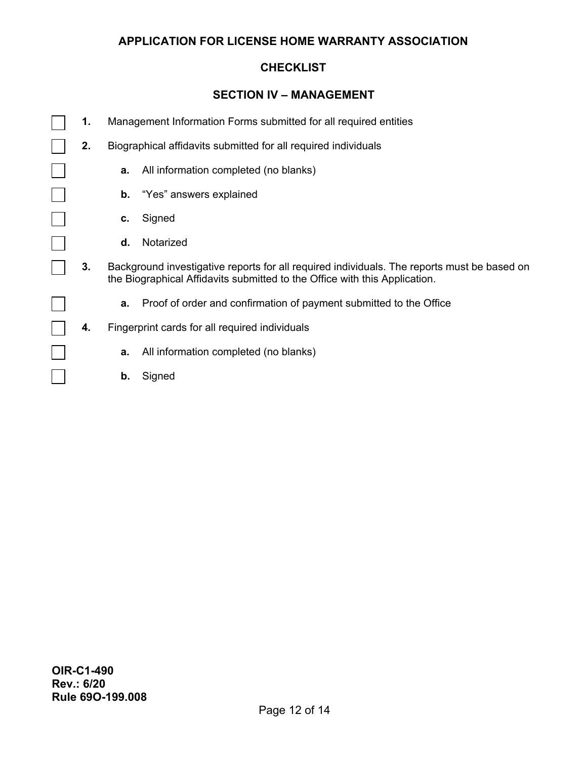## APPLICATION FOR LICENSE HOME WARRANTY ASSOCIATION

## CHECKLIST

## SECTION IV – MANAGEMENT

- [ ] **1.** Management Information Forms submitted for all required entities
- [ ] **2.** Biographical affidavits submitted for all required individuals
  - [ ] **a.** All information completed (no blanks)
  - [ ] **b.** "Yes" answers explained
  - [ ] **c.** Signed
  - [ ] **d.** Notarized
- [ ] **3.** Background investigative reports for all required individuals. The reports must be based on the Biographical Affidavits submitted to the Office with this Application.
  - [ ] **a.** Proof of order and confirmation of payment submitted to the Office
- [ ] **4.** Fingerprint cards for all required individuals
  - [ ] **a.** All information completed (no blanks)
  - [ ] **b.** Signed

**OIR-C1-490**
**Rev.: 6/20**
**Rule 69O-199.008**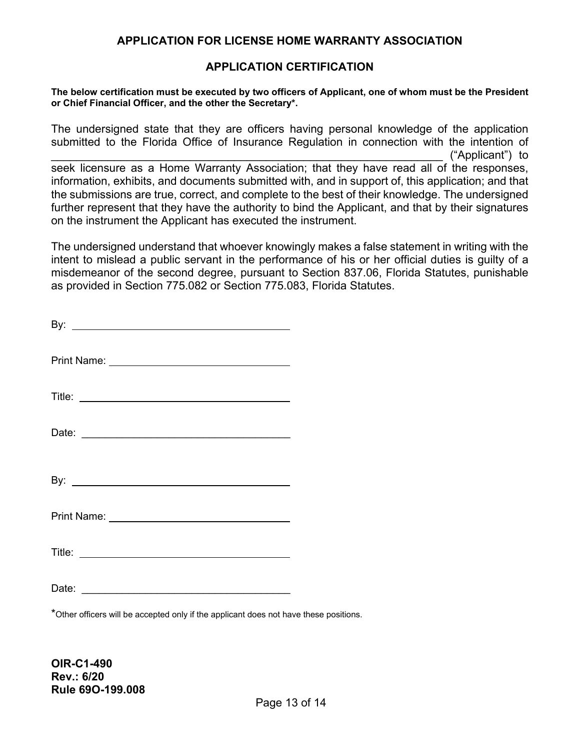## APPLICATION FOR LICENSE HOME WARRANTY ASSOCIATION

## APPLICATION CERTIFICATION

**The below certification must be executed by two officers of Applicant, one of whom must be the President or Chief Financial Officer, and the other the Secretary*.**

The undersigned state that they are officers having personal knowledge of the application submitted to the Florida Office of Insurance Regulation in connection with the intention of ______________________________________________________________ ("Applicant") to seek licensure as a Home Warranty Association; that they have read all of the responses, information, exhibits, and documents submitted with, and in support of, this application; and that the submissions are true, correct, and complete to the best of their knowledge. The undersigned further represent that they have the authority to bind the Applicant, and that by their signatures on the instrument the Applicant has executed the instrument.

The undersigned understand that whoever knowingly makes a false statement in writing with the intent to mislead a public servant in the performance of his or her official duties is guilty of a misdemeanor of the second degree, pursuant to Section 837.06, Florida Statutes, punishable as provided in Section 775.082 or Section 775.083, Florida Statutes.

By: ______________________________________

Print Name: ______________________________

Title: ____________________________________

Date: ____________________________________

By: ______________________________________

Print Name: ______________________________

Title: ____________________________________

Date: ____________________________________

*Other officers will be accepted only if the applicant does not have these positions.

**OIR-C1-490**
**Rev.: 6/20**
**Rule 69O-199.008**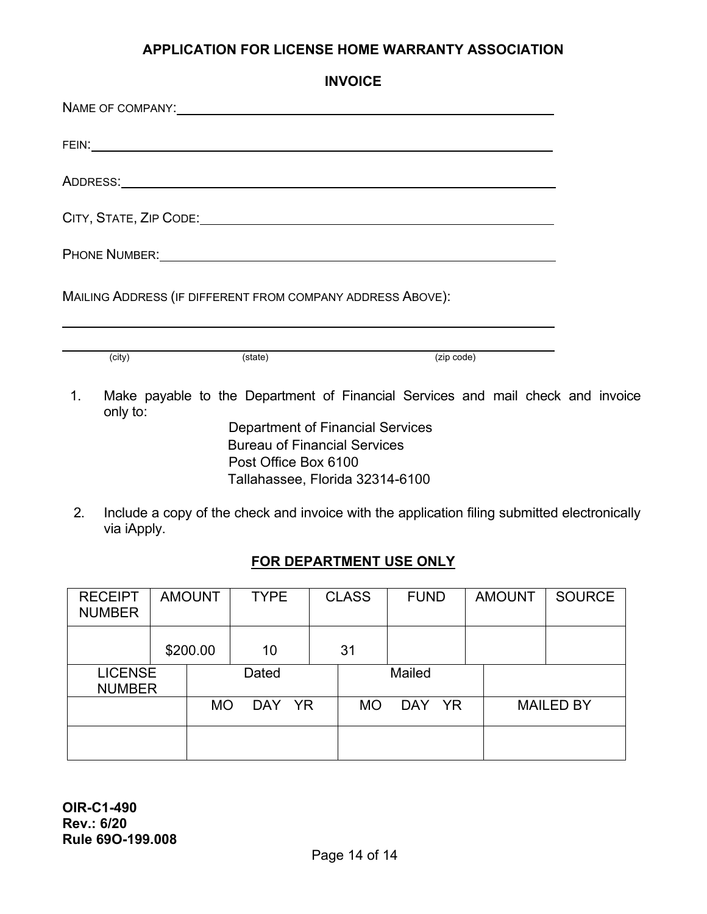# APPLICATION FOR LICENSE HOME WARRANTY ASSOCIATION

## INVOICE

NAME OF COMPANY: ____________________________________________

FEIN: ____________________________________________

ADDRESS: ____________________________________________

CITY, STATE, ZIP CODE: ____________________________________________

PHONE NUMBER: ____________________________________________

MAILING ADDRESS (IF DIFFERENT FROM COMPANY ADDRESS ABOVE):

____________________________________________

____________________________________________
(city) (state) (zip code)

1. Make payable to the Department of Financial Services and mail check and invoice only to:

   Department of Financial Services
   Bureau of Financial Services
   Post Office Box 6100
   Tallahassee, Florida 32314-6100

2. Include a copy of the check and invoice with the application filing submitted electronically via iApply.

**FOR DEPARTMENT USE ONLY**

| RECEIPT NUMBER | AMOUNT | TYPE | CLASS | FUND | AMOUNT | SOURCE |
|---|---|---|---|---|---|---|
| | $200.00 | 10 | 31 | | | |

| LICENSE NUMBER | Dated | Mailed | |
|---|---|---|---|
| | MO DAY YR | MO DAY YR | MAILED BY |
| | | | |

**OIR-C1-490**
**Rev.: 6/20**
**Rule 69O-199.008**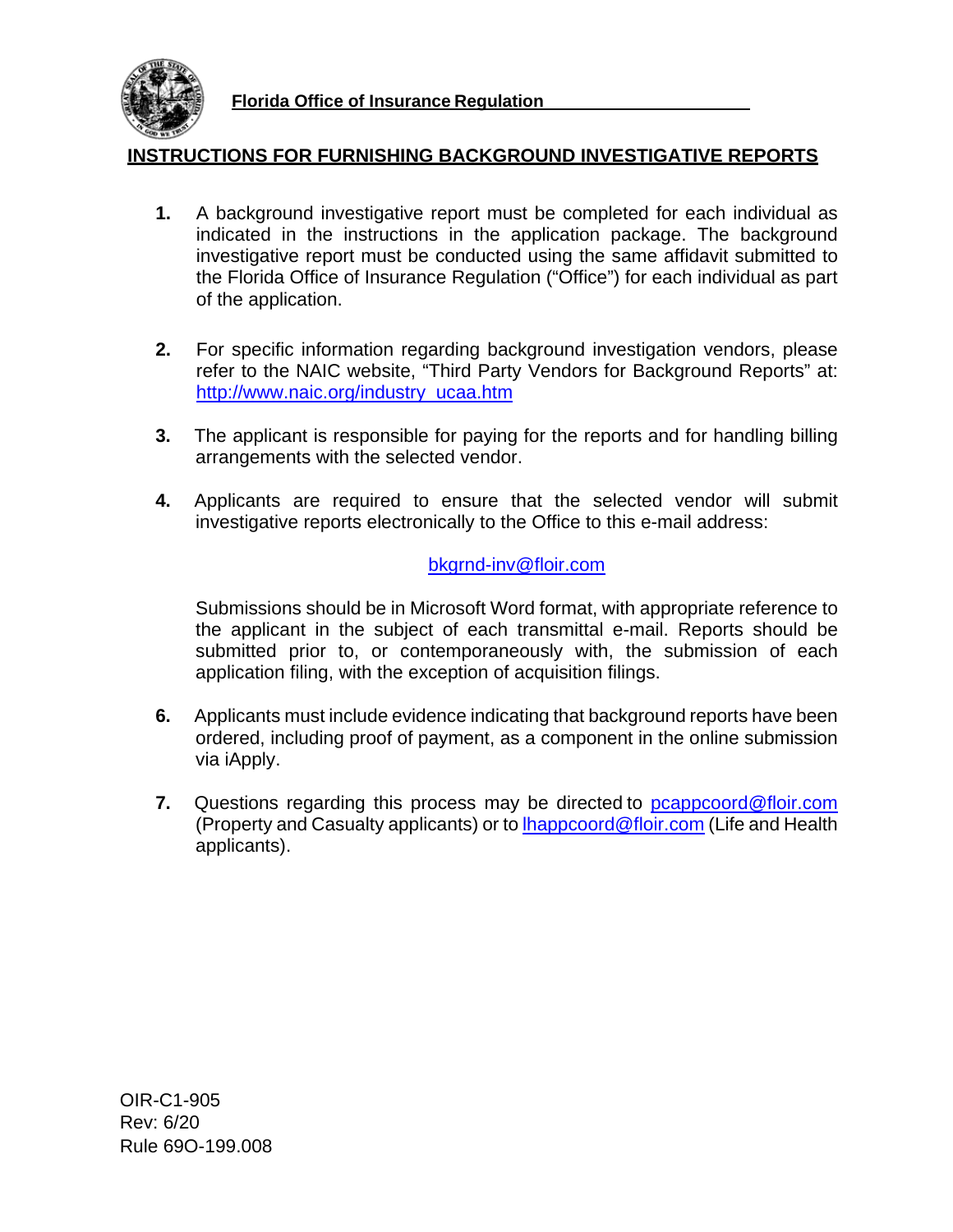**Florida Office of Insurance Regulation**

## INSTRUCTIONS FOR FURNISHING BACKGROUND INVESTIGATIVE REPORTS

**1.** A background investigative report must be completed for each individual as indicated in the instructions in the application package. The background investigative report must be conducted using the same affidavit submitted to the Florida Office of Insurance Regulation ("Office") for each individual as part of the application.

**2.** For specific information regarding background investigation vendors, please refer to the NAIC website, "Third Party Vendors for Background Reports" at: http://www.naic.org/industry_ucaa.htm

**3.** The applicant is responsible for paying for the reports and for handling billing arrangements with the selected vendor.

**4.** Applicants are required to ensure that the selected vendor will submit investigative reports electronically to the Office to this e-mail address:

bkgrnd-inv@floir.com

Submissions should be in Microsoft Word format, with appropriate reference to the applicant in the subject of each transmittal e-mail. Reports should be submitted prior to, or contemporaneously with, the submission of each application filing, with the exception of acquisition filings.

**6.** Applicants must include evidence indicating that background reports have been ordered, including proof of payment, as a component in the online submission via iApply.

**7.** Questions regarding this process may be directed to pcappcoord@floir.com (Property and Casualty applicants) or to lhappcoord@floir.com (Life and Health applicants).

OIR-C1-905
Rev: 6/20
Rule 69O-199.008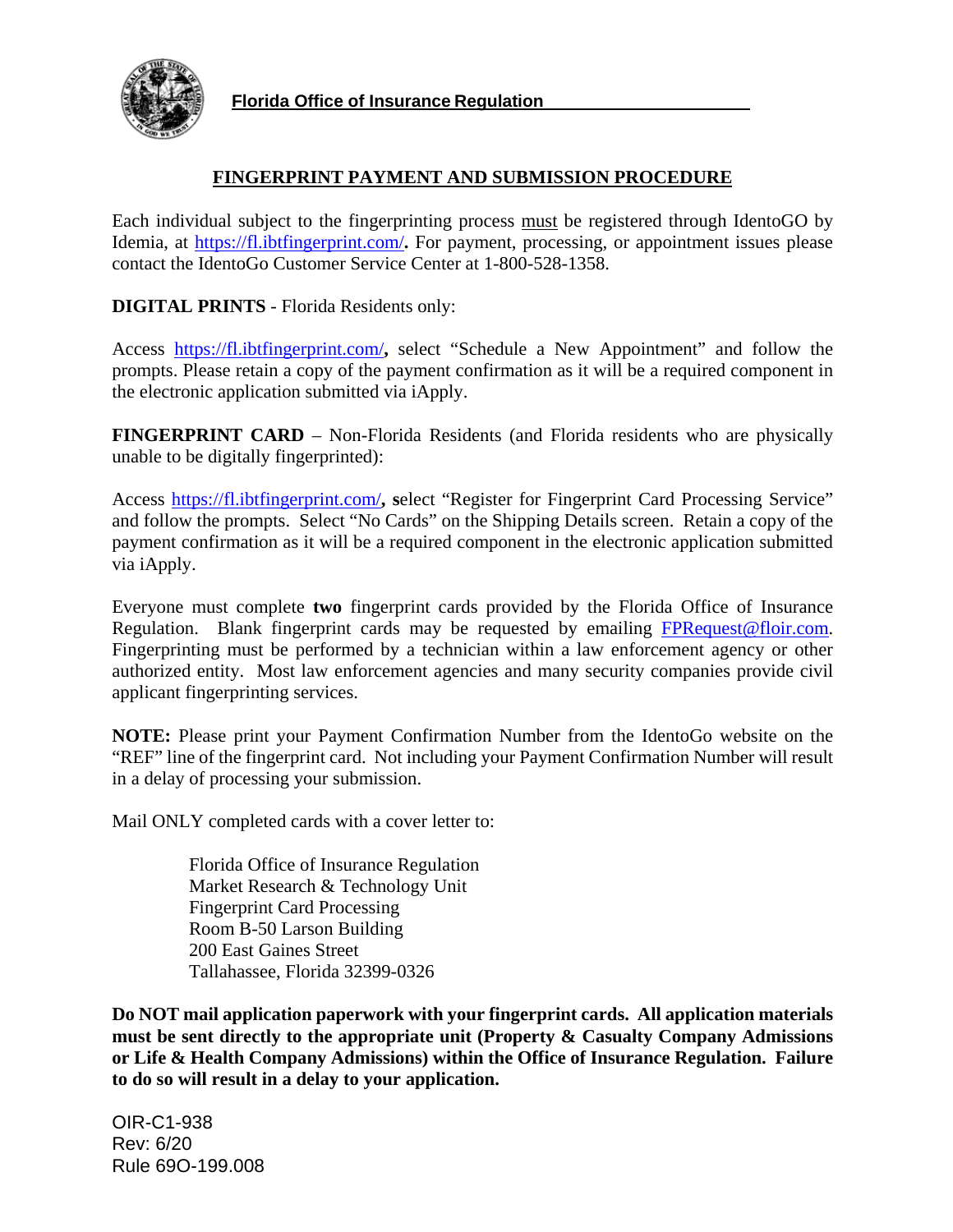**Florida Office of Insurance Regulation**

# FINGERPRINT PAYMENT AND SUBMISSION PROCEDURE

Each individual subject to the fingerprinting process must be registered through IdentoGO by Idemia, at https://fl.ibtfingerprint.com/**.** For payment, processing, or appointment issues please contact the IdentoGo Customer Service Center at 1-800-528-1358.

**DIGITAL PRINTS** - Florida Residents only:

Access https://fl.ibtfingerprint.com/**,** select "Schedule a New Appointment" and follow the prompts. Please retain a copy of the payment confirmation as it will be a required component in the electronic application submitted via iApply.

**FINGERPRINT CARD** – Non-Florida Residents (and Florida residents who are physically unable to be digitally fingerprinted):

Access https://fl.ibtfingerprint.com/**, s**elect "Register for Fingerprint Card Processing Service" and follow the prompts. Select "No Cards" on the Shipping Details screen. Retain a copy of the payment confirmation as it will be a required component in the electronic application submitted via iApply.

Everyone must complete **two** fingerprint cards provided by the Florida Office of Insurance Regulation. Blank fingerprint cards may be requested by emailing FPRequest@floir.com. Fingerprinting must be performed by a technician within a law enforcement agency or other authorized entity. Most law enforcement agencies and many security companies provide civil applicant fingerprinting services.

**NOTE:** Please print your Payment Confirmation Number from the IdentoGo website on the "REF" line of the fingerprint card. Not including your Payment Confirmation Number will result in a delay of processing your submission.

Mail ONLY completed cards with a cover letter to:

Florida Office of Insurance Regulation
Market Research & Technology Unit
Fingerprint Card Processing
Room B-50 Larson Building
200 East Gaines Street
Tallahassee, Florida 32399-0326

**Do NOT mail application paperwork with your fingerprint cards. All application materials must be sent directly to the appropriate unit (Property & Casualty Company Admissions or Life & Health Company Admissions) within the Office of Insurance Regulation. Failure to do so will result in a delay to your application.**

OIR-C1-938
Rev: 6/20
Rule 69O-199.008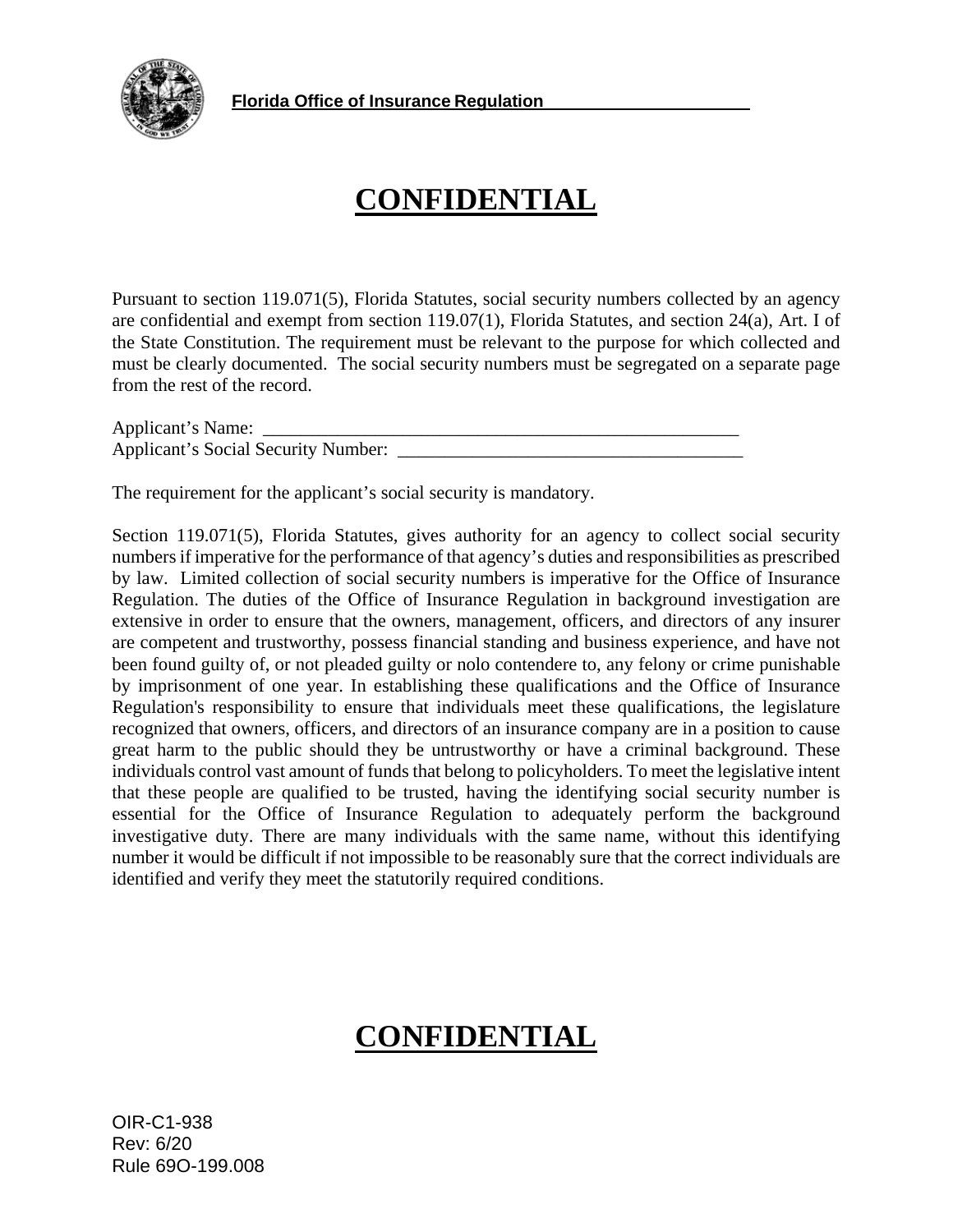**Florida Office of Insurance Regulation**

# CONFIDENTIAL

Pursuant to section 119.071(5), Florida Statutes, social security numbers collected by an agency are confidential and exempt from section 119.07(1), Florida Statutes, and section 24(a), Art. I of the State Constitution. The requirement must be relevant to the purpose for which collected and must be clearly documented. The social security numbers must be segregated on a separate page from the rest of the record.

Applicant's Name: ______________________________________________________

Applicant's Social Security Number: ____________________________________

The requirement for the applicant's social security is mandatory.

Section 119.071(5), Florida Statutes, gives authority for an agency to collect social security numbers if imperative for the performance of that agency's duties and responsibilities as prescribed by law. Limited collection of social security numbers is imperative for the Office of Insurance Regulation. The duties of the Office of Insurance Regulation in background investigation are extensive in order to ensure that the owners, management, officers, and directors of any insurer are competent and trustworthy, possess financial standing and business experience, and have not been found guilty of, or not pleaded guilty or nolo contendere to, any felony or crime punishable by imprisonment of one year. In establishing these qualifications and the Office of Insurance Regulation's responsibility to ensure that individuals meet these qualifications, the legislature recognized that owners, officers, and directors of an insurance company are in a position to cause great harm to the public should they be untrustworthy or have a criminal background. These individuals control vast amount of funds that belong to policyholders. To meet the legislative intent that these people are qualified to be trusted, having the identifying social security number is essential for the Office of Insurance Regulation to adequately perform the background investigative duty. There are many individuals with the same name, without this identifying number it would be difficult if not impossible to be reasonably sure that the correct individuals are identified and verify they meet the statutorily required conditions.

# CONFIDENTIAL

OIR-C1-938
Rev: 6/20
Rule 69O-199.008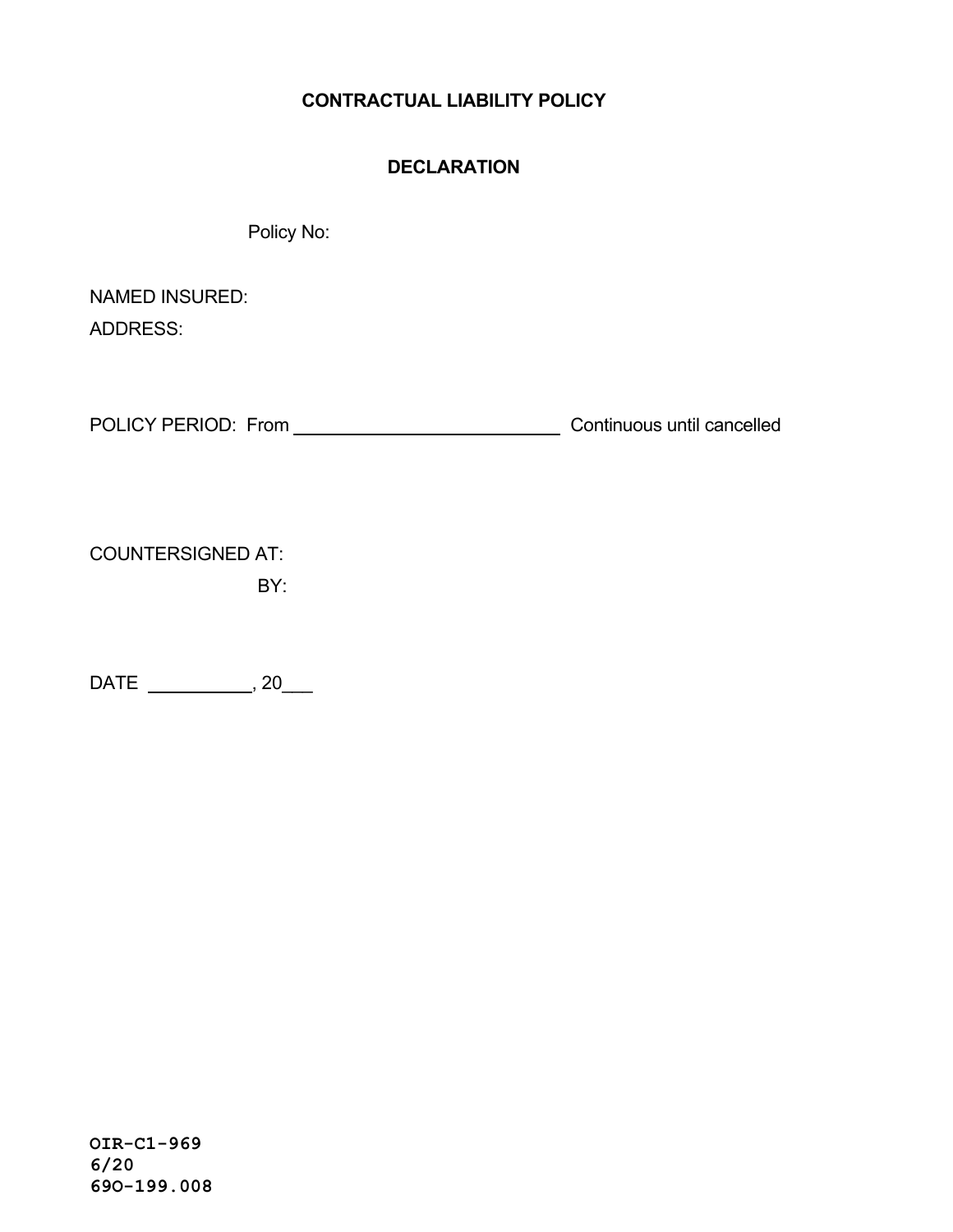# CONTRACTUAL LIABILITY POLICY

## DECLARATION

Policy No:

NAMED INSURED:

ADDRESS:

POLICY PERIOD: From ______________________________ Continuous until cancelled

COUNTERSIGNED AT:

BY:

DATE ___________, 20___

OIR-C1-969
6/20
69O-199.008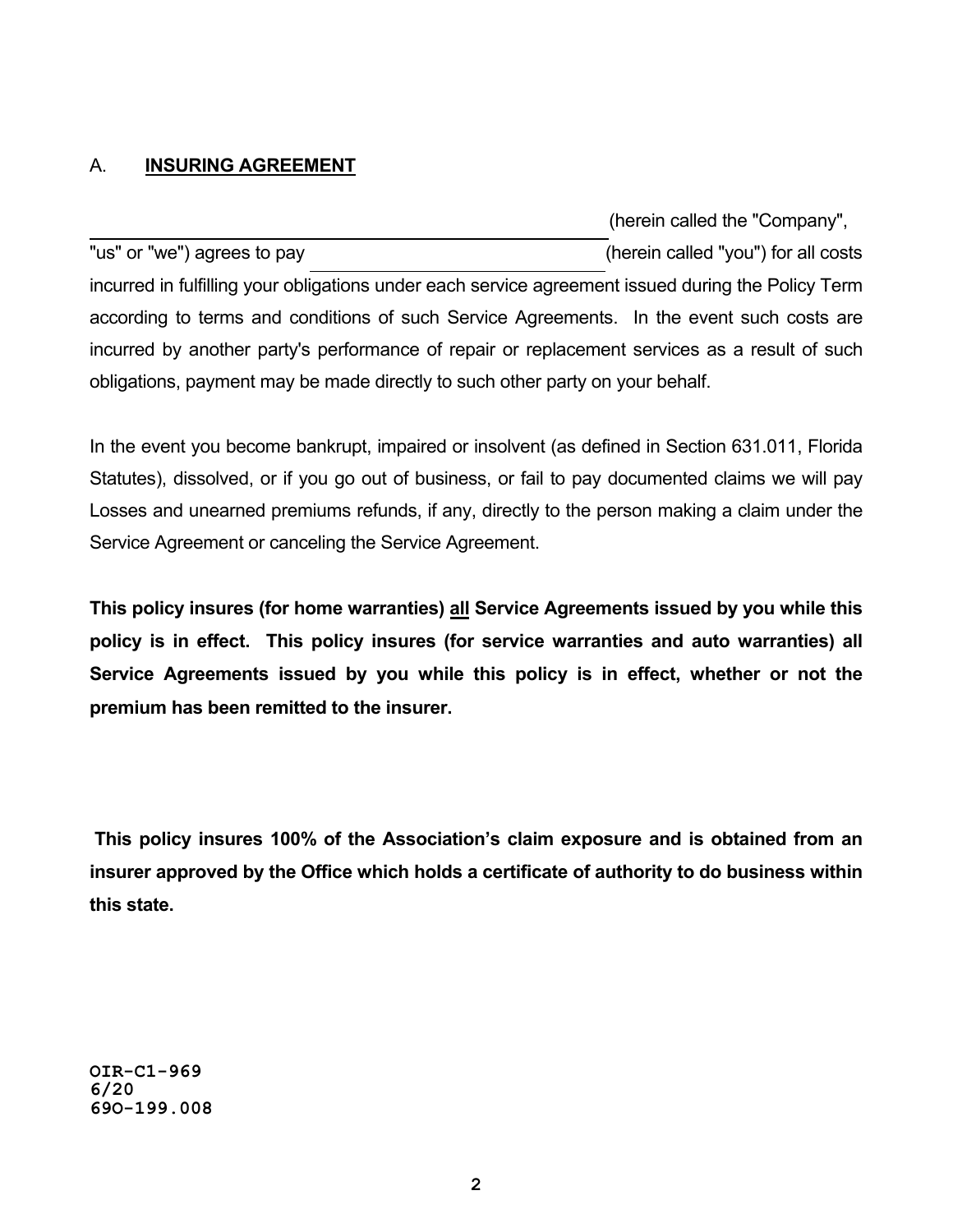## A. **INSURING AGREEMENT**

\_\_\_\_\_\_\_\_\_\_\_\_\_\_\_\_\_\_\_\_\_\_\_\_\_\_\_\_\_\_\_\_\_\_\_\_\_\_\_\_\_\_\_\_ (herein called the "Company", "us" or "we") agrees to pay \_\_\_\_\_\_\_\_\_\_\_\_\_\_\_\_\_\_\_\_\_\_\_\_\_\_\_\_\_\_\_\_ (herein called "you") for all costs incurred in fulfilling your obligations under each service agreement issued during the Policy Term according to terms and conditions of such Service Agreements. In the event such costs are incurred by another party's performance of repair or replacement services as a result of such obligations, payment may be made directly to such other party on your behalf.

In the event you become bankrupt, impaired or insolvent (as defined in Section 631.011, Florida Statutes), dissolved, or if you go out of business, or fail to pay documented claims we will pay Losses and unearned premiums refunds, if any, directly to the person making a claim under the Service Agreement or canceling the Service Agreement.

**This policy insures (for home warranties) <u>all</u> Service Agreements issued by you while this policy is in effect. This policy insures (for service warranties and auto warranties) all Service Agreements issued by you while this policy is in effect, whether or not the premium has been remitted to the insurer.**

**This policy insures 100% of the Association's claim exposure and is obtained from an insurer approved by the Office which holds a certificate of authority to do business within this state.**

OIR-C1-969
6/20
69O-199.008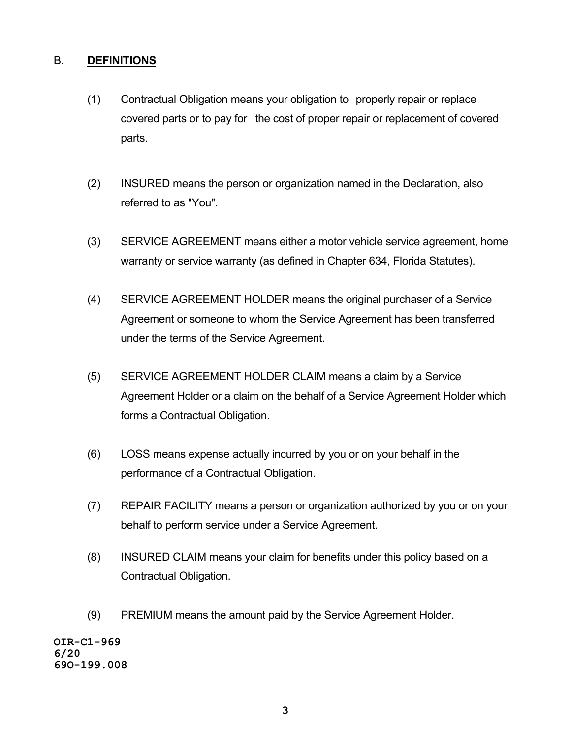## B. **DEFINITIONS**

(1) Contractual Obligation means your obligation to properly repair or replace covered parts or to pay for the cost of proper repair or replacement of covered parts.

(2) INSURED means the person or organization named in the Declaration, also referred to as "You".

(3) SERVICE AGREEMENT means either a motor vehicle service agreement, home warranty or service warranty (as defined in Chapter 634, Florida Statutes).

(4) SERVICE AGREEMENT HOLDER means the original purchaser of a Service Agreement or someone to whom the Service Agreement has been transferred under the terms of the Service Agreement.

(5) SERVICE AGREEMENT HOLDER CLAIM means a claim by a Service Agreement Holder or a claim on the behalf of a Service Agreement Holder which forms a Contractual Obligation.

(6) LOSS means expense actually incurred by you or on your behalf in the performance of a Contractual Obligation.

(7) REPAIR FACILITY means a person or organization authorized by you or on your behalf to perform service under a Service Agreement.

(8) INSURED CLAIM means your claim for benefits under this policy based on a Contractual Obligation.

(9) PREMIUM means the amount paid by the Service Agreement Holder.

OIR-C1-969
6/20
69O-199.008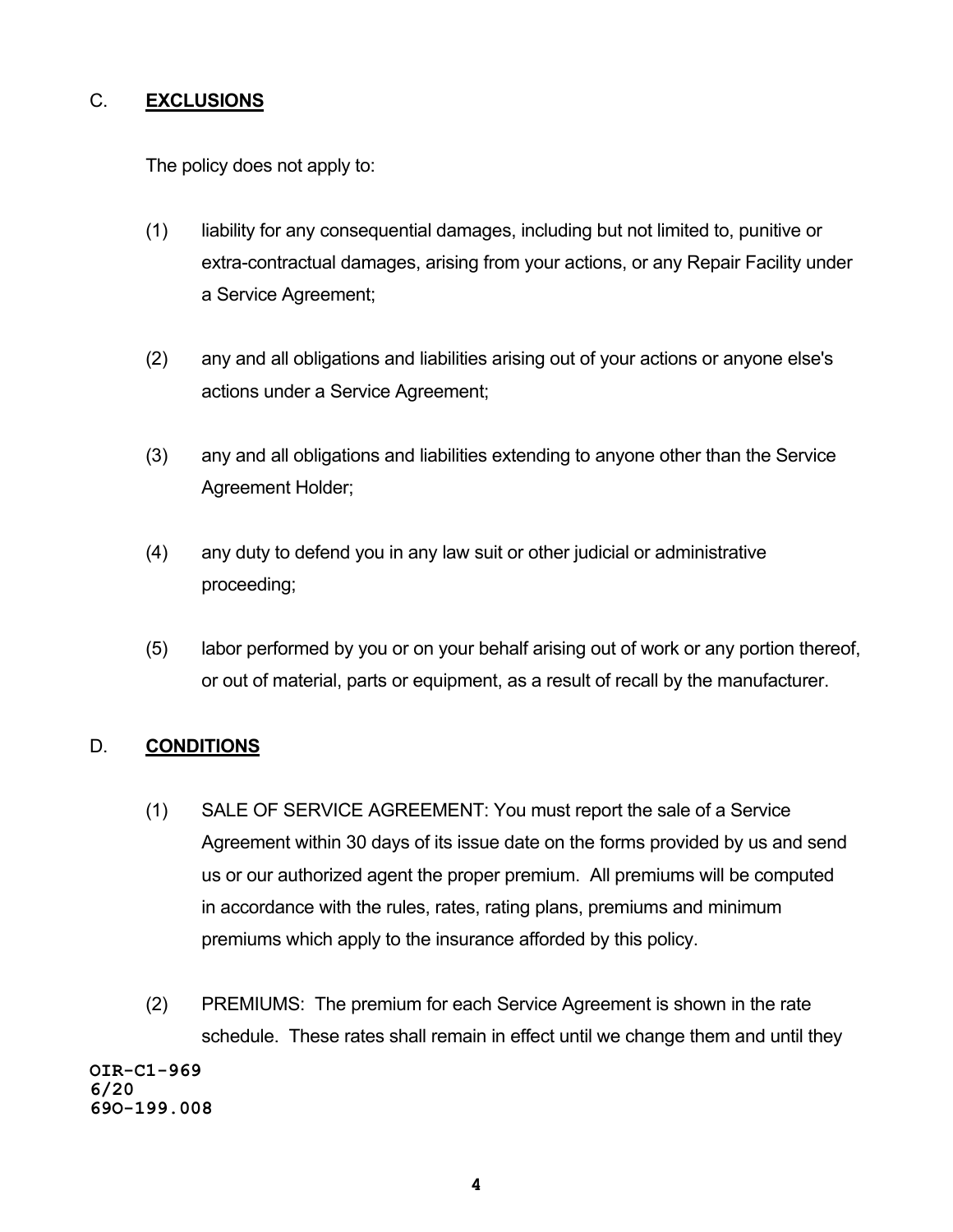## C. **EXCLUSIONS**

The policy does not apply to:

(1) liability for any consequential damages, including but not limited to, punitive or extra-contractual damages, arising from your actions, or any Repair Facility under a Service Agreement;

(2) any and all obligations and liabilities arising out of your actions or anyone else's actions under a Service Agreement;

(3) any and all obligations and liabilities extending to anyone other than the Service Agreement Holder;

(4) any duty to defend you in any law suit or other judicial or administrative proceeding;

(5) labor performed by you or on your behalf arising out of work or any portion thereof, or out of material, parts or equipment, as a result of recall by the manufacturer.

## D. **CONDITIONS**

(1) SALE OF SERVICE AGREEMENT: You must report the sale of a Service Agreement within 30 days of its issue date on the forms provided by us and send us or our authorized agent the proper premium. All premiums will be computed in accordance with the rules, rates, rating plans, premiums and minimum premiums which apply to the insurance afforded by this policy.

(2) PREMIUMS: The premium for each Service Agreement is shown in the rate schedule. These rates shall remain in effect until we change them and until they

OIR-C1-969
6/20
69O-199.008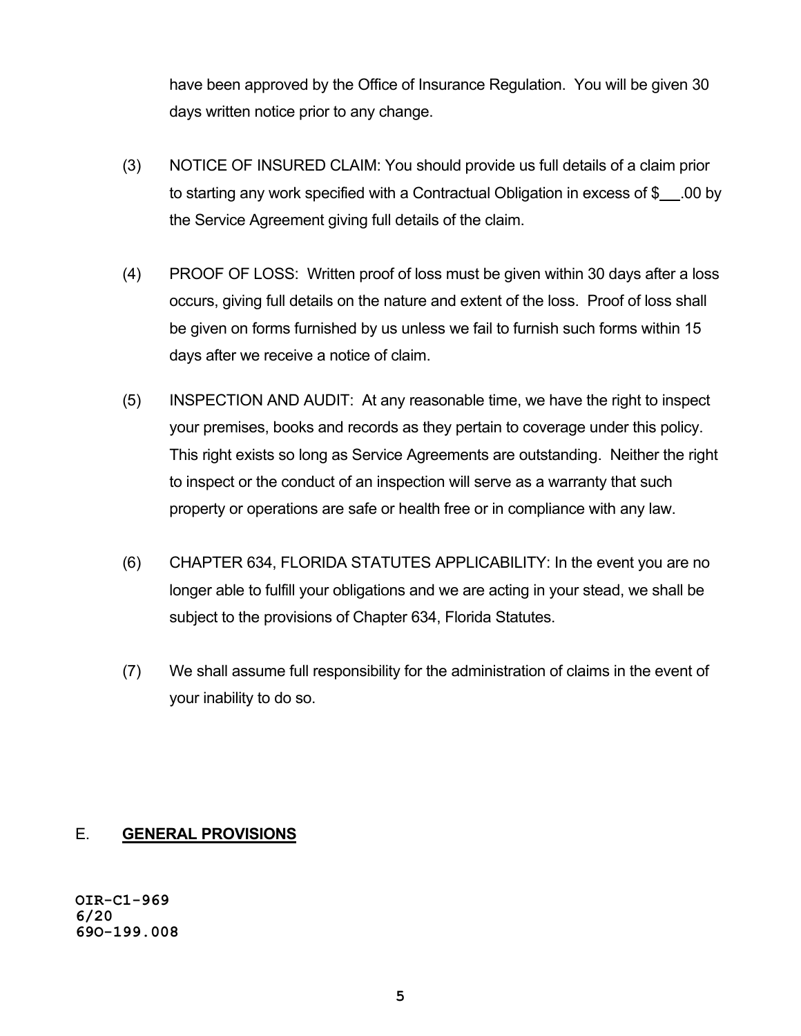have been approved by the Office of Insurance Regulation. You will be given 30 days written notice prior to any change.

(3) NOTICE OF INSURED CLAIM: You should provide us full details of a claim prior to starting any work specified with a Contractual Obligation in excess of $\_\_\_.00 by the Service Agreement giving full details of the claim.

(4) PROOF OF LOSS: Written proof of loss must be given within 30 days after a loss occurs, giving full details on the nature and extent of the loss. Proof of loss shall be given on forms furnished by us unless we fail to furnish such forms within 15 days after we receive a notice of claim.

(5) INSPECTION AND AUDIT: At any reasonable time, we have the right to inspect your premises, books and records as they pertain to coverage under this policy. This right exists so long as Service Agreements are outstanding. Neither the right to inspect or the conduct of an inspection will serve as a warranty that such property or operations are safe or health free or in compliance with any law.

(6) CHAPTER 634, FLORIDA STATUTES APPLICABILITY: In the event you are no longer able to fulfill your obligations and we are acting in your stead, we shall be subject to the provisions of Chapter 634, Florida Statutes.

(7) We shall assume full responsibility for the administration of claims in the event of your inability to do so.

## E. **GENERAL PROVISIONS**

OIR-C1-969
6/20
69O-199.008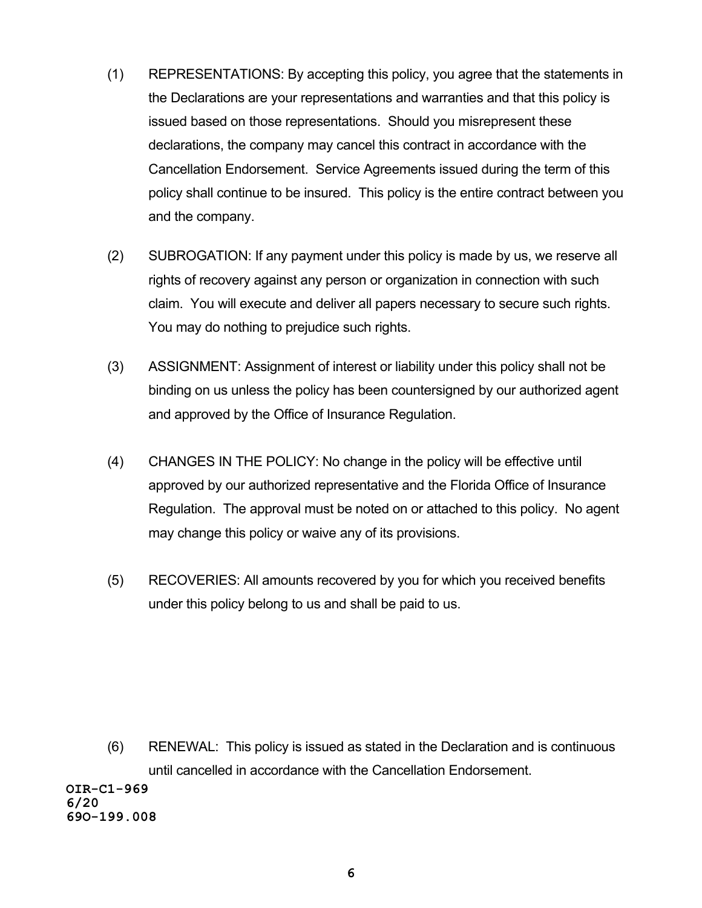(1) REPRESENTATIONS: By accepting this policy, you agree that the statements in the Declarations are your representations and warranties and that this policy is issued based on those representations. Should you misrepresent these declarations, the company may cancel this contract in accordance with the Cancellation Endorsement. Service Agreements issued during the term of this policy shall continue to be insured. This policy is the entire contract between you and the company.

(2) SUBROGATION: If any payment under this policy is made by us, we reserve all rights of recovery against any person or organization in connection with such claim. You will execute and deliver all papers necessary to secure such rights. You may do nothing to prejudice such rights.

(3) ASSIGNMENT: Assignment of interest or liability under this policy shall not be binding on us unless the policy has been countersigned by our authorized agent and approved by the Office of Insurance Regulation.

(4) CHANGES IN THE POLICY: No change in the policy will be effective until approved by our authorized representative and the Florida Office of Insurance Regulation. The approval must be noted on or attached to this policy. No agent may change this policy or waive any of its provisions.

(5) RECOVERIES: All amounts recovered by you for which you received benefits under this policy belong to us and shall be paid to us.

(6) RENEWAL: This policy is issued as stated in the Declaration and is continuous until cancelled in accordance with the Cancellation Endorsement.

OIR-C1-969
6/20
69O-199.008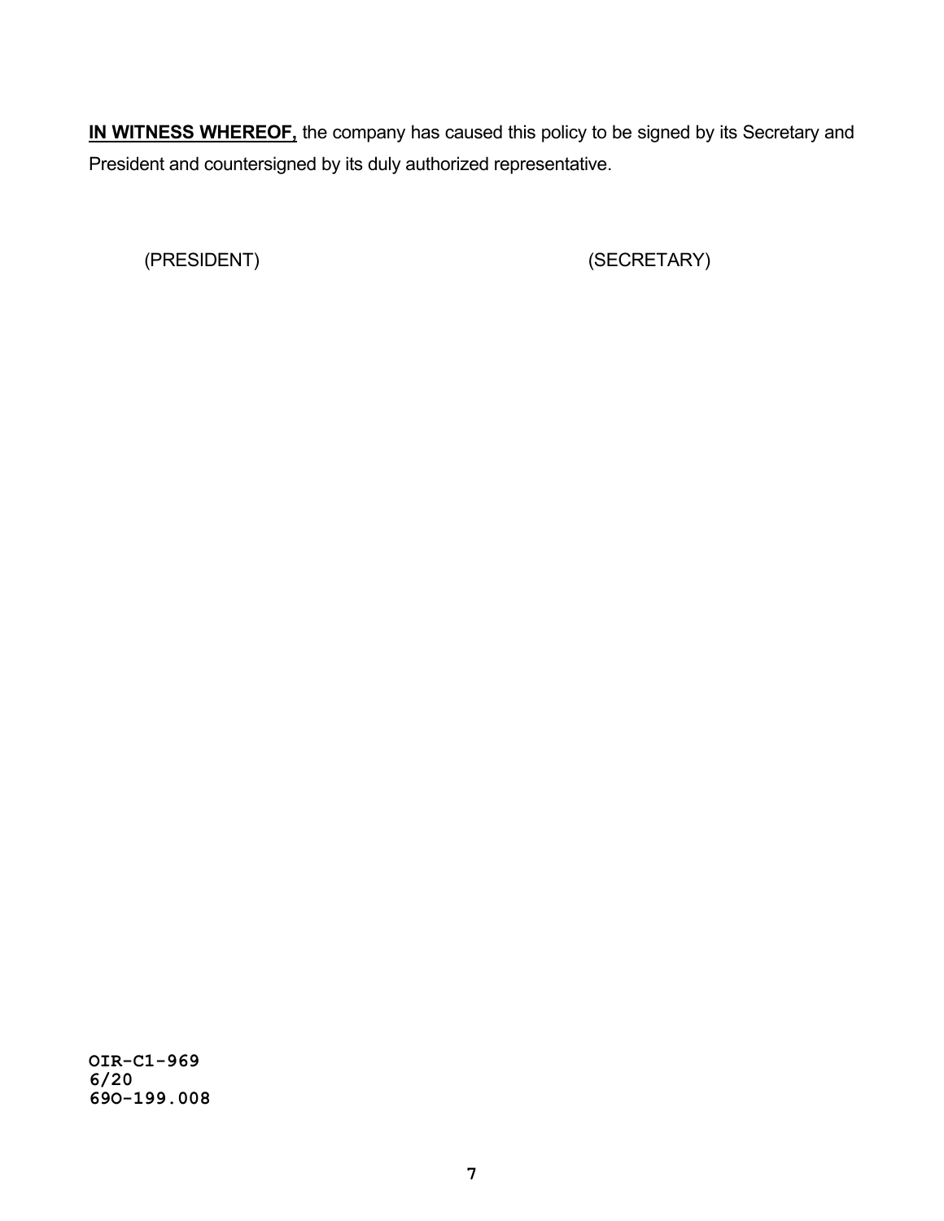**IN WITNESS WHEREOF,** the company has caused this policy to be signed by its Secretary and President and countersigned by its duly authorized representative.

(PRESIDENT) (SECRETARY)

**OIR-C1-969**
**6/20**
**69O-199.008**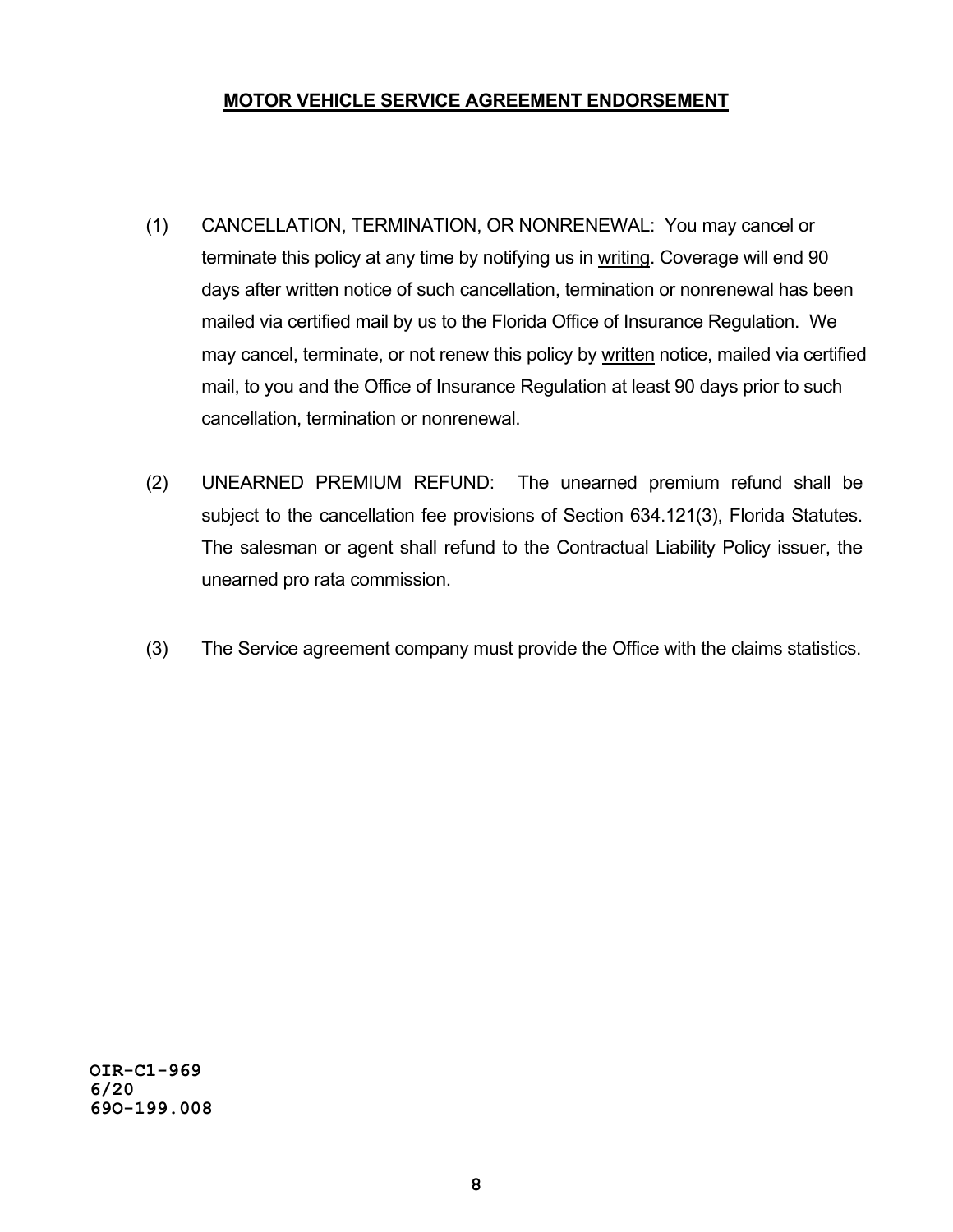## MOTOR VEHICLE SERVICE AGREEMENT ENDORSEMENT

(1) CANCELLATION, TERMINATION, OR NONRENEWAL: You may cancel or terminate this policy at any time by notifying us in writing. Coverage will end 90 days after written notice of such cancellation, termination or nonrenewal has been mailed via certified mail by us to the Florida Office of Insurance Regulation. We may cancel, terminate, or not renew this policy by written notice, mailed via certified mail, to you and the Office of Insurance Regulation at least 90 days prior to such cancellation, termination or nonrenewal.

(2) UNEARNED PREMIUM REFUND: The unearned premium refund shall be subject to the cancellation fee provisions of Section 634.121(3), Florida Statutes. The salesman or agent shall refund to the Contractual Liability Policy issuer, the unearned pro rata commission.

(3) The Service agreement company must provide the Office with the claims statistics.

OIR-C1-969
6/20
69O-199.008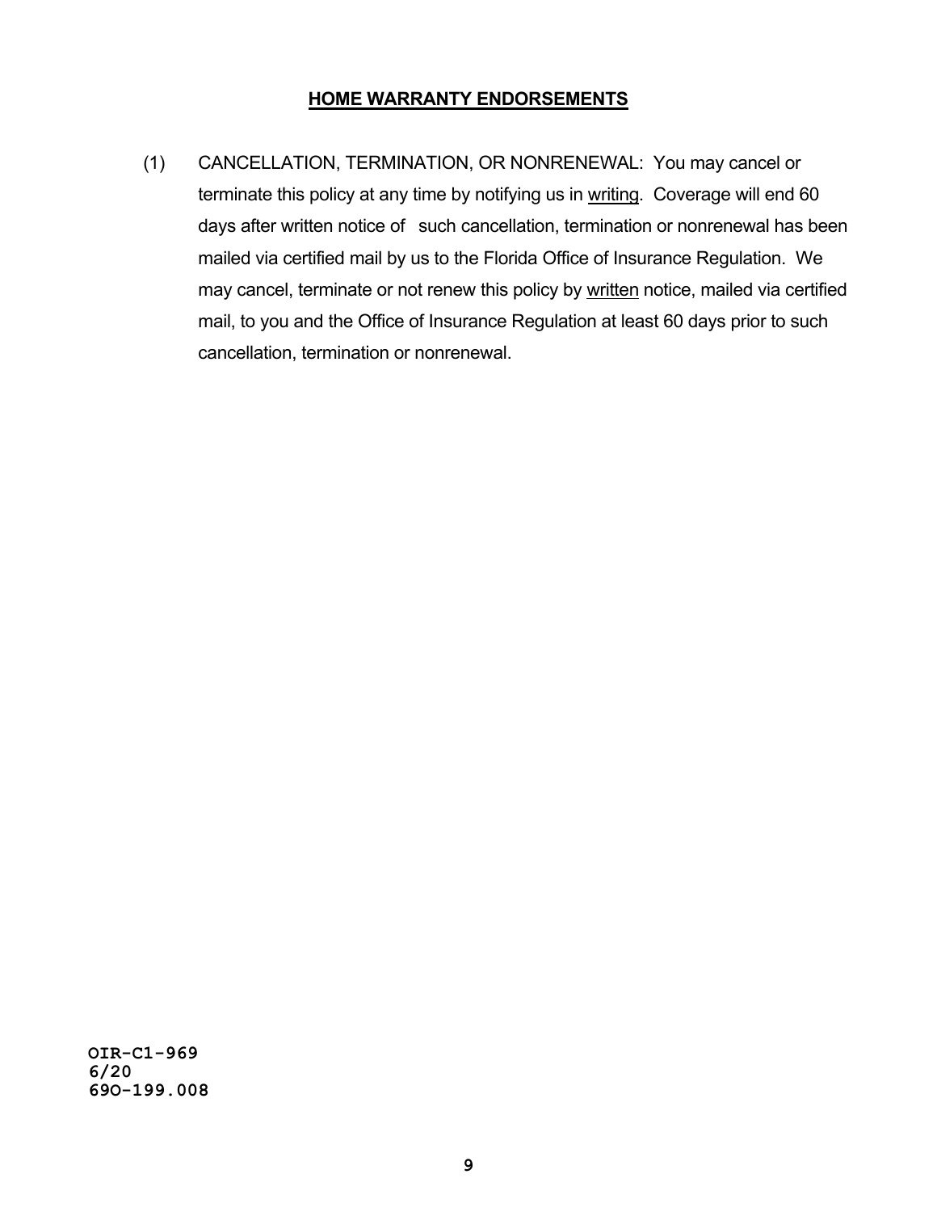## HOME WARRANTY ENDORSEMENTS

(1) CANCELLATION, TERMINATION, OR NONRENEWAL: You may cancel or terminate this policy at any time by notifying us in <u>writing</u>. Coverage will end 60 days after written notice of such cancellation, termination or nonrenewal has been mailed via certified mail by us to the Florida Office of Insurance Regulation. We may cancel, terminate or not renew this policy by <u>written</u> notice, mailed via certified mail, to you and the Office of Insurance Regulation at least 60 days prior to such cancellation, termination or nonrenewal.

**OIR-C1-969**
**6/20**
**69O-199.008**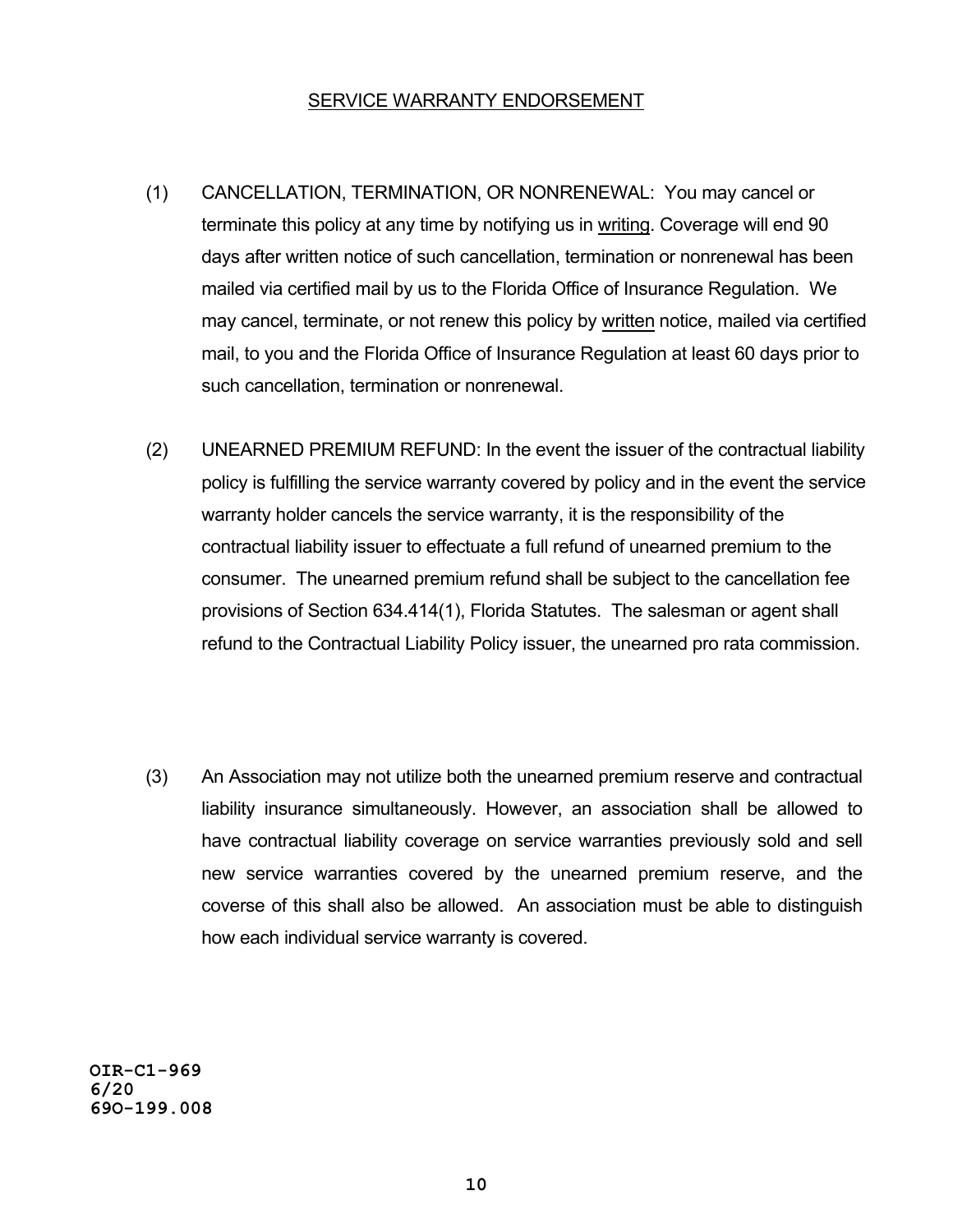SERVICE WARRANTY ENDORSEMENT

(1) CANCELLATION, TERMINATION, OR NONRENEWAL: You may cancel or terminate this policy at any time by notifying us in writing. Coverage will end 90 days after written notice of such cancellation, termination or nonrenewal has been mailed via certified mail by us to the Florida Office of Insurance Regulation. We may cancel, terminate, or not renew this policy by written notice, mailed via certified mail, to you and the Florida Office of Insurance Regulation at least 60 days prior to such cancellation, termination or nonrenewal.

(2) UNEARNED PREMIUM REFUND: In the event the issuer of the contractual liability policy is fulfilling the service warranty covered by policy and in the event the service warranty holder cancels the service warranty, it is the responsibility of the contractual liability issuer to effectuate a full refund of unearned premium to the consumer. The unearned premium refund shall be subject to the cancellation fee provisions of Section 634.414(1), Florida Statutes. The salesman or agent shall refund to the Contractual Liability Policy issuer, the unearned pro rata commission.

(3) An Association may not utilize both the unearned premium reserve and contractual liability insurance simultaneously. However, an association shall be allowed to have contractual liability coverage on service warranties previously sold and sell new service warranties covered by the unearned premium reserve, and the coverse of this shall also be allowed. An association must be able to distinguish how each individual service warranty is covered.

OIR-C1-969
6/20
69O-199.008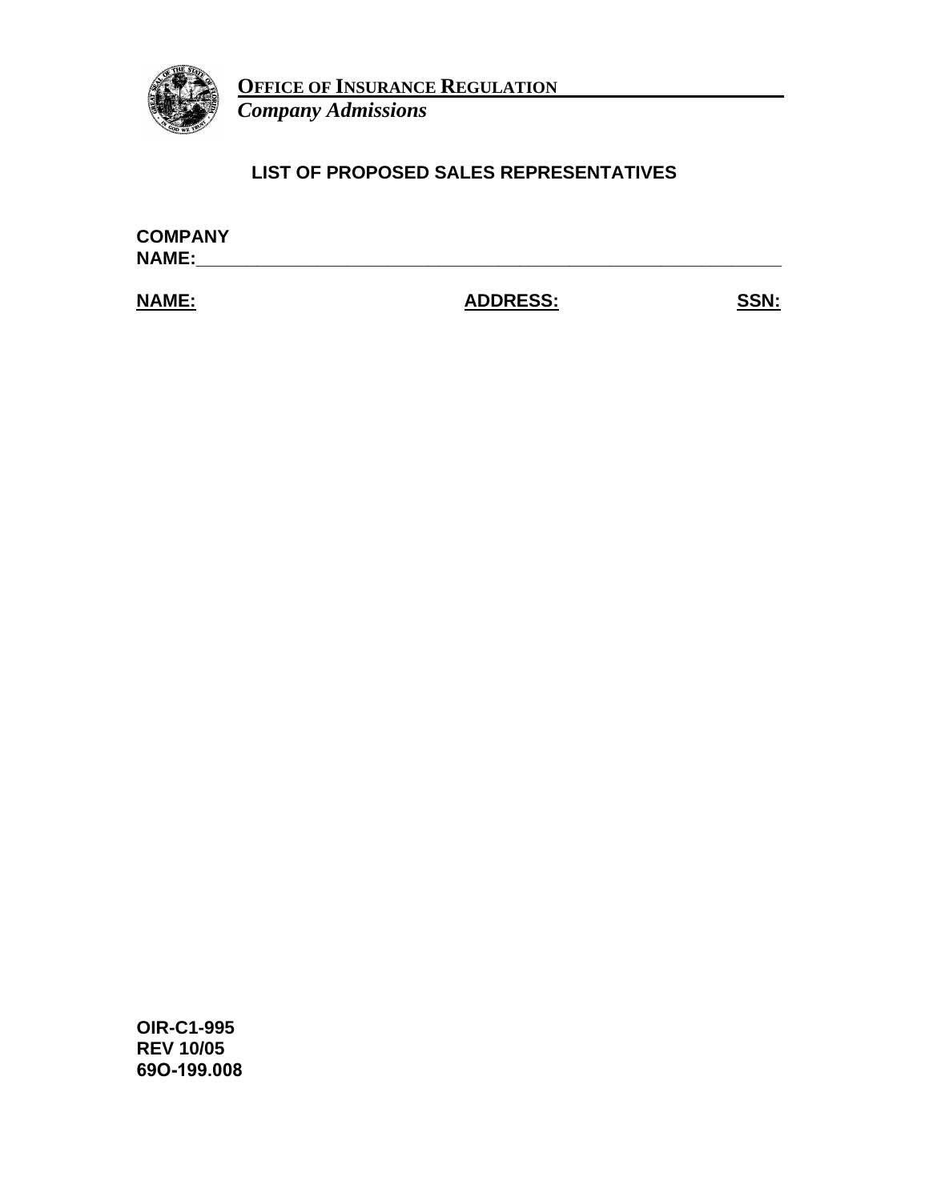**OFFICE OF INSURANCE REGULATION**
*Company Admissions*

## LIST OF PROPOSED SALES REPRESENTATIVES

**COMPANY NAME:**_______________________________________________________________

| NAME: | ADDRESS: | SSN: |
|---|---|---|

**OIR-C1-995**
**REV 10/05**
**69O-199.008**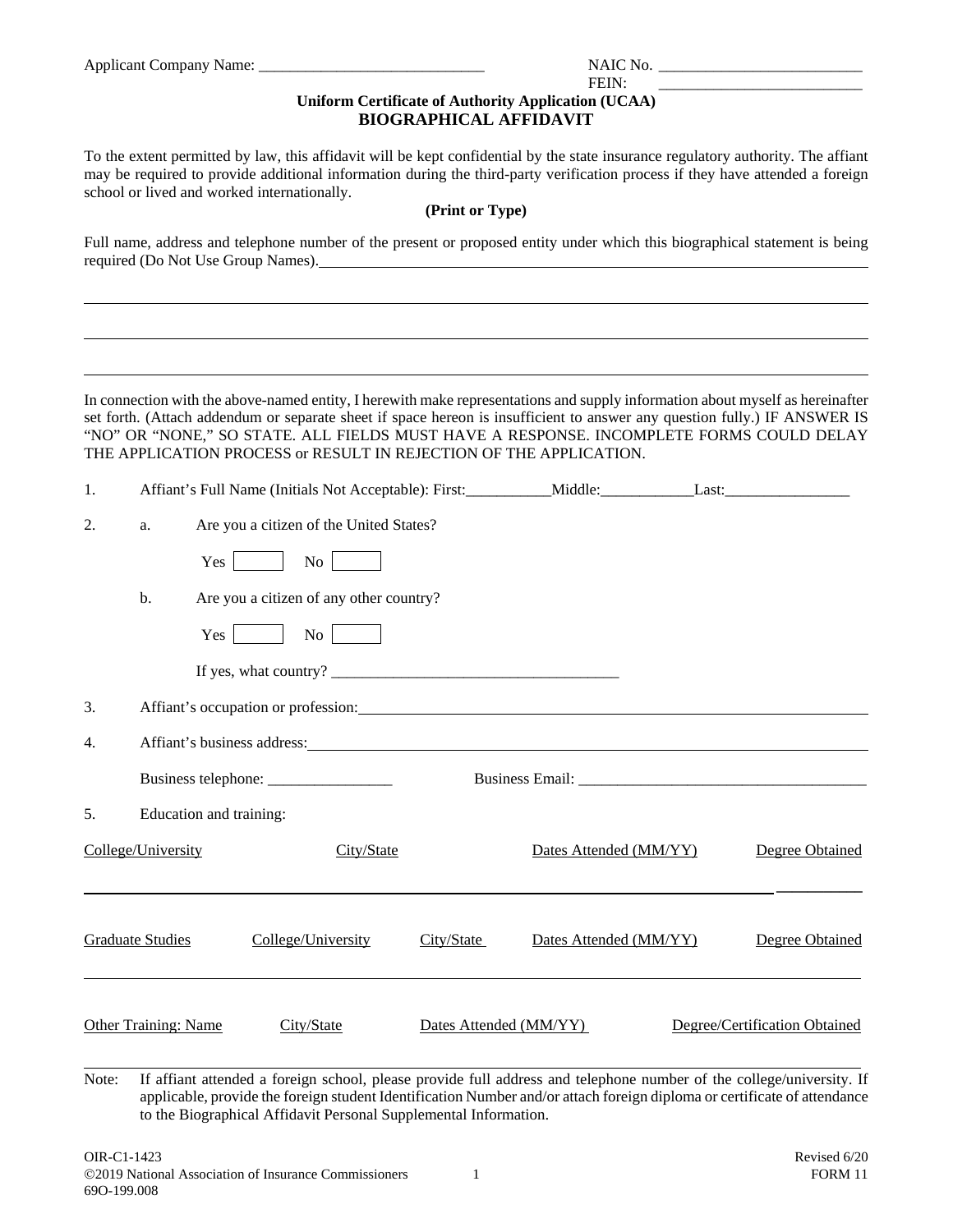Applicant Company Name: _____________________________ NAIC No. _________________________

FEIN: _________________________

**Uniform Certificate of Authority Application (UCAA)**

## BIOGRAPHICAL AFFIDAVIT

To the extent permitted by law, this affidavit will be kept confidential by the state insurance regulatory authority. The affiant may be required to provide additional information during the third-party verification process if they have attended a foreign school or lived and worked internationally.

**(Print or Type)**

Full name, address and telephone number of the present or proposed entity under which this biographical statement is being required (Do Not Use Group Names). _______________________________________________

_______________________________________________

_______________________________________________

_______________________________________________

In connection with the above-named entity, I herewith make representations and supply information about myself as hereinafter set forth. (Attach addendum or separate sheet if space hereon is insufficient to answer any question fully.) IF ANSWER IS "NO" OR "NONE," SO STATE. ALL FIELDS MUST HAVE A RESPONSE. INCOMPLETE FORMS COULD DELAY THE APPLICATION PROCESS or RESULT IN REJECTION OF THE APPLICATION.

1. Affiant's Full Name (Initials Not Acceptable): First:___________Middle:____________Last:________________

2. a. Are you a citizen of the United States?

   Yes ☐ No ☐

   b. Are you a citizen of any other country?

   Yes ☐ No ☐

   If yes, what country? ____________________________________

3. Affiant's occupation or profession: _______________________________________________

4. Affiant's business address: _______________________________________________

   Business telephone: ________________ Business Email: ______________________________________

5. Education and training:

| College/University | City/State | Dates Attended (MM/YY) | Degree Obtained |
|---|---|---|---|
| | | | |

| Graduate Studies | College/University | City/State | Dates Attended (MM/YY) | Degree Obtained |
|---|---|---|---|---|
| | | | | |

| Other Training: Name | City/State | Dates Attended (MM/YY) | Degree/Certification Obtained |
|---|---|---|---|
| | | | |

Note: If affiant attended a foreign school, please provide full address and telephone number of the college/university. If applicable, provide the foreign student Identification Number and/or attach foreign diploma or certificate of attendance to the Biographical Affidavit Personal Supplemental Information.

OIR-C1-1423 Revised 6/20

©2019 National Association of Insurance Commissioners FORM 11

69O-199.008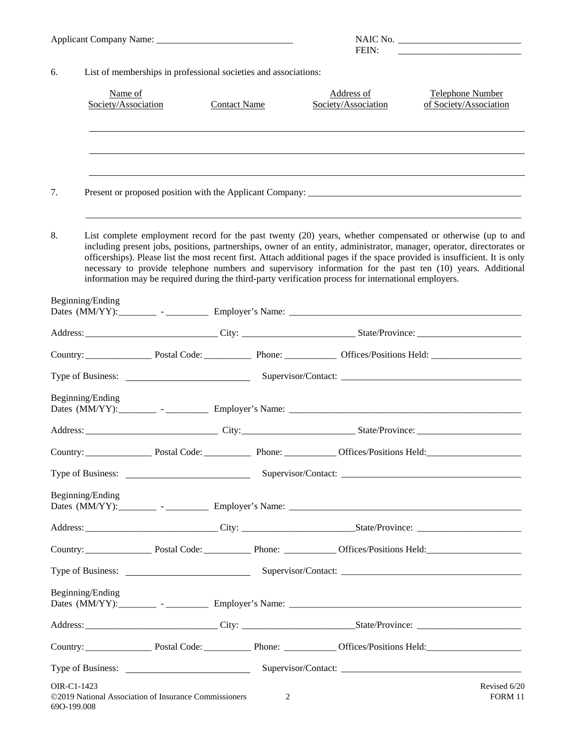Applicant Company Name: ____________________________ NAIC No. ___________________________

FEIN: ___________________________

6. List of memberships in professional societies and associations:

| Name of Society/Association | Contact Name | Address of Society/Association | Telephone Number of Society/Association |
|---|---|---|---|
| | | | |
| | | | |
| | | | |

7. Present or proposed position with the Applicant Company: _______________________________________________

_____________________________________________________________________________________________

8. List complete employment record for the past twenty (20) years, whether compensated or otherwise (up to and including present jobs, positions, partnerships, owner of an entity, administrator, manager, operator, directorates or officerships). Please list the most recent first. Attach additional pages if the space provided is insufficient. It is only necessary to provide telephone numbers and supervisory information for the past ten (10) years. Additional information may be required during the third-party verification process for international employers.

Beginning/Ending Dates (MM/YY):________ - _________ Employer's Name: ___________________________________________________

Address:____________________________ City: ________________________ State/Province: ______________________

Country:______________ Postal Code:__________ Phone: ___________ Offices/Positions Held: ___________________

Type of Business: _________________________ Supervisor/Contact: _____________________________________

Beginning/Ending Dates (MM/YY):________ - _________ Employer's Name: ___________________________________________________

Address:____________________________ City:________________________ State/Province: ______________________

Country:______________ Postal Code:__________ Phone: ___________ Offices/Positions Held:____________________

Type of Business: _________________________ Supervisor/Contact: _____________________________________

Beginning/Ending Dates (MM/YY):________ - _________ Employer's Name: ___________________________________________________

Address:____________________________ City: ________________________State/Province: ______________________

Country:______________ Postal Code:__________ Phone: ___________ Offices/Positions Held:____________________

Type of Business: _________________________ Supervisor/Contact: _____________________________________

Beginning/Ending Dates (MM/YY):________ - _________ Employer's Name: ___________________________________________________

Address:____________________________ City: ________________________State/Province: ______________________

Country:______________ Postal Code:__________ Phone: ___________ Offices/Positions Held:____________________

Type of Business: _________________________ Supervisor/Contact: _____________________________________

OIR-C1-1423
©2019 National Association of Insurance Commissioners
69O-199.008

Revised 6/20
FORM 11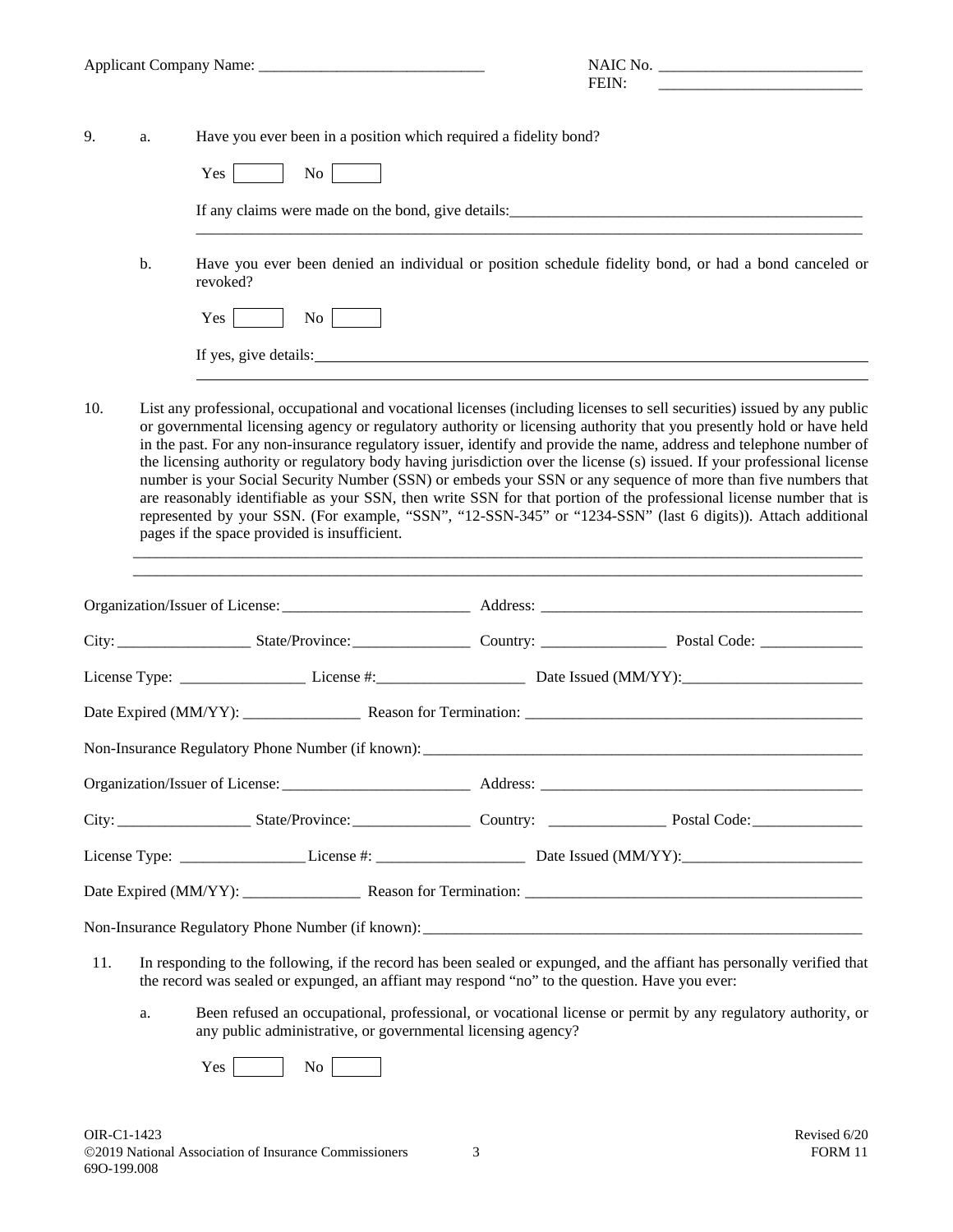Applicant Company Name: ____________________________ NAIC No. __________________________
FEIN: __________________________

9. a. Have you ever been in a position which required a fidelity bond?

Yes [ ] No [ ]

If any claims were made on the bond, give details: ______________________________________________
__________________________________________________________________________________________

b. Have you ever been denied an individual or position schedule fidelity bond, or had a bond canceled or revoked?

Yes [ ] No [ ]

If yes, give details: ______________________________________________________________________
__________________________________________________________________________________________

10. List any professional, occupational and vocational licenses (including licenses to sell securities) issued by any public or governmental licensing agency or regulatory authority or licensing authority that you presently hold or have held in the past. For any non-insurance regulatory issuer, identify and provide the name, address and telephone number of the licensing authority or regulatory body having jurisdiction over the license (s) issued. If your professional license number is your Social Security Number (SSN) or embeds your SSN or any sequence of more than five numbers that are reasonably identifiable as your SSN, then write SSN for that portion of the professional license number that is represented by your SSN. (For example, "SSN", "12-SSN-345" or "1234-SSN" (last 6 digits)). Attach additional pages if the space provided is insufficient.

__________________________________________________________________________________________
__________________________________________________________________________________________

Organization/Issuer of License: ________________________ Address: __________________________________________

City: _________________ State/Province: _______________ Country: ________________ Postal Code: _____________

License Type: ________________ License #: ___________________ Date Issued (MM/YY): _______________________

Date Expired (MM/YY): _______________ Reason for Termination: ___________________________________________

Non-Insurance Regulatory Phone Number (if known): ___________________________________________________________

Organization/Issuer of License: ________________________ Address: __________________________________________

City: _________________ State/Province: _______________ Country: _______________ Postal Code: ______________

License Type: ________________ License #: ___________________ Date Issued (MM/YY): _______________________

Date Expired (MM/YY): _______________ Reason for Termination: ___________________________________________

Non-Insurance Regulatory Phone Number (if known): ___________________________________________________________

11. In responding to the following, if the record has been sealed or expunged, and the affiant has personally verified that the record was sealed or expunged, an affiant may respond "no" to the question. Have you ever:

a. Been refused an occupational, professional, or vocational license or permit by any regulatory authority, or any public administrative, or governmental licensing agency?

Yes [ ] No [ ]

OIR-C1-1423
©2019 National Association of Insurance Commissioners
69O-199.008

Revised 6/20
FORM 11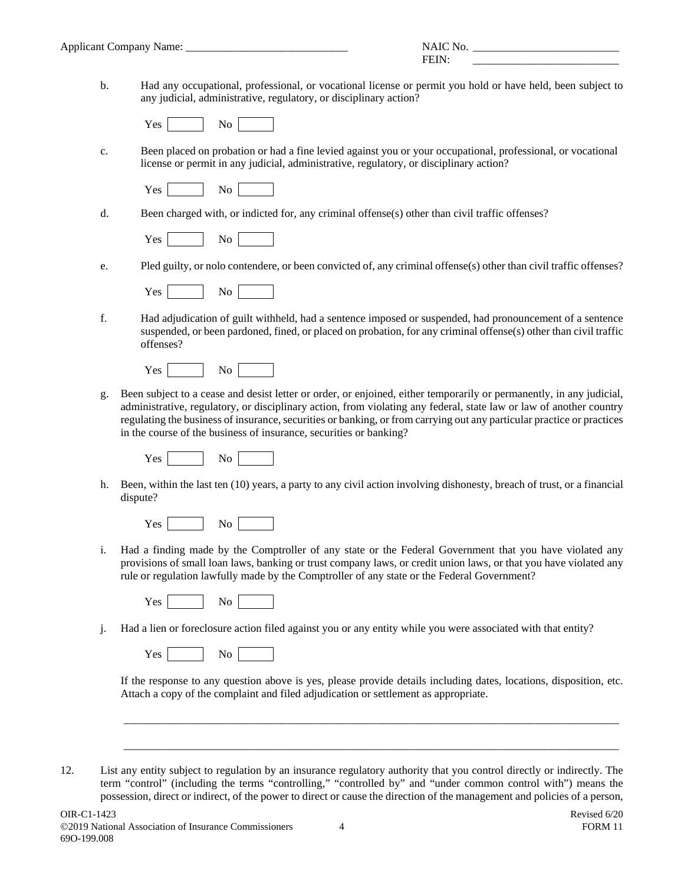Applicant Company Name: _____________________________ NAIC No. __________________________
FEIN: __________________________

b. Had any occupational, professional, or vocational license or permit you hold or have held, been subject to any judicial, administrative, regulatory, or disciplinary action?

Yes ☐ No ☐

c. Been placed on probation or had a fine levied against you or your occupational, professional, or vocational license or permit in any judicial, administrative, regulatory, or disciplinary action?

Yes ☐ No ☐

d. Been charged with, or indicted for, any criminal offense(s) other than civil traffic offenses?

Yes ☐ No ☐

e. Pled guilty, or nolo contendere, or been convicted of, any criminal offense(s) other than civil traffic offenses?

Yes ☐ No ☐

f. Had adjudication of guilt withheld, had a sentence imposed or suspended, had pronouncement of a sentence suspended, or been pardoned, fined, or placed on probation, for any criminal offense(s) other than civil traffic offenses?

Yes ☐ No ☐

g. Been subject to a cease and desist letter or order, or enjoined, either temporarily or permanently, in any judicial, administrative, regulatory, or disciplinary action, from violating any federal, state law or law of another country regulating the business of insurance, securities or banking, or from carrying out any particular practice or practices in the course of the business of insurance, securities or banking?

Yes ☐ No ☐

h. Been, within the last ten (10) years, a party to any civil action involving dishonesty, breach of trust, or a financial dispute?

Yes ☐ No ☐

i. Had a finding made by the Comptroller of any state or the Federal Government that you have violated any provisions of small loan laws, banking or trust company laws, or credit union laws, or that you have violated any rule or regulation lawfully made by the Comptroller of any state or the Federal Government?

Yes ☐ No ☐

j. Had a lien or foreclosure action filed against you or any entity while you were associated with that entity?

Yes ☐ No ☐

If the response to any question above is yes, please provide details including dates, locations, disposition, etc. Attach a copy of the complaint and filed adjudication or settlement as appropriate.

_____________________________________________________________________________________________

_____________________________________________________________________________________________

12. List any entity subject to regulation by an insurance regulatory authority that you control directly or indirectly. The term "control" (including the terms "controlling," "controlled by" and "under common control with") means the possession, direct or indirect, of the power to direct or cause the direction of the management and policies of a person,

OIR-C1-1423 Revised 6/20
©2019 National Association of Insurance Commissioners FORM 11
69O-199.008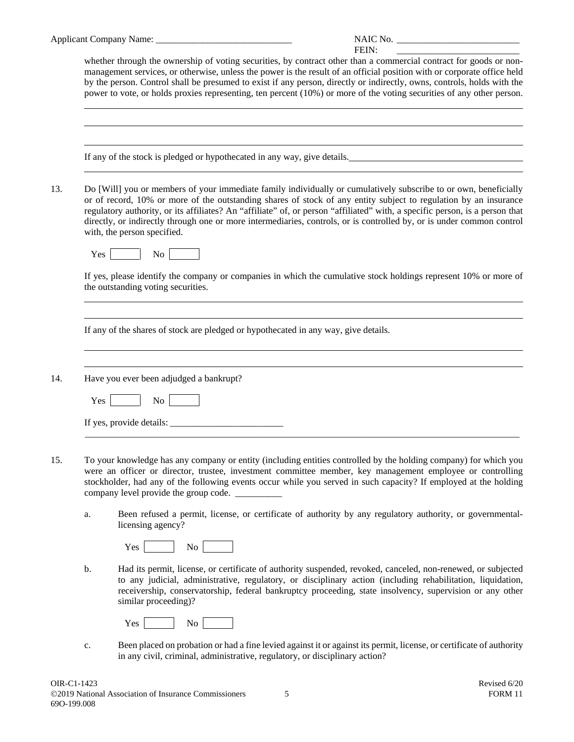Applicant Company Name: ______________________________ NAIC No. __________________________
FEIN: __________________________

whether through the ownership of voting securities, by contract other than a commercial contract for goods or non-management services, or otherwise, unless the power is the result of an official position with or corporate office held by the person. Control shall be presumed to exist if any person, directly or indirectly, owns, controls, holds with the power to vote, or holds proxies representing, ten percent (10%) or more of the voting securities of any other person.

_______________________________________________________________________________

_______________________________________________________________________________

_______________________________________________________________________________

If any of the stock is pledged or hypothecated in any way, give details. ______________________________________

_______________________________________________________________________________

13. Do [Will] you or members of your immediate family individually or cumulatively subscribe to or own, beneficially or of record, 10% or more of the outstanding shares of stock of any entity subject to regulation by an insurance regulatory authority, or its affiliates? An "affiliate" of, or person "affiliated" with, a specific person, is a person that directly, or indirectly through one or more intermediaries, controls, or is controlled by, or is under common control with, the person specified.

    Yes ☐ No ☐

    If yes, please identify the company or companies in which the cumulative stock holdings represent 10% or more of the outstanding voting securities.

    _______________________________________________________________________________

    _______________________________________________________________________________

    If any of the shares of stock are pledged or hypothecated in any way, give details.

    _______________________________________________________________________________

    _______________________________________________________________________________

14. Have you ever been adjudged a bankrupt?

    Yes ☐ No ☐

    If yes, provide details: ________________________

    _______________________________________________________________________________

15. To your knowledge has any company or entity (including entities controlled by the holding company) for which you were an officer or director, trustee, investment committee member, key management employee or controlling stockholder, had any of the following events occur while you served in such capacity? If employed at the holding company level provide the group code. __________

    a. Been refused a permit, license, or certificate of authority by any regulatory authority, or governmental-licensing agency?

       Yes ☐ No ☐

    b. Had its permit, license, or certificate of authority suspended, revoked, canceled, non-renewed, or subjected to any judicial, administrative, regulatory, or disciplinary action (including rehabilitation, liquidation, receivership, conservatorship, federal bankruptcy proceeding, state insolvency, supervision or any other similar proceeding)?

       Yes ☐ No ☐

    c. Been placed on probation or had a fine levied against it or against its permit, license, or certificate of authority in any civil, criminal, administrative, regulatory, or disciplinary action?

OIR-C1-1423
©2019 National Association of Insurance Commissioners
69O-199.008

Revised 6/20
FORM 11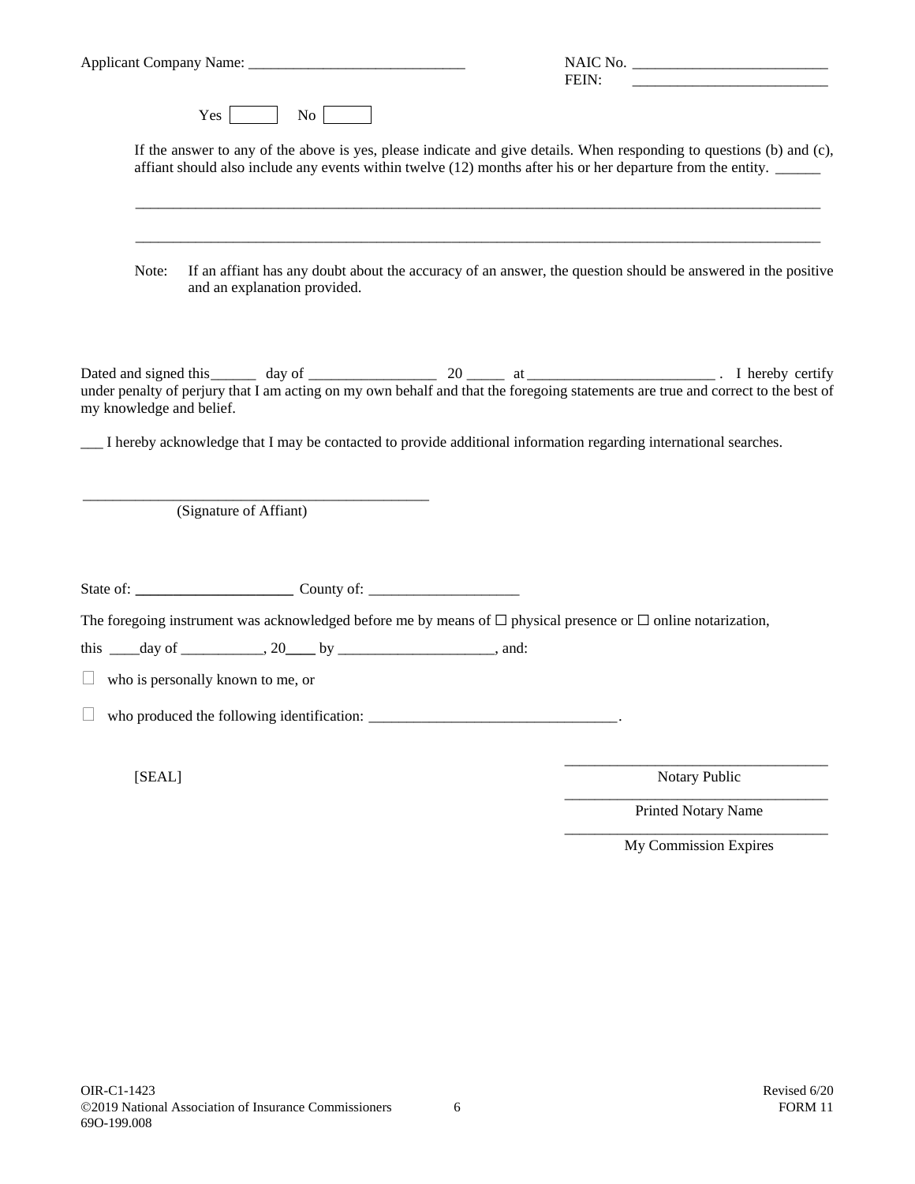Applicant Company Name: _____________________________ NAIC No. __________________________
FEIN: __________________________

Yes ☐ No ☐

If the answer to any of the above is yes, please indicate and give details. When responding to questions (b) and (c), affiant should also include any events within twelve (12) months after his or her departure from the entity. ______

_____________________________________________________________________________________________

_____________________________________________________________________________________________

Note: If an affiant has any doubt about the accuracy of an answer, the question should be answered in the positive and an explanation provided.

Dated and signed this______ day of _________________ 20 _____ at _________________________ . I hereby certify under penalty of perjury that I am acting on my own behalf and that the foregoing statements are true and correct to the best of my knowledge and belief.

___ I hereby acknowledge that I may be contacted to provide additional information regarding international searches.

_______________________________________________
(Signature of Affiant)

State of: _____________________ County of: ____________________

The foregoing instrument was acknowledged before me by means of ☐ physical presence or ☐ online notarization,

this ____day of ___________, 20____ by _____________________, and:

☐ who is personally known to me, or

☐ who produced the following identification: _________________________________.

[SEAL]

___________________________________
Notary Public

___________________________________
Printed Notary Name

___________________________________
My Commission Expires

OIR-C1-1423
©2019 National Association of Insurance Commissioners
69O-199.008

Revised 6/20
FORM 11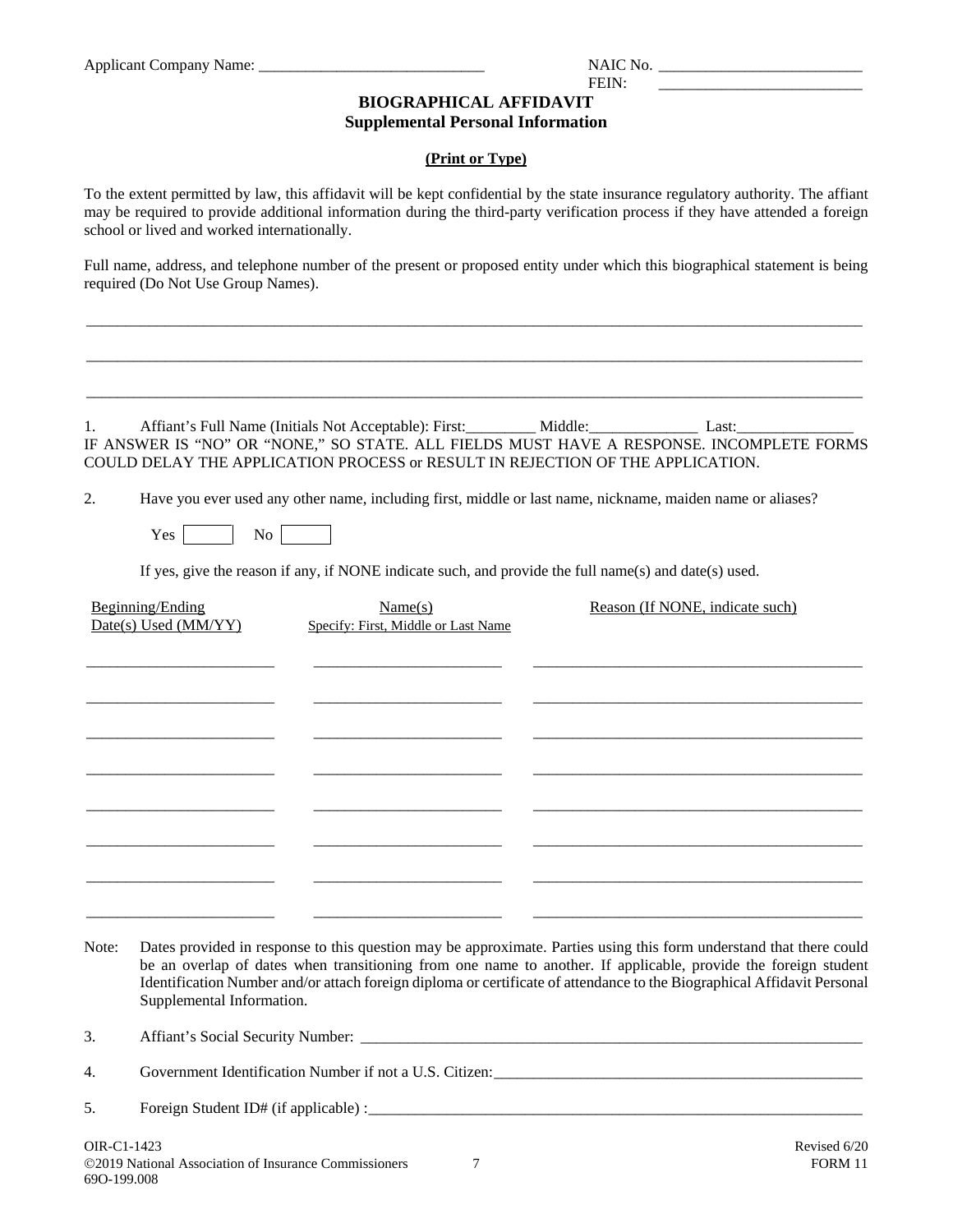Applicant Company Name: _____________________________ NAIC No. __________________________

FEIN: __________________________

## BIOGRAPHICAL AFFIDAVIT
### Supplemental Personal Information

**(Print or Type)**

To the extent permitted by law, this affidavit will be kept confidential by the state insurance regulatory authority. The affiant may be required to provide additional information during the third-party verification process if they have attended a foreign school or lived and worked internationally.

Full name, address, and telephone number of the present or proposed entity under which this biographical statement is being required (Do Not Use Group Names).

_____________________________________________________________________________________________

_____________________________________________________________________________________________

_____________________________________________________________________________________________

1. Affiant's Full Name (Initials Not Acceptable): First:_________ Middle:______________ Last:_______________

IF ANSWER IS "NO" OR "NONE," SO STATE. ALL FIELDS MUST HAVE A RESPONSE. INCOMPLETE FORMS COULD DELAY THE APPLICATION PROCESS or RESULT IN REJECTION OF THE APPLICATION.

2. Have you ever used any other name, including first, middle or last name, nickname, maiden name or aliases?

Yes ☐ No ☐

If yes, give the reason if any, if NONE indicate such, and provide the full name(s) and date(s) used.

| Beginning/Ending Date(s) Used (MM/YY) | Name(s) Specify: First, Middle or Last Name | Reason (If NONE, indicate such) |
|---|---|---|
| | | |
| | | |
| | | |
| | | |
| | | |
| | | |
| | | |
| | | |

Note: Dates provided in response to this question may be approximate. Parties using this form understand that there could be an overlap of dates when transitioning from one name to another. If applicable, provide the foreign student Identification Number and/or attach foreign diploma or certificate of attendance to the Biographical Affidavit Personal Supplemental Information.

3. Affiant's Social Security Number: ____________________________________________________________

4. Government Identification Number if not a U.S. Citizen:__________________________________________

5. Foreign Student ID# (if applicable) :____________________________________________________________

OIR-C1-1423
©2019 National Association of Insurance Commissioners
69O-199.008

Revised 6/20
FORM 11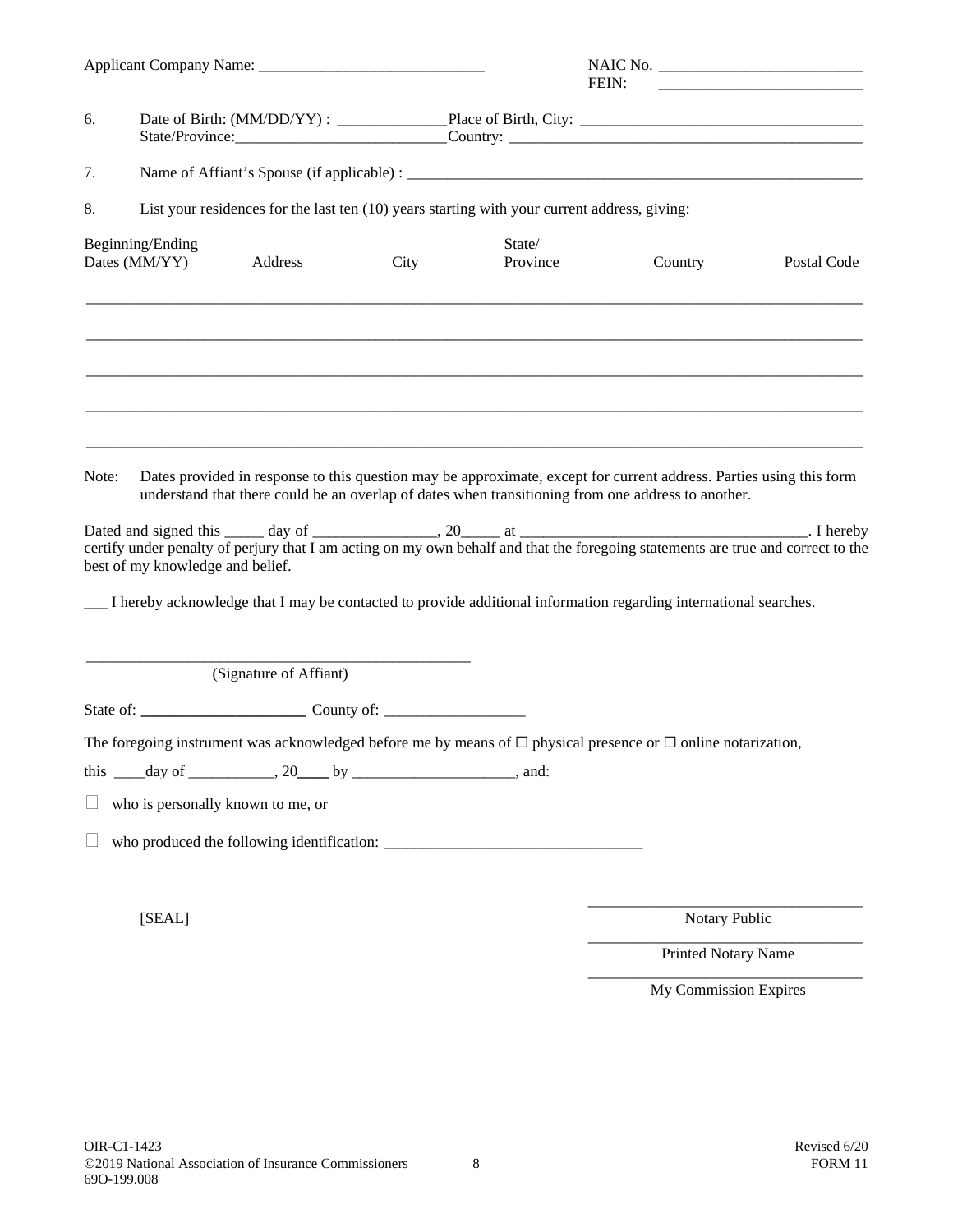Applicant Company Name: _____________________________ NAIC No. __________________________
FEIN: __________________________

6. Date of Birth: (MM/DD/YY) : ______________ Place of Birth, City: ____________________________________
State/Province:___________________________ Country: ______________________________________________

7. Name of Affiant's Spouse (if applicable) : ____________________________________________________________

8. List your residences for the last ten (10) years starting with your current address, giving:

| Beginning/Ending Dates (MM/YY) | Address | City | State/ Province | Country | Postal Code |
|---|---|---|---|---|---|
| | | | | | |
| | | | | | |
| | | | | | |
| | | | | | |
| | | | | | |

Note: Dates provided in response to this question may be approximate, except for current address. Parties using this form understand that there could be an overlap of dates when transitioning from one address to another.

Dated and signed this _____ day of ________________, 20_____ at ______________________________________. I hereby certify under penalty of perjury that I am acting on my own behalf and that the foregoing statements are true and correct to the best of my knowledge and belief.

___ I hereby acknowledge that I may be contacted to provide additional information regarding international searches.

__________________________________________________
(Signature of Affiant)

State of: _____________________ County of: __________________

The foregoing instrument was acknowledged before me by means of ☐ physical presence or ☐ online notarization,

this ____day of ___________, 20____ by _____________________, and:

☐ who is personally known to me, or

☐ who produced the following identification: _________________________________

[SEAL]

__________________________________
Notary Public

__________________________________
Printed Notary Name

__________________________________
My Commission Expires

OIR-C1-1423
©2019 National Association of Insurance Commissioners
69O-199.008

Revised 6/20
FORM 11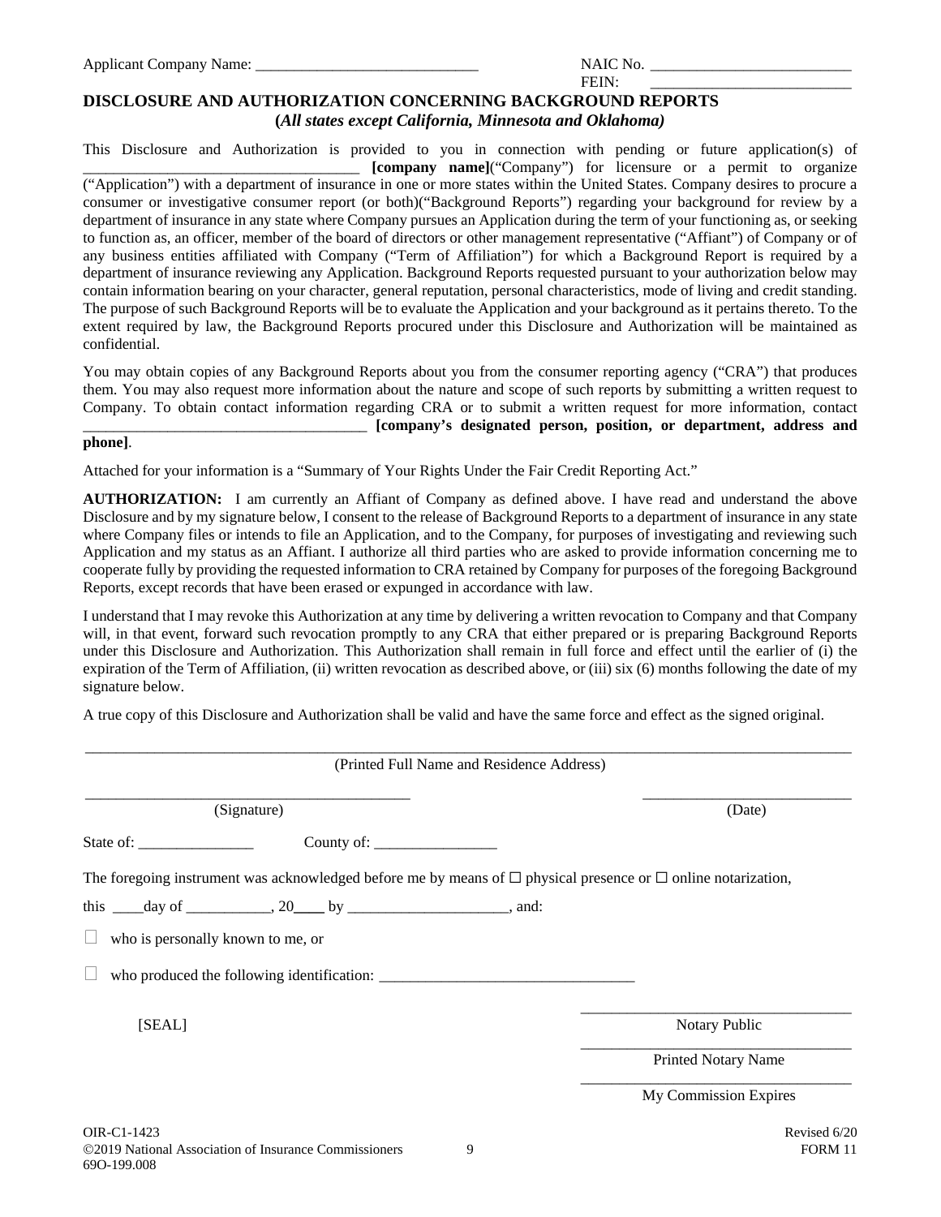Applicant Company Name: ______________________________ NAIC No. __________________________

FEIN: __________________________

## DISCLOSURE AND AUTHORIZATION CONCERNING BACKGROUND REPORTS

**(*All states except California, Minnesota and Oklahoma*)**

This Disclosure and Authorization is provided to you in connection with pending or future application(s) of ___________________________________ **[company name]**("Company") for licensure or a permit to organize ("Application") with a department of insurance in one or more states within the United States. Company desires to procure a consumer or investigative consumer report (or both)("Background Reports") regarding your background for review by a department of insurance in any state where Company pursues an Application during the term of your functioning as, or seeking to function as, an officer, member of the board of directors or other management representative ("Affiant") of Company or of any business entities affiliated with Company ("Term of Affiliation") for which a Background Report is required by a department of insurance reviewing any Application. Background Reports requested pursuant to your authorization below may contain information bearing on your character, general reputation, personal characteristics, mode of living and credit standing. The purpose of such Background Reports will be to evaluate the Application and your background as it pertains thereto. To the extent required by law, the Background Reports procured under this Disclosure and Authorization will be maintained as confidential.

You may obtain copies of any Background Reports about you from the consumer reporting agency ("CRA") that produces them. You may also request more information about the nature and scope of such reports by submitting a written request to Company. To obtain contact information regarding CRA or to submit a written request for more information, contact _____________________________________ **[company's designated person, position, or department, address and phone]**.

Attached for your information is a "Summary of Your Rights Under the Fair Credit Reporting Act."

**AUTHORIZATION:** I am currently an Affiant of Company as defined above. I have read and understand the above Disclosure and by my signature below, I consent to the release of Background Reports to a department of insurance in any state where Company files or intends to file an Application, and to the Company, for purposes of investigating and reviewing such Application and my status as an Affiant. I authorize all third parties who are asked to provide information concerning me to cooperate fully by providing the requested information to CRA retained by Company for purposes of the foregoing Background Reports, except records that have been erased or expunged in accordance with law.

I understand that I may revoke this Authorization at any time by delivering a written revocation to Company and that Company will, in that event, forward such revocation promptly to any CRA that either prepared or is preparing Background Reports under this Disclosure and Authorization. This Authorization shall remain in full force and effect until the earlier of (i) the expiration of the Term of Affiliation, (ii) written revocation as described above, or (iii) six (6) months following the date of my signature below.

A true copy of this Disclosure and Authorization shall be valid and have the same force and effect as the signed original.

_____________________________________________________________________________________

(Printed Full Name and Residence Address)

__________________________________________ ____________________________

(Signature) (Date)

State of: _______________ County of: ________________

The foregoing instrument was acknowledged before me by means of ☐ physical presence or ☐ online notarization,

this ____day of ___________, 20____ by _____________________, and:

☐ who is personally known to me, or

☐ who produced the following identification: _________________________________

[SEAL]

___________________________________

Notary Public

___________________________________

Printed Notary Name

___________________________________

My Commission Expires

OIR-C1-1423

©2019 National Association of Insurance Commissioners

69O-199.008

Revised 6/20

FORM 11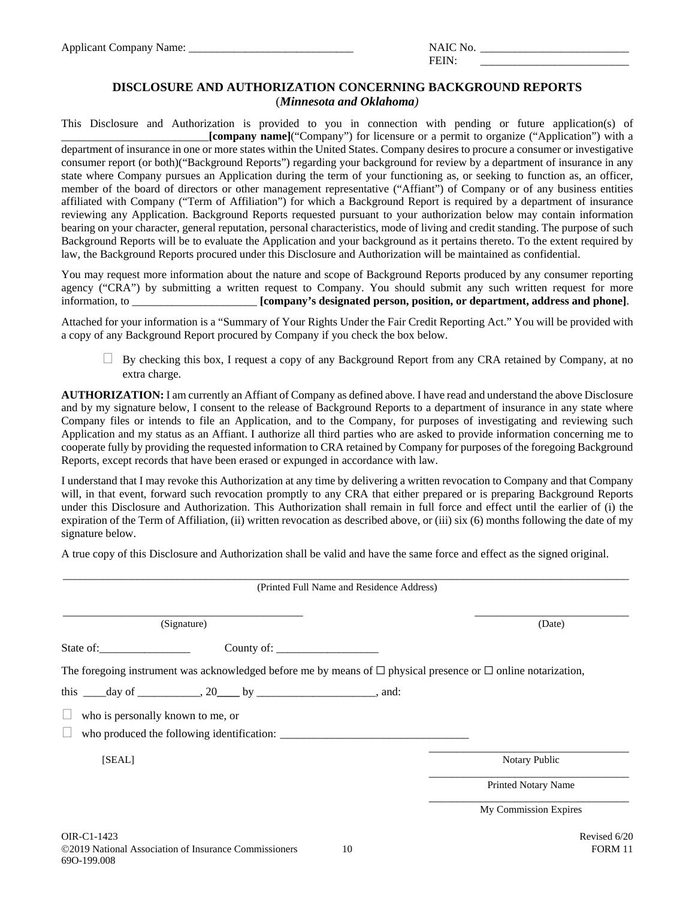Applicant Company Name: ____________________________ NAIC No. _________________________

FEIN: _________________________

## DISCLOSURE AND AUTHORIZATION CONCERNING BACKGROUND REPORTS

(***Minnesota and Oklahoma***)

This Disclosure and Authorization is provided to you in connection with pending or future application(s) of _________________________**[company name]**("Company") for licensure or a permit to organize ("Application") with a department of insurance in one or more states within the United States. Company desires to procure a consumer or investigative consumer report (or both)("Background Reports") regarding your background for review by a department of insurance in any state where Company pursues an Application during the term of your functioning as, or seeking to function as, an officer, member of the board of directors or other management representative ("Affiant") of Company or of any business entities affiliated with Company ("Term of Affiliation") for which a Background Report is required by a department of insurance reviewing any Application. Background Reports requested pursuant to your authorization below may contain information bearing on your character, general reputation, personal characteristics, mode of living and credit standing. The purpose of such Background Reports will be to evaluate the Application and your background as it pertains thereto. To the extent required by law, the Background Reports procured under this Disclosure and Authorization will be maintained as confidential.

You may request more information about the nature and scope of Background Reports produced by any consumer reporting agency ("CRA") by submitting a written request to Company. You should submit any such written request for more information, to _____________________ **[company's designated person, position, or department, address and phone]**.

Attached for your information is a "Summary of Your Rights Under the Fair Credit Reporting Act." You will be provided with a copy of any Background Report procured by Company if you check the box below.

☐ By checking this box, I request a copy of any Background Report from any CRA retained by Company, at no extra charge.

**AUTHORIZATION:** I am currently an Affiant of Company as defined above. I have read and understand the above Disclosure and by my signature below, I consent to the release of Background Reports to a department of insurance in any state where Company files or intends to file an Application, and to the Company, for purposes of investigating and reviewing such Application and my status as an Affiant. I authorize all third parties who are asked to provide information concerning me to cooperate fully by providing the requested information to CRA retained by Company for purposes of the foregoing Background Reports, except records that have been erased or expunged in accordance with law.

I understand that I may revoke this Authorization at any time by delivering a written revocation to Company and that Company will, in that event, forward such revocation promptly to any CRA that either prepared or is preparing Background Reports under this Disclosure and Authorization. This Authorization shall remain in full force and effect until the earlier of (i) the expiration of the Term of Affiliation, (ii) written revocation as described above, or (iii) six (6) months following the date of my signature below.

A true copy of this Disclosure and Authorization shall be valid and have the same force and effect as the signed original.

______________________________________________________________________________

(Printed Full Name and Residence Address)

___________________________________________ ____________________________

(Signature) (Date)

State of:________________ County of: __________________

The foregoing instrument was acknowledged before me by means of ☐ physical presence or ☐ online notarization,

this ____day of ___________, 20____ by ____________________, and:

☐ who is personally known to me, or

☐ who produced the following identification: _________________________________

[SEAL]

___________________________________

Notary Public

___________________________________

Printed Notary Name

___________________________________

My Commission Expires

OIR-C1-1423 Revised 6/20

©2019 National Association of Insurance Commissioners FORM 11

69O-199.008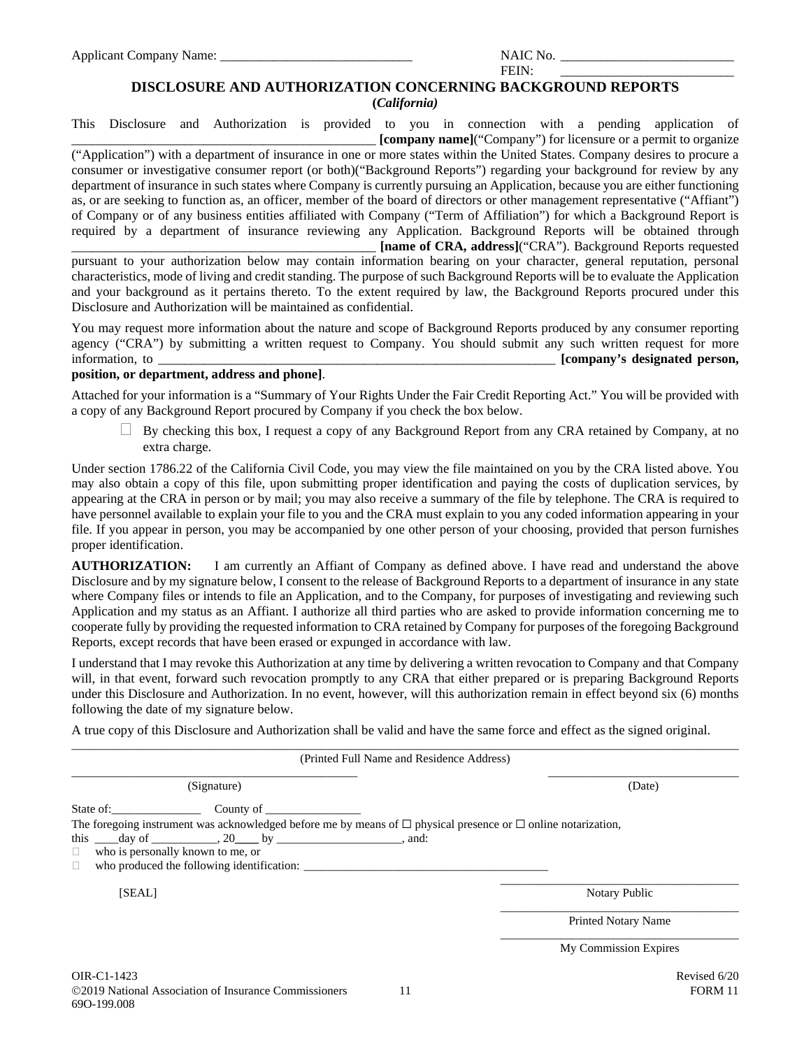Applicant Company Name: ______________________________ NAIC No. ___________________________

FEIN: ___________________________

## DISCLOSURE AND AUTHORIZATION CONCERNING BACKGROUND REPORTS
**(*California*)**

This Disclosure and Authorization is provided to you in connection with a pending application of ________________________________________________ **[company name]**(“Company”) for licensure or a permit to organize (“Application”) with a department of insurance in one or more states within the United States. Company desires to procure a consumer or investigative consumer report (or both)(“Background Reports”) regarding your background for review by any department of insurance in such states where Company is currently pursuing an Application, because you are either functioning as, or are seeking to function as, an officer, member of the board of directors or other management representative (“Affiant”) of Company or of any business entities affiliated with Company (“Term of Affiliation”) for which a Background Report is required by a department of insurance reviewing any Application. Background Reports will be obtained through ________________________________________________ **[name of CRA, address]**(“CRA”). Background Reports requested pursuant to your authorization below may contain information bearing on your character, general reputation, personal characteristics, mode of living and credit standing. The purpose of such Background Reports will be to evaluate the Application and your background as it pertains thereto. To the extent required by law, the Background Reports procured under this Disclosure and Authorization will be maintained as confidential.

You may request more information about the nature and scope of Background Reports produced by any consumer reporting agency (“CRA”) by submitting a written request to Company. You should submit any such written request for more information, to _________________________________________________________________ **[company’s designated person, position, or department, address and phone]**.

Attached for your information is a “Summary of Your Rights Under the Fair Credit Reporting Act.” You will be provided with a copy of any Background Report procured by Company if you check the box below.

- ☐ By checking this box, I request a copy of any Background Report from any CRA retained by Company, at no extra charge.

Under section 1786.22 of the California Civil Code, you may view the file maintained on you by the CRA listed above. You may also obtain a copy of this file, upon submitting proper identification and paying the costs of duplication services, by appearing at the CRA in person or by mail; you may also receive a summary of the file by telephone. The CRA is required to have personnel available to explain your file to you and the CRA must explain to you any coded information appearing in your file. If you appear in person, you may be accompanied by one other person of your choosing, provided that person furnishes proper identification.

**AUTHORIZATION:** I am currently an Affiant of Company as defined above. I have read and understand the above Disclosure and by my signature below, I consent to the release of Background Reports to a department of insurance in any state where Company files or intends to file an Application, and to the Company, for purposes of investigating and reviewing such Application and my status as an Affiant. I authorize all third parties who are asked to provide information concerning me to cooperate fully by providing the requested information to CRA retained by Company for purposes of the foregoing Background Reports, except records that have been erased or expunged in accordance with law.

I understand that I may revoke this Authorization at any time by delivering a written revocation to Company and that Company will, in that event, forward such revocation promptly to any CRA that either prepared or is preparing Background Reports under this Disclosure and Authorization. In no event, however, will this authorization remain in effect beyond six (6) months following the date of my signature below.

A true copy of this Disclosure and Authorization shall be valid and have the same force and effect as the signed original.

__________________________________________________________________________________________
(Printed Full Name and Residence Address)

________________________________________________ ________________________________
(Signature) (Date)

State of:_______________ County of ________________

The foregoing instrument was acknowledged before me by means of ☐ physical presence or ☐ online notarization, this ____day of ___________, 20____ by _____________________, and:

- ☐ who is personally known to me, or
- ☐ who produced the following identification: ________________________________________

[SEAL]

________________________________________
Notary Public

________________________________________
Printed Notary Name

________________________________________
My Commission Expires

OIR-C1-1423 Revised 6/20
©2019 National Association of Insurance Commissioners FORM 11
69O-199.008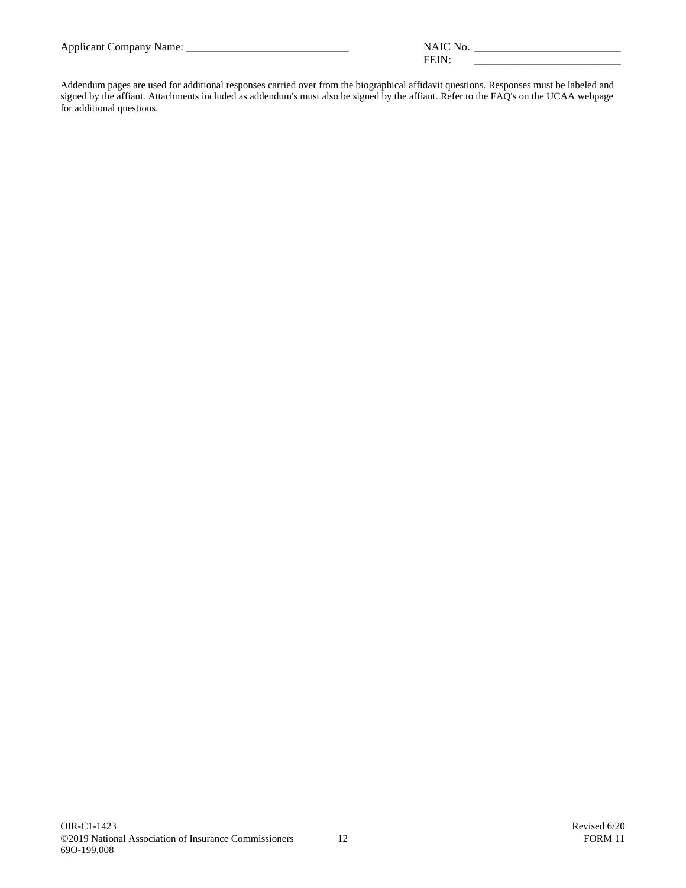Applicant Company Name: ______________________________ NAIC No. __________________________

FEIN: __________________________

Addendum pages are used for additional responses carried over from the biographical affidavit questions. Responses must be labeled and signed by the affiant. Attachments included as addendum's must also be signed by the affiant. Refer to the FAQ's on the UCAA webpage for additional questions.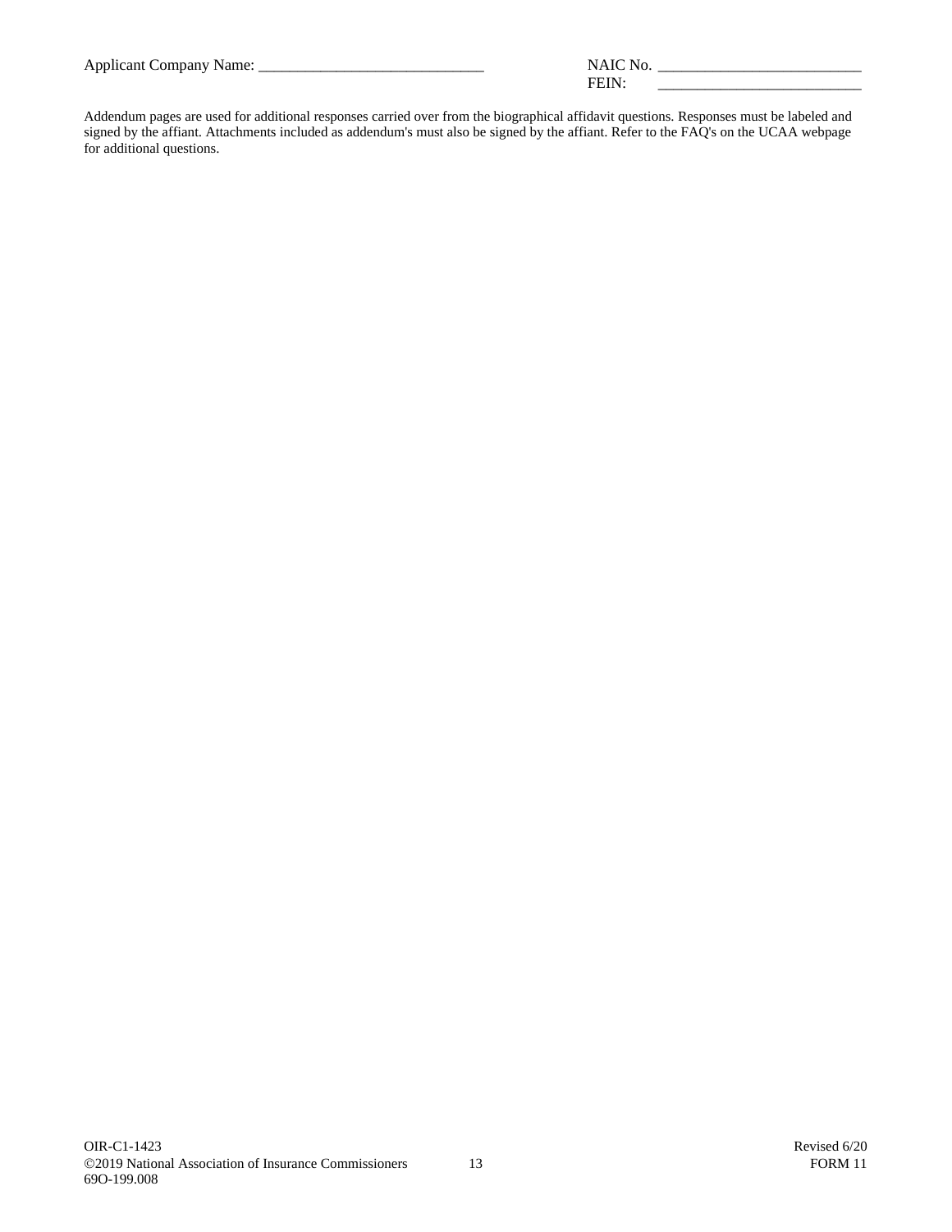Applicant Company Name: ______________________________ NAIC No. ___________________________
FEIN: ___________________________

Addendum pages are used for additional responses carried over from the biographical affidavit questions. Responses must be labeled and signed by the affiant. Attachments included as addendum's must also be signed by the affiant. Refer to the FAQ's on the UCAA webpage for additional questions.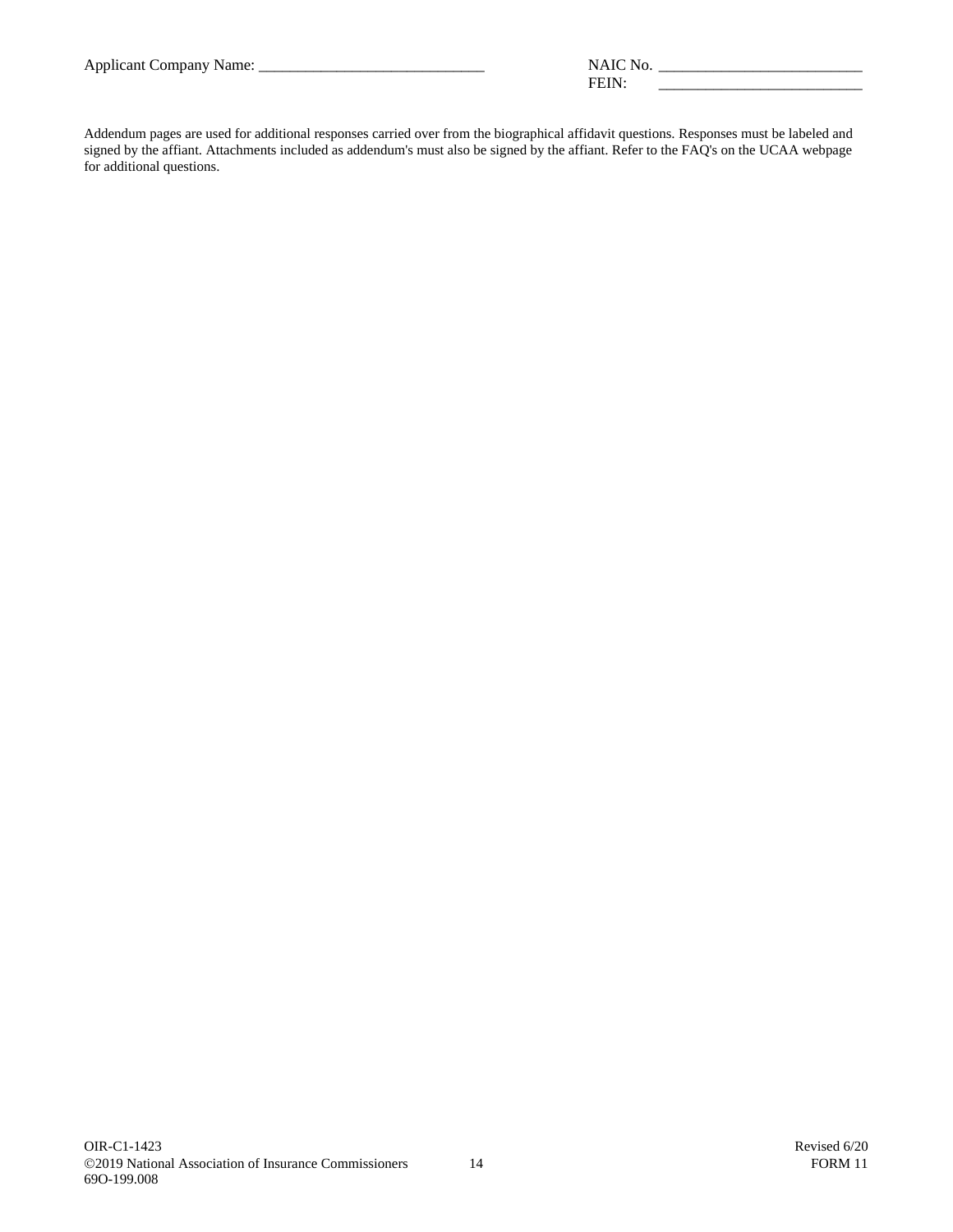Applicant Company Name: _____________________________ NAIC No. __________________________
FEIN: __________________________

Addendum pages are used for additional responses carried over from the biographical affidavit questions. Responses must be labeled and signed by the affiant. Attachments included as addendum's must also be signed by the affiant. Refer to the FAQ's on the UCAA webpage for additional questions.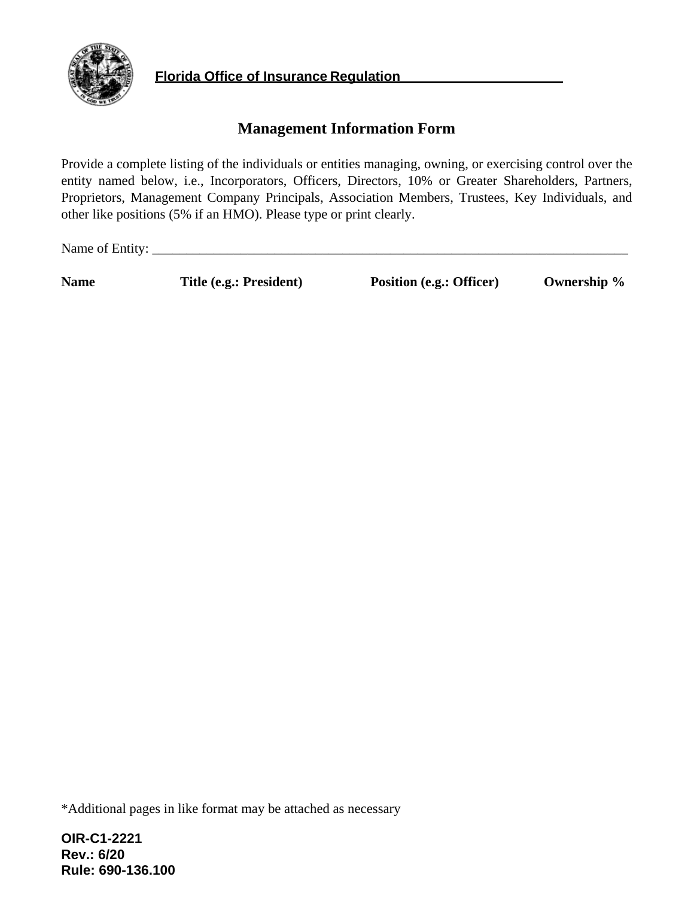**Florida Office of Insurance Regulation**

# Management Information Form

Provide a complete listing of the individuals or entities managing, owning, or exercising control over the entity named below, i.e., Incorporators, Officers, Directors, 10% or Greater Shareholders, Partners, Proprietors, Management Company Principals, Association Members, Trustees, Key Individuals, and other like positions (5% if an HMO). Please type or print clearly.

Name of Entity: ___________________________________________________________________________

| Name | Title (e.g.: President) | Position (e.g.: Officer) | Ownership % |
|---|---|---|---|

*Additional pages in like format may be attached as necessary

**OIR-C1-2221**
**Rev.: 6/20**
**Rule: 690-136.100**